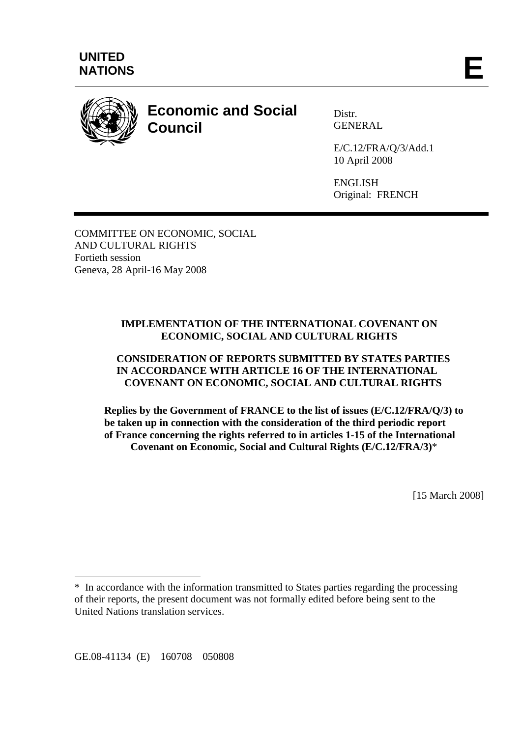**UNITED NATIONS**

**E**

# Economic and Social Council

Distr.
GENERAL

E/C.12/FRA/Q/3/Add.1
10 April 2008

ENGLISH
Original: FRENCH

COMMITTEE ON ECONOMIC, SOCIAL
AND CULTURAL RIGHTS
Fortieth session
Geneva, 28 April-16 May 2008

**IMPLEMENTATION OF THE INTERNATIONAL COVENANT ON ECONOMIC, SOCIAL AND CULTURAL RIGHTS**

**CONSIDERATION OF REPORTS SUBMITTED BY STATES PARTIES IN ACCORDANCE WITH ARTICLE 16 OF THE INTERNATIONAL COVENANT ON ECONOMIC, SOCIAL AND CULTURAL RIGHTS**

**Replies by the Government of FRANCE to the list of issues (E/C.12/FRA/Q/3) to be taken up in connection with the consideration of the third periodic report of France concerning the rights referred to in articles 1-15 of the International Covenant on Economic, Social and Cultural Rights (E/C.12/FRA/3)***

[15 March 2008]

---

* In accordance with the information transmitted to States parties regarding the processing of their reports, the present document was not formally edited before being sent to the United Nations translation services.

GE.08-41134 (E) 160708 050808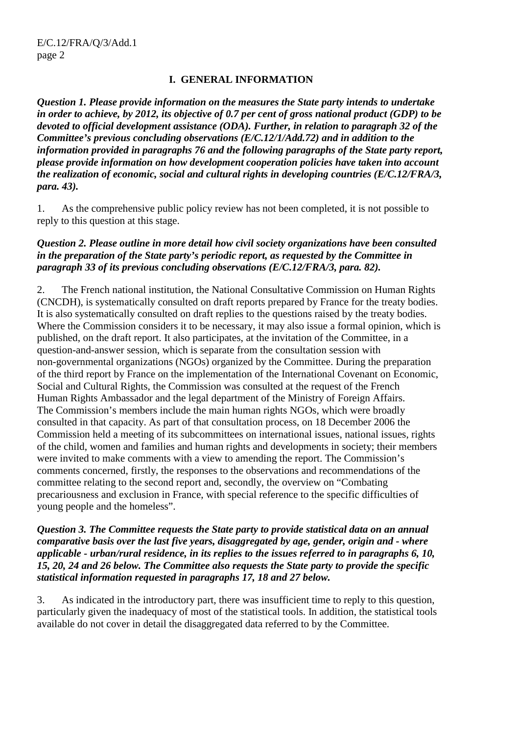## I. GENERAL INFORMATION

***Question 1. Please provide information on the measures the State party intends to undertake in order to achieve, by 2012, its objective of 0.7 per cent of gross national product (GDP) to be devoted to official development assistance (ODA). Further, in relation to paragraph 32 of the Committee's previous concluding observations (E/C.12/1/Add.72) and in addition to the information provided in paragraphs 76 and the following paragraphs of the State party report, please provide information on how development cooperation policies have taken into account the realization of economic, social and cultural rights in developing countries (E/C.12/FRA/3, para. 43).***

1. As the comprehensive public policy review has not been completed, it is not possible to reply to this question at this stage.

***Question 2. Please outline in more detail how civil society organizations have been consulted in the preparation of the State party's periodic report, as requested by the Committee in paragraph 33 of its previous concluding observations (E/C.12/FRA/3, para. 82).***

2. The French national institution, the National Consultative Commission on Human Rights (CNCDH), is systematically consulted on draft reports prepared by France for the treaty bodies. It is also systematically consulted on draft replies to the questions raised by the treaty bodies. Where the Commission considers it to be necessary, it may also issue a formal opinion, which is published, on the draft report. It also participates, at the invitation of the Committee, in a question-and-answer session, which is separate from the consultation session with non-governmental organizations (NGOs) organized by the Committee. During the preparation of the third report by France on the implementation of the International Covenant on Economic, Social and Cultural Rights, the Commission was consulted at the request of the French Human Rights Ambassador and the legal department of the Ministry of Foreign Affairs. The Commission's members include the main human rights NGOs, which were broadly consulted in that capacity. As part of that consultation process, on 18 December 2006 the Commission held a meeting of its subcommittees on international issues, national issues, rights of the child, women and families and human rights and developments in society; their members were invited to make comments with a view to amending the report. The Commission's comments concerned, firstly, the responses to the observations and recommendations of the committee relating to the second report and, secondly, the overview on "Combating precariousness and exclusion in France, with special reference to the specific difficulties of young people and the homeless".

***Question 3. The Committee requests the State party to provide statistical data on an annual comparative basis over the last five years, disaggregated by age, gender, origin and - where applicable - urban/rural residence, in its replies to the issues referred to in paragraphs 6, 10, 15, 20, 24 and 26 below. The Committee also requests the State party to provide the specific statistical information requested in paragraphs 17, 18 and 27 below.***

3. As indicated in the introductory part, there was insufficient time to reply to this question, particularly given the inadequacy of most of the statistical tools. In addition, the statistical tools available do not cover in detail the disaggregated data referred to by the Committee.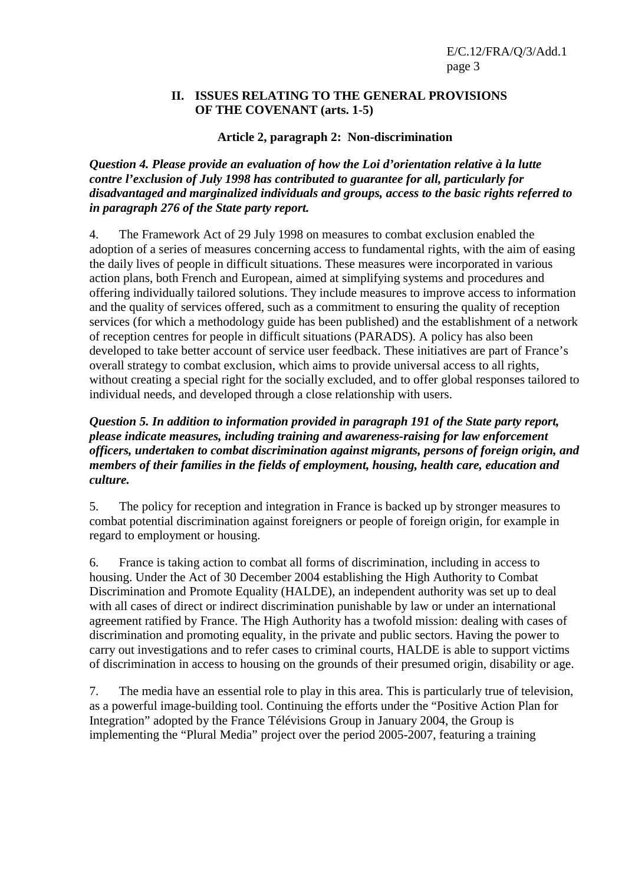## II. ISSUES RELATING TO THE GENERAL PROVISIONS OF THE COVENANT (arts. 1-5)

### Article 2, paragraph 2: Non-discrimination

***Question 4. Please provide an evaluation of how the Loi d'orientation relative à la lutte contre l'exclusion of July 1998 has contributed to guarantee for all, particularly for disadvantaged and marginalized individuals and groups, access to the basic rights referred to in paragraph 276 of the State party report.***

4. The Framework Act of 29 July 1998 on measures to combat exclusion enabled the adoption of a series of measures concerning access to fundamental rights, with the aim of easing the daily lives of people in difficult situations. These measures were incorporated in various action plans, both French and European, aimed at simplifying systems and procedures and offering individually tailored solutions. They include measures to improve access to information and the quality of services offered, such as a commitment to ensuring the quality of reception services (for which a methodology guide has been published) and the establishment of a network of reception centres for people in difficult situations (PARADS). A policy has also been developed to take better account of service user feedback. These initiatives are part of France's overall strategy to combat exclusion, which aims to provide universal access to all rights, without creating a special right for the socially excluded, and to offer global responses tailored to individual needs, and developed through a close relationship with users.

***Question 5. In addition to information provided in paragraph 191 of the State party report, please indicate measures, including training and awareness-raising for law enforcement officers, undertaken to combat discrimination against migrants, persons of foreign origin, and members of their families in the fields of employment, housing, health care, education and culture.***

5. The policy for reception and integration in France is backed up by stronger measures to combat potential discrimination against foreigners or people of foreign origin, for example in regard to employment or housing.

6. France is taking action to combat all forms of discrimination, including in access to housing. Under the Act of 30 December 2004 establishing the High Authority to Combat Discrimination and Promote Equality (HALDE), an independent authority was set up to deal with all cases of direct or indirect discrimination punishable by law or under an international agreement ratified by France. The High Authority has a twofold mission: dealing with cases of discrimination and promoting equality, in the private and public sectors. Having the power to carry out investigations and to refer cases to criminal courts, HALDE is able to support victims of discrimination in access to housing on the grounds of their presumed origin, disability or age.

7. The media have an essential role to play in this area. This is particularly true of television, as a powerful image-building tool. Continuing the efforts under the "Positive Action Plan for Integration" adopted by the France Télévisions Group in January 2004, the Group is implementing the "Plural Media" project over the period 2005-2007, featuring a training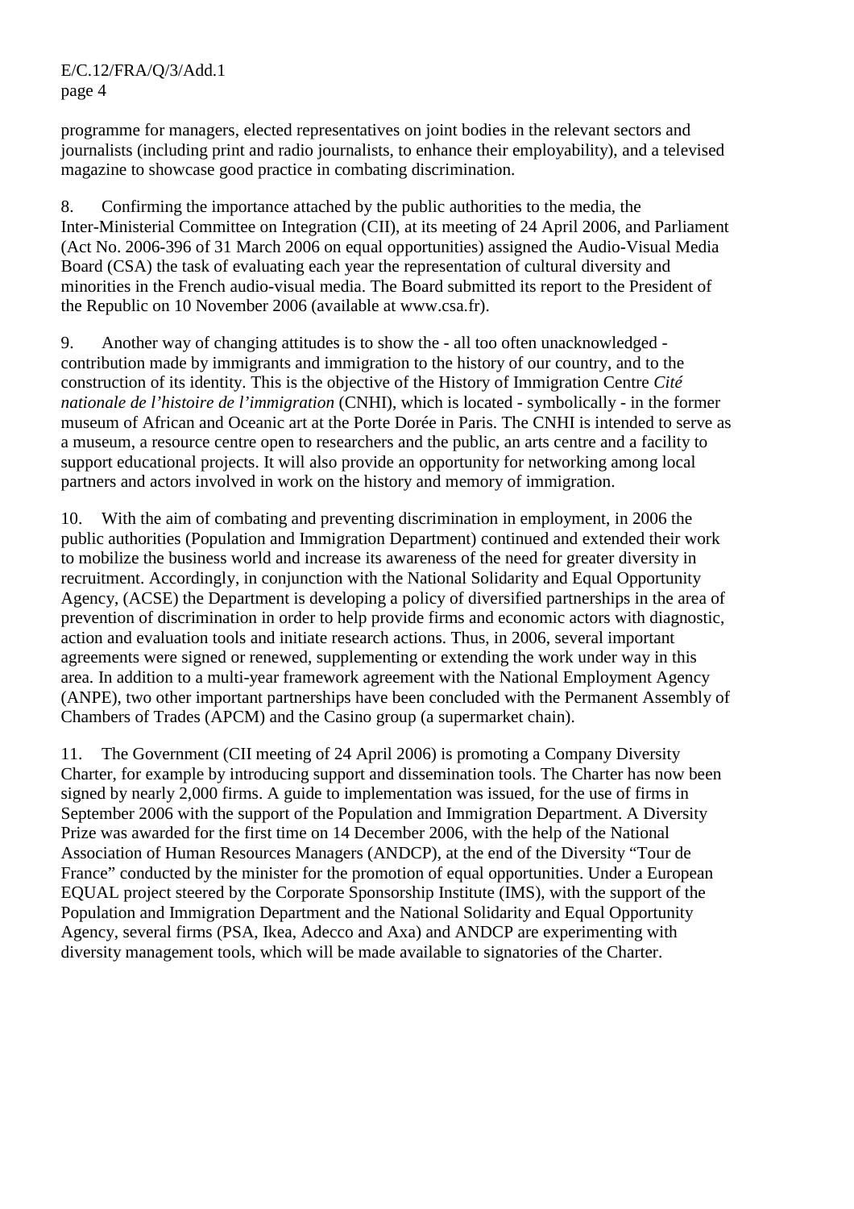programme for managers, elected representatives on joint bodies in the relevant sectors and journalists (including print and radio journalists, to enhance their employability), and a televised magazine to showcase good practice in combating discrimination.

8. Confirming the importance attached by the public authorities to the media, the Inter-Ministerial Committee on Integration (CII), at its meeting of 24 April 2006, and Parliament (Act No. 2006-396 of 31 March 2006 on equal opportunities) assigned the Audio-Visual Media Board (CSA) the task of evaluating each year the representation of cultural diversity and minorities in the French audio-visual media. The Board submitted its report to the President of the Republic on 10 November 2006 (available at www.csa.fr).

9. Another way of changing attitudes is to show the - all too often unacknowledged - contribution made by immigrants and immigration to the history of our country, and to the construction of its identity. This is the objective of the History of Immigration Centre *Cité nationale de l'histoire de l'immigration* (CNHI), which is located - symbolically - in the former museum of African and Oceanic art at the Porte Dorée in Paris. The CNHI is intended to serve as a museum, a resource centre open to researchers and the public, an arts centre and a facility to support educational projects. It will also provide an opportunity for networking among local partners and actors involved in work on the history and memory of immigration.

10. With the aim of combating and preventing discrimination in employment, in 2006 the public authorities (Population and Immigration Department) continued and extended their work to mobilize the business world and increase its awareness of the need for greater diversity in recruitment. Accordingly, in conjunction with the National Solidarity and Equal Opportunity Agency, (ACSE) the Department is developing a policy of diversified partnerships in the area of prevention of discrimination in order to help provide firms and economic actors with diagnostic, action and evaluation tools and initiate research actions. Thus, in 2006, several important agreements were signed or renewed, supplementing or extending the work under way in this area. In addition to a multi-year framework agreement with the National Employment Agency (ANPE), two other important partnerships have been concluded with the Permanent Assembly of Chambers of Trades (APCM) and the Casino group (a supermarket chain).

11. The Government (CII meeting of 24 April 2006) is promoting a Company Diversity Charter, for example by introducing support and dissemination tools. The Charter has now been signed by nearly 2,000 firms. A guide to implementation was issued, for the use of firms in September 2006 with the support of the Population and Immigration Department. A Diversity Prize was awarded for the first time on 14 December 2006, with the help of the National Association of Human Resources Managers (ANDCP), at the end of the Diversity "Tour de France" conducted by the minister for the promotion of equal opportunities. Under a European EQUAL project steered by the Corporate Sponsorship Institute (IMS), with the support of the Population and Immigration Department and the National Solidarity and Equal Opportunity Agency, several firms (PSA, Ikea, Adecco and Axa) and ANDCP are experimenting with diversity management tools, which will be made available to signatories of the Charter.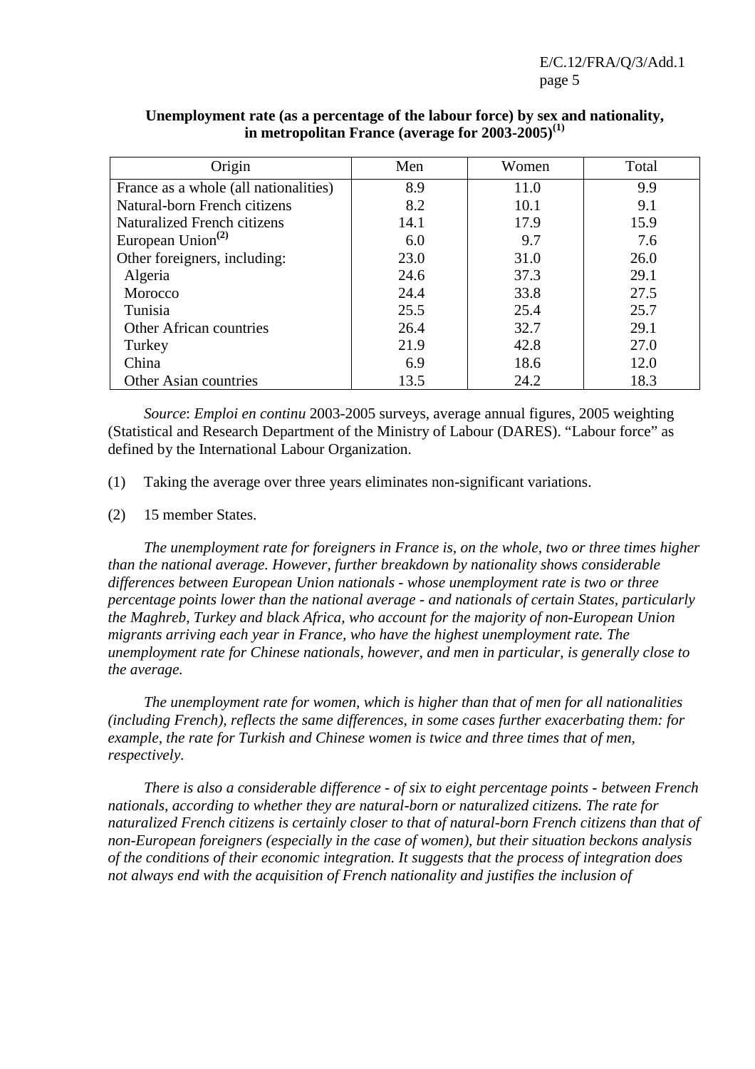**Unemployment rate (as a percentage of the labour force) by sex and nationality, in metropolitan France (average for 2003-2005)[(1)]**

| Origin | Men | Women | Total |
|---|---|---|---|
| France as a whole (all nationalities) | 8.9 | 11.0 | 9.9 |
| Natural-born French citizens | 8.2 | 10.1 | 9.1 |
| Naturalized French citizens | 14.1 | 17.9 | 15.9 |
| European Union[(2)] | 6.0 | 9.7 | 7.6 |
| Other foreigners, including: | 23.0 | 31.0 | 26.0 |
| Algeria | 24.6 | 37.3 | 29.1 |
| Morocco | 24.4 | 33.8 | 27.5 |
| Tunisia | 25.5 | 25.4 | 25.7 |
| Other African countries | 26.4 | 32.7 | 29.1 |
| Turkey | 21.9 | 42.8 | 27.0 |
| China | 6.9 | 18.6 | 12.0 |
| Other Asian countries | 13.5 | 24.2 | 18.3 |

*Source*: *Emploi en continu* 2003-2005 surveys, average annual figures, 2005 weighting (Statistical and Research Department of the Ministry of Labour (DARES). "Labour force" as defined by the International Labour Organization.

(1) Taking the average over three years eliminates non-significant variations.

(2) 15 member States.

*The unemployment rate for foreigners in France is, on the whole, two or three times higher than the national average. However, further breakdown by nationality shows considerable differences between European Union nationals - whose unemployment rate is two or three percentage points lower than the national average - and nationals of certain States, particularly the Maghreb, Turkey and black Africa, who account for the majority of non-European Union migrants arriving each year in France, who have the highest unemployment rate. The unemployment rate for Chinese nationals, however, and men in particular, is generally close to the average.*

*The unemployment rate for women, which is higher than that of men for all nationalities (including French), reflects the same differences, in some cases further exacerbating them: for example, the rate for Turkish and Chinese women is twice and three times that of men, respectively.*

*There is also a considerable difference - of six to eight percentage points - between French nationals, according to whether they are natural-born or naturalized citizens. The rate for naturalized French citizens is certainly closer to that of natural-born French citizens than that of non-European foreigners (especially in the case of women), but their situation beckons analysis of the conditions of their economic integration. It suggests that the process of integration does not always end with the acquisition of French nationality and justifies the inclusion of*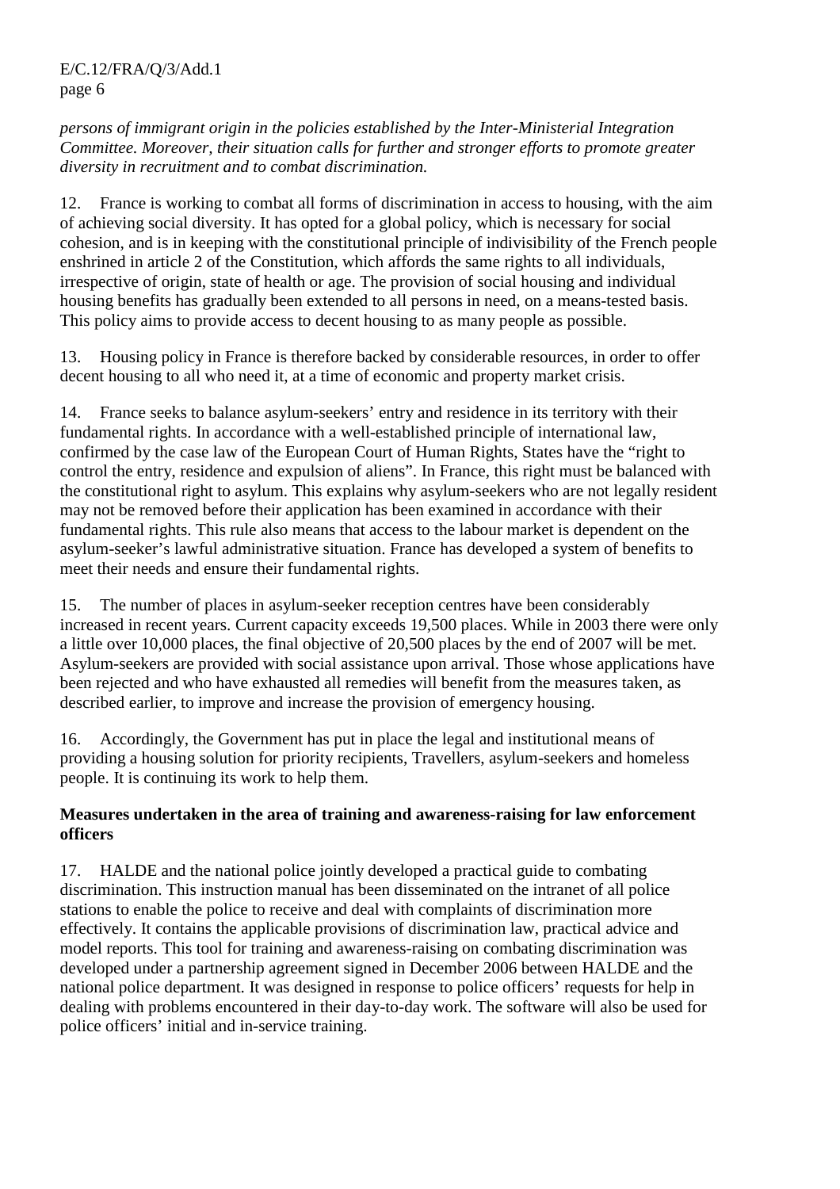*persons of immigrant origin in the policies established by the Inter-Ministerial Integration Committee. Moreover, their situation calls for further and stronger efforts to promote greater diversity in recruitment and to combat discrimination.*

12. France is working to combat all forms of discrimination in access to housing, with the aim of achieving social diversity. It has opted for a global policy, which is necessary for social cohesion, and is in keeping with the constitutional principle of indivisibility of the French people enshrined in article 2 of the Constitution, which affords the same rights to all individuals, irrespective of origin, state of health or age. The provision of social housing and individual housing benefits has gradually been extended to all persons in need, on a means-tested basis. This policy aims to provide access to decent housing to as many people as possible.

13. Housing policy in France is therefore backed by considerable resources, in order to offer decent housing to all who need it, at a time of economic and property market crisis.

14. France seeks to balance asylum-seekers' entry and residence in its territory with their fundamental rights. In accordance with a well-established principle of international law, confirmed by the case law of the European Court of Human Rights, States have the "right to control the entry, residence and expulsion of aliens". In France, this right must be balanced with the constitutional right to asylum. This explains why asylum-seekers who are not legally resident may not be removed before their application has been examined in accordance with their fundamental rights. This rule also means that access to the labour market is dependent on the asylum-seeker's lawful administrative situation. France has developed a system of benefits to meet their needs and ensure their fundamental rights.

15. The number of places in asylum-seeker reception centres have been considerably increased in recent years. Current capacity exceeds 19,500 places. While in 2003 there were only a little over 10,000 places, the final objective of 20,500 places by the end of 2007 will be met. Asylum-seekers are provided with social assistance upon arrival. Those whose applications have been rejected and who have exhausted all remedies will benefit from the measures taken, as described earlier, to improve and increase the provision of emergency housing.

16. Accordingly, the Government has put in place the legal and institutional means of providing a housing solution for priority recipients, Travellers, asylum-seekers and homeless people. It is continuing its work to help them.

**Measures undertaken in the area of training and awareness-raising for law enforcement officers**

17. HALDE and the national police jointly developed a practical guide to combating discrimination. This instruction manual has been disseminated on the intranet of all police stations to enable the police to receive and deal with complaints of discrimination more effectively. It contains the applicable provisions of discrimination law, practical advice and model reports. This tool for training and awareness-raising on combating discrimination was developed under a partnership agreement signed in December 2006 between HALDE and the national police department. It was designed in response to police officers' requests for help in dealing with problems encountered in their day-to-day work. The software will also be used for police officers' initial and in-service training.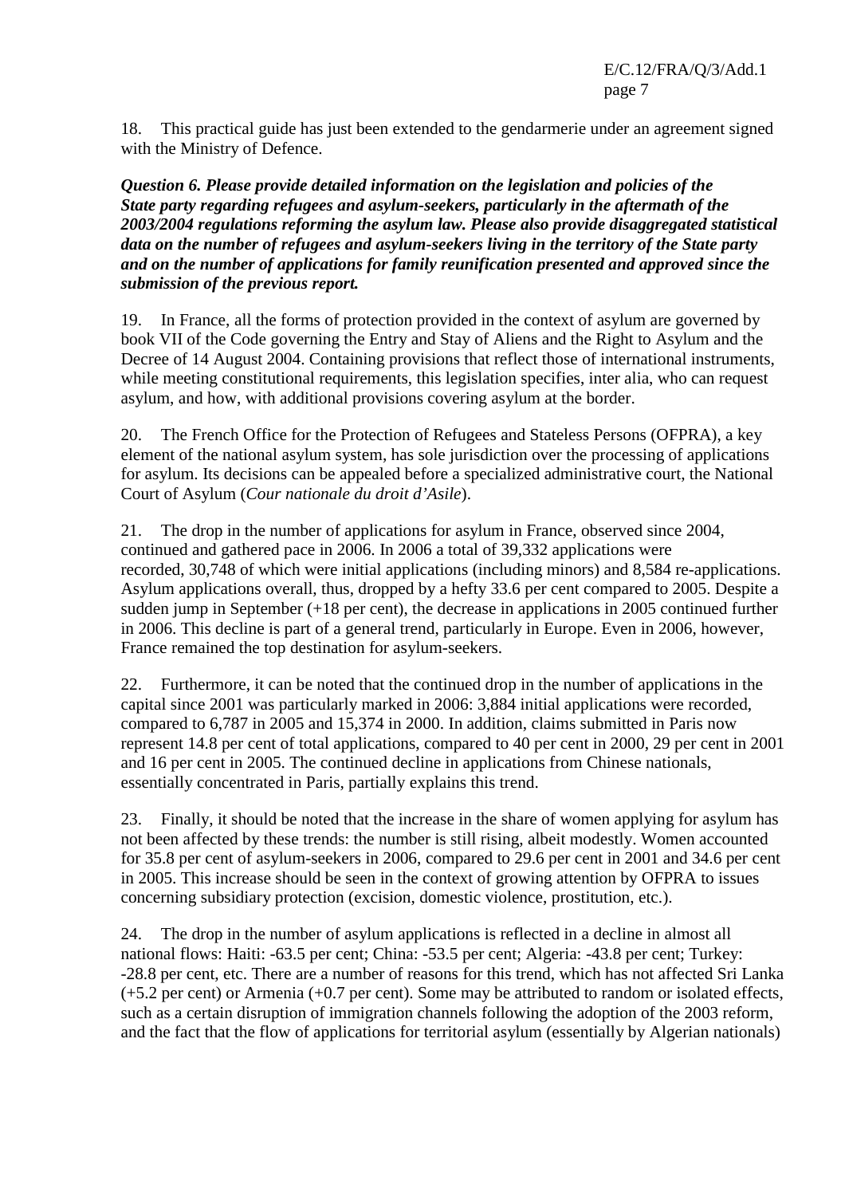18. This practical guide has just been extended to the gendarmerie under an agreement signed with the Ministry of Defence.

***Question 6. Please provide detailed information on the legislation and policies of the State party regarding refugees and asylum-seekers, particularly in the aftermath of the 2003/2004 regulations reforming the asylum law. Please also provide disaggregated statistical data on the number of refugees and asylum-seekers living in the territory of the State party and on the number of applications for family reunification presented and approved since the submission of the previous report.***

19. In France, all the forms of protection provided in the context of asylum are governed by book VII of the Code governing the Entry and Stay of Aliens and the Right to Asylum and the Decree of 14 August 2004. Containing provisions that reflect those of international instruments, while meeting constitutional requirements, this legislation specifies, inter alia, who can request asylum, and how, with additional provisions covering asylum at the border.

20. The French Office for the Protection of Refugees and Stateless Persons (OFPRA), a key element of the national asylum system, has sole jurisdiction over the processing of applications for asylum. Its decisions can be appealed before a specialized administrative court, the National Court of Asylum (*Cour nationale du droit d'Asile*).

21. The drop in the number of applications for asylum in France, observed since 2004, continued and gathered pace in 2006. In 2006 a total of 39,332 applications were recorded, 30,748 of which were initial applications (including minors) and 8,584 re-applications. Asylum applications overall, thus, dropped by a hefty 33.6 per cent compared to 2005. Despite a sudden jump in September (+18 per cent), the decrease in applications in 2005 continued further in 2006. This decline is part of a general trend, particularly in Europe. Even in 2006, however, France remained the top destination for asylum-seekers.

22. Furthermore, it can be noted that the continued drop in the number of applications in the capital since 2001 was particularly marked in 2006: 3,884 initial applications were recorded, compared to 6,787 in 2005 and 15,374 in 2000. In addition, claims submitted in Paris now represent 14.8 per cent of total applications, compared to 40 per cent in 2000, 29 per cent in 2001 and 16 per cent in 2005. The continued decline in applications from Chinese nationals, essentially concentrated in Paris, partially explains this trend.

23. Finally, it should be noted that the increase in the share of women applying for asylum has not been affected by these trends: the number is still rising, albeit modestly. Women accounted for 35.8 per cent of asylum-seekers in 2006, compared to 29.6 per cent in 2001 and 34.6 per cent in 2005. This increase should be seen in the context of growing attention by OFPRA to issues concerning subsidiary protection (excision, domestic violence, prostitution, etc.).

24. The drop in the number of asylum applications is reflected in a decline in almost all national flows: Haiti: -63.5 per cent; China: -53.5 per cent; Algeria: -43.8 per cent; Turkey: -28.8 per cent, etc. There are a number of reasons for this trend, which has not affected Sri Lanka (+5.2 per cent) or Armenia (+0.7 per cent). Some may be attributed to random or isolated effects, such as a certain disruption of immigration channels following the adoption of the 2003 reform, and the fact that the flow of applications for territorial asylum (essentially by Algerian nationals)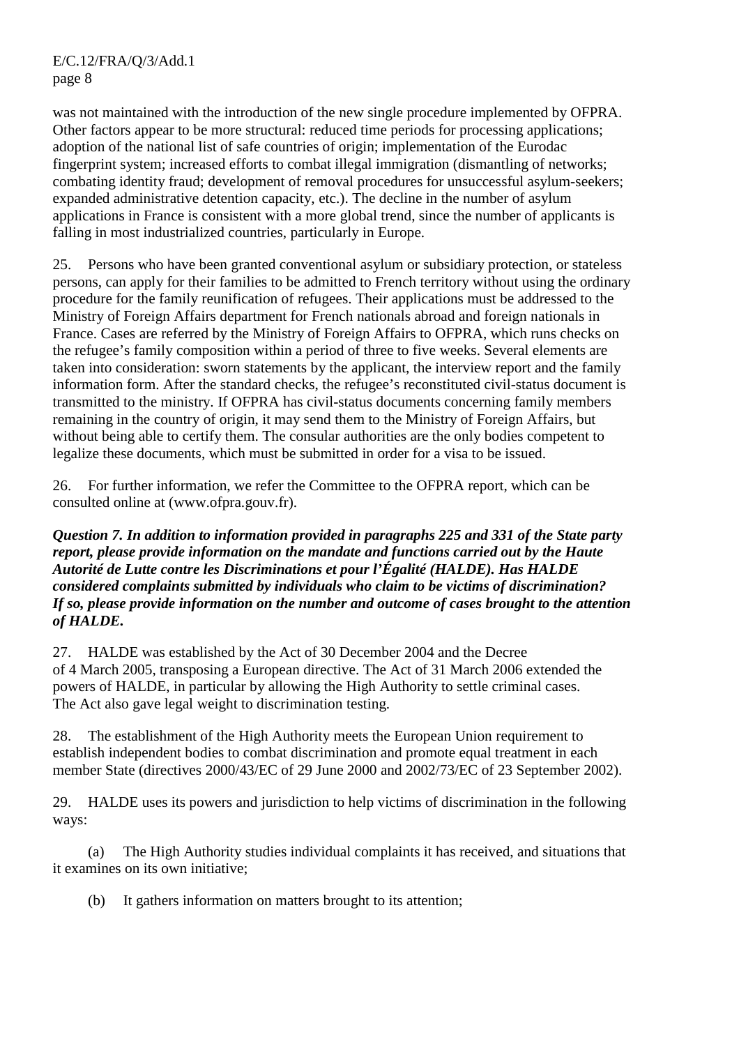was not maintained with the introduction of the new single procedure implemented by OFPRA. Other factors appear to be more structural: reduced time periods for processing applications; adoption of the national list of safe countries of origin; implementation of the Eurodac fingerprint system; increased efforts to combat illegal immigration (dismantling of networks; combating identity fraud; development of removal procedures for unsuccessful asylum-seekers; expanded administrative detention capacity, etc.). The decline in the number of asylum applications in France is consistent with a more global trend, since the number of applicants is falling in most industrialized countries, particularly in Europe.

25. Persons who have been granted conventional asylum or subsidiary protection, or stateless persons, can apply for their families to be admitted to French territory without using the ordinary procedure for the family reunification of refugees. Their applications must be addressed to the Ministry of Foreign Affairs department for French nationals abroad and foreign nationals in France. Cases are referred by the Ministry of Foreign Affairs to OFPRA, which runs checks on the refugee's family composition within a period of three to five weeks. Several elements are taken into consideration: sworn statements by the applicant, the interview report and the family information form. After the standard checks, the refugee's reconstituted civil-status document is transmitted to the ministry. If OFPRA has civil-status documents concerning family members remaining in the country of origin, it may send them to the Ministry of Foreign Affairs, but without being able to certify them. The consular authorities are the only bodies competent to legalize these documents, which must be submitted in order for a visa to be issued.

26. For further information, we refer the Committee to the OFPRA report, which can be consulted online at (www.ofpra.gouv.fr).

***Question 7. In addition to information provided in paragraphs 225 and 331 of the State party report, please provide information on the mandate and functions carried out by the Haute Autorité de Lutte contre les Discriminations et pour l'Égalité (HALDE). Has HALDE considered complaints submitted by individuals who claim to be victims of discrimination? If so, please provide information on the number and outcome of cases brought to the attention of HALDE.***

27. HALDE was established by the Act of 30 December 2004 and the Decree of 4 March 2005, transposing a European directive. The Act of 31 March 2006 extended the powers of HALDE, in particular by allowing the High Authority to settle criminal cases. The Act also gave legal weight to discrimination testing.

28. The establishment of the High Authority meets the European Union requirement to establish independent bodies to combat discrimination and promote equal treatment in each member State (directives 2000/43/EC of 29 June 2000 and 2002/73/EC of 23 September 2002).

29. HALDE uses its powers and jurisdiction to help victims of discrimination in the following ways:

(a) The High Authority studies individual complaints it has received, and situations that it examines on its own initiative;

(b) It gathers information on matters brought to its attention;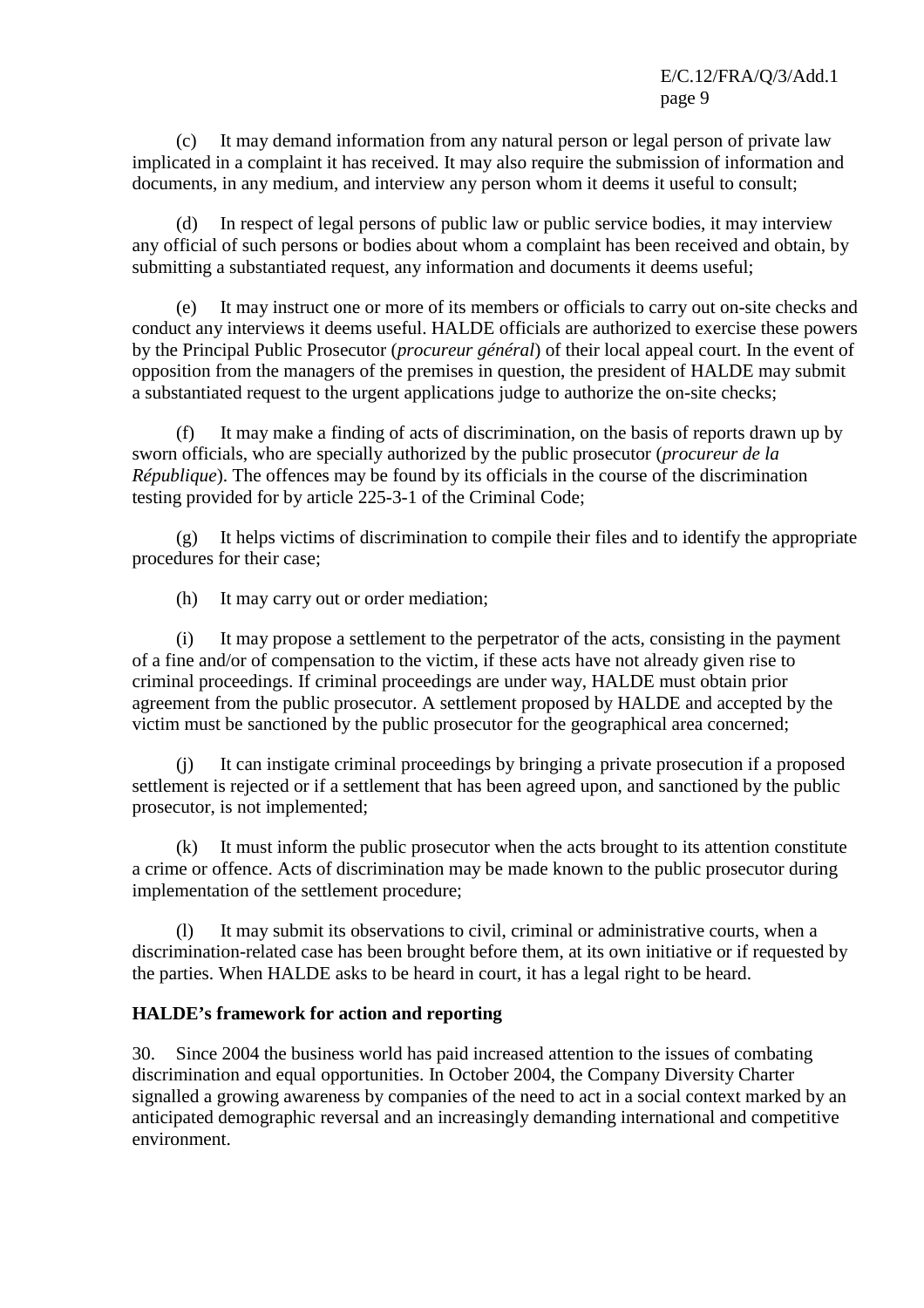(c) It may demand information from any natural person or legal person of private law implicated in a complaint it has received. It may also require the submission of information and documents, in any medium, and interview any person whom it deems it useful to consult;

(d) In respect of legal persons of public law or public service bodies, it may interview any official of such persons or bodies about whom a complaint has been received and obtain, by submitting a substantiated request, any information and documents it deems useful;

(e) It may instruct one or more of its members or officials to carry out on-site checks and conduct any interviews it deems useful. HALDE officials are authorized to exercise these powers by the Principal Public Prosecutor (*procureur général*) of their local appeal court. In the event of opposition from the managers of the premises in question, the president of HALDE may submit a substantiated request to the urgent applications judge to authorize the on-site checks;

(f) It may make a finding of acts of discrimination, on the basis of reports drawn up by sworn officials, who are specially authorized by the public prosecutor (*procureur de la République*). The offences may be found by its officials in the course of the discrimination testing provided for by article 225-3-1 of the Criminal Code;

(g) It helps victims of discrimination to compile their files and to identify the appropriate procedures for their case;

(h) It may carry out or order mediation;

(i) It may propose a settlement to the perpetrator of the acts, consisting in the payment of a fine and/or of compensation to the victim, if these acts have not already given rise to criminal proceedings. If criminal proceedings are under way, HALDE must obtain prior agreement from the public prosecutor. A settlement proposed by HALDE and accepted by the victim must be sanctioned by the public prosecutor for the geographical area concerned;

(j) It can instigate criminal proceedings by bringing a private prosecution if a proposed settlement is rejected or if a settlement that has been agreed upon, and sanctioned by the public prosecutor, is not implemented;

(k) It must inform the public prosecutor when the acts brought to its attention constitute a crime or offence. Acts of discrimination may be made known to the public prosecutor during implementation of the settlement procedure;

(l) It may submit its observations to civil, criminal or administrative courts, when a discrimination-related case has been brought before them, at its own initiative or if requested by the parties. When HALDE asks to be heard in court, it has a legal right to be heard.

**HALDE's framework for action and reporting**

30. Since 2004 the business world has paid increased attention to the issues of combating discrimination and equal opportunities. In October 2004, the Company Diversity Charter signalled a growing awareness by companies of the need to act in a social context marked by an anticipated demographic reversal and an increasingly demanding international and competitive environment.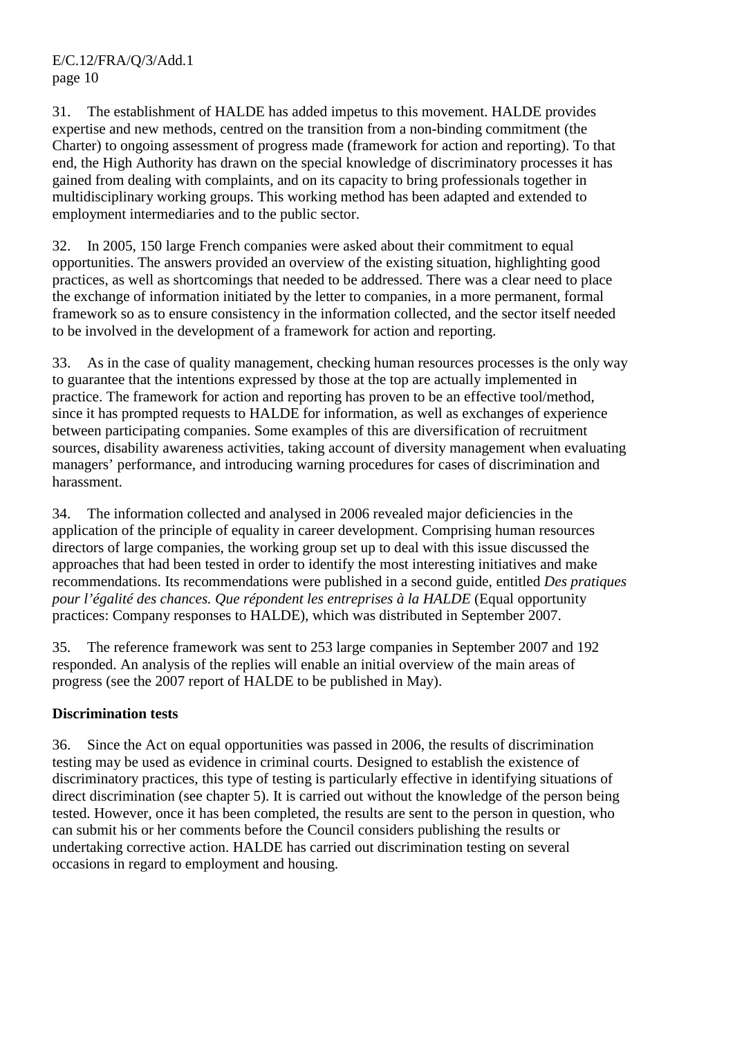31. The establishment of HALDE has added impetus to this movement. HALDE provides expertise and new methods, centred on the transition from a non-binding commitment (the Charter) to ongoing assessment of progress made (framework for action and reporting). To that end, the High Authority has drawn on the special knowledge of discriminatory processes it has gained from dealing with complaints, and on its capacity to bring professionals together in multidisciplinary working groups. This working method has been adapted and extended to employment intermediaries and to the public sector.

32. In 2005, 150 large French companies were asked about their commitment to equal opportunities. The answers provided an overview of the existing situation, highlighting good practices, as well as shortcomings that needed to be addressed. There was a clear need to place the exchange of information initiated by the letter to companies, in a more permanent, formal framework so as to ensure consistency in the information collected, and the sector itself needed to be involved in the development of a framework for action and reporting.

33. As in the case of quality management, checking human resources processes is the only way to guarantee that the intentions expressed by those at the top are actually implemented in practice. The framework for action and reporting has proven to be an effective tool/method, since it has prompted requests to HALDE for information, as well as exchanges of experience between participating companies. Some examples of this are diversification of recruitment sources, disability awareness activities, taking account of diversity management when evaluating managers' performance, and introducing warning procedures for cases of discrimination and harassment.

34. The information collected and analysed in 2006 revealed major deficiencies in the application of the principle of equality in career development. Comprising human resources directors of large companies, the working group set up to deal with this issue discussed the approaches that had been tested in order to identify the most interesting initiatives and make recommendations. Its recommendations were published in a second guide, entitled *Des pratiques pour l'égalité des chances. Que répondent les entreprises à la HALDE* (Equal opportunity practices: Company responses to HALDE), which was distributed in September 2007.

35. The reference framework was sent to 253 large companies in September 2007 and 192 responded. An analysis of the replies will enable an initial overview of the main areas of progress (see the 2007 report of HALDE to be published in May).

**Discrimination tests**

36. Since the Act on equal opportunities was passed in 2006, the results of discrimination testing may be used as evidence in criminal courts. Designed to establish the existence of discriminatory practices, this type of testing is particularly effective in identifying situations of direct discrimination (see chapter 5). It is carried out without the knowledge of the person being tested. However, once it has been completed, the results are sent to the person in question, who can submit his or her comments before the Council considers publishing the results or undertaking corrective action. HALDE has carried out discrimination testing on several occasions in regard to employment and housing.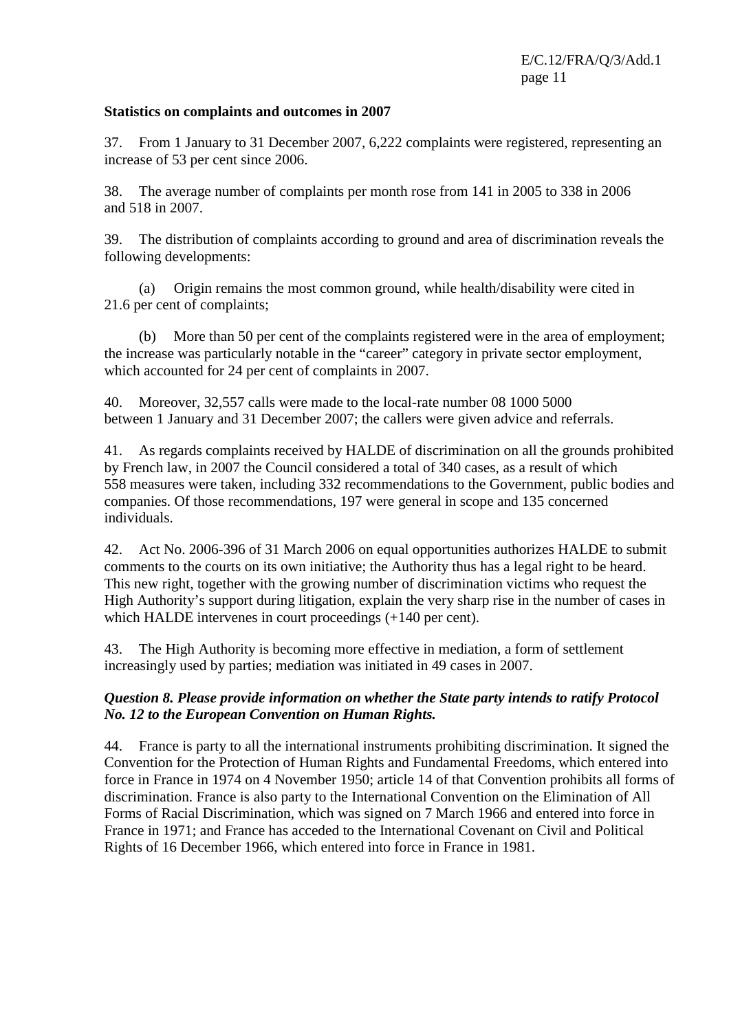**Statistics on complaints and outcomes in 2007**

37. From 1 January to 31 December 2007, 6,222 complaints were registered, representing an increase of 53 per cent since 2006.

38. The average number of complaints per month rose from 141 in 2005 to 338 in 2006 and 518 in 2007.

39. The distribution of complaints according to ground and area of discrimination reveals the following developments:

(a) Origin remains the most common ground, while health/disability were cited in 21.6 per cent of complaints;

(b) More than 50 per cent of the complaints registered were in the area of employment; the increase was particularly notable in the "career" category in private sector employment, which accounted for 24 per cent of complaints in 2007.

40. Moreover, 32,557 calls were made to the local-rate number 08 1000 5000 between 1 January and 31 December 2007; the callers were given advice and referrals.

41. As regards complaints received by HALDE of discrimination on all the grounds prohibited by French law, in 2007 the Council considered a total of 340 cases, as a result of which 558 measures were taken, including 332 recommendations to the Government, public bodies and companies. Of those recommendations, 197 were general in scope and 135 concerned individuals.

42. Act No. 2006-396 of 31 March 2006 on equal opportunities authorizes HALDE to submit comments to the courts on its own initiative; the Authority thus has a legal right to be heard. This new right, together with the growing number of discrimination victims who request the High Authority's support during litigation, explain the very sharp rise in the number of cases in which HALDE intervenes in court proceedings (+140 per cent).

43. The High Authority is becoming more effective in mediation, a form of settlement increasingly used by parties; mediation was initiated in 49 cases in 2007.

***Question 8. Please provide information on whether the State party intends to ratify Protocol No. 12 to the European Convention on Human Rights.***

44. France is party to all the international instruments prohibiting discrimination. It signed the Convention for the Protection of Human Rights and Fundamental Freedoms, which entered into force in France in 1974 on 4 November 1950; article 14 of that Convention prohibits all forms of discrimination. France is also party to the International Convention on the Elimination of All Forms of Racial Discrimination, which was signed on 7 March 1966 and entered into force in France in 1971; and France has acceded to the International Covenant on Civil and Political Rights of 16 December 1966, which entered into force in France in 1981.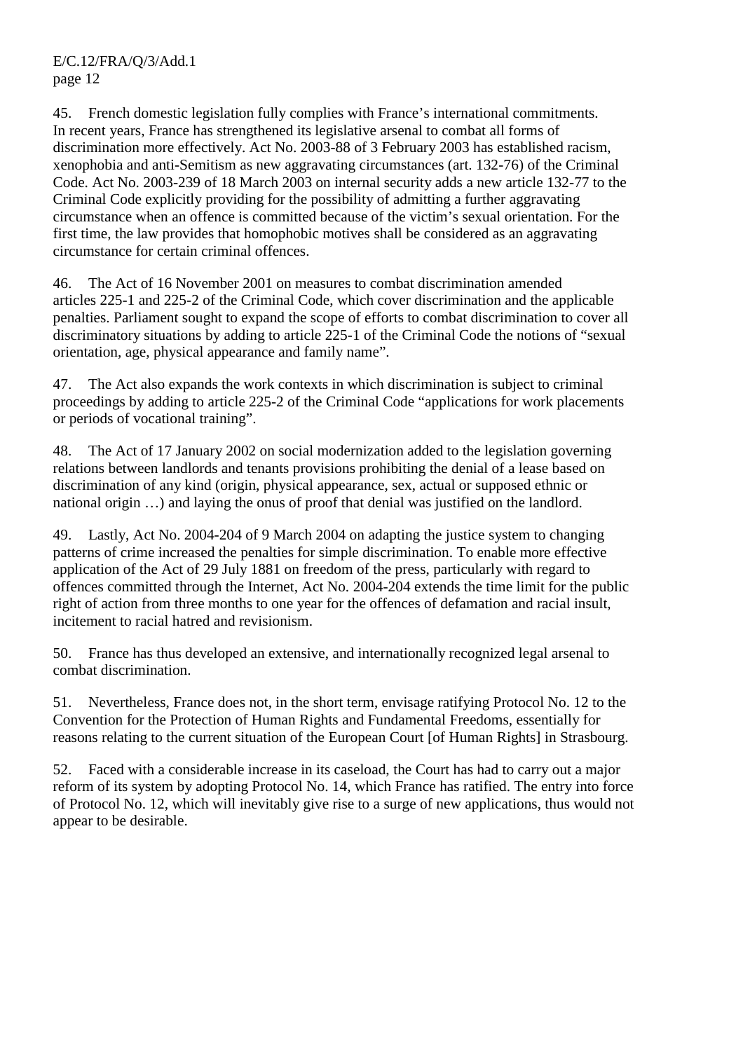45. French domestic legislation fully complies with France's international commitments. In recent years, France has strengthened its legislative arsenal to combat all forms of discrimination more effectively. Act No. 2003-88 of 3 February 2003 has established racism, xenophobia and anti-Semitism as new aggravating circumstances (art. 132-76) of the Criminal Code. Act No. 2003-239 of 18 March 2003 on internal security adds a new article 132-77 to the Criminal Code explicitly providing for the possibility of admitting a further aggravating circumstance when an offence is committed because of the victim's sexual orientation. For the first time, the law provides that homophobic motives shall be considered as an aggravating circumstance for certain criminal offences.

46. The Act of 16 November 2001 on measures to combat discrimination amended articles 225-1 and 225-2 of the Criminal Code, which cover discrimination and the applicable penalties. Parliament sought to expand the scope of efforts to combat discrimination to cover all discriminatory situations by adding to article 225-1 of the Criminal Code the notions of "sexual orientation, age, physical appearance and family name".

47. The Act also expands the work contexts in which discrimination is subject to criminal proceedings by adding to article 225-2 of the Criminal Code "applications for work placements or periods of vocational training".

48. The Act of 17 January 2002 on social modernization added to the legislation governing relations between landlords and tenants provisions prohibiting the denial of a lease based on discrimination of any kind (origin, physical appearance, sex, actual or supposed ethnic or national origin …) and laying the onus of proof that denial was justified on the landlord.

49. Lastly, Act No. 2004-204 of 9 March 2004 on adapting the justice system to changing patterns of crime increased the penalties for simple discrimination. To enable more effective application of the Act of 29 July 1881 on freedom of the press, particularly with regard to offences committed through the Internet, Act No. 2004-204 extends the time limit for the public right of action from three months to one year for the offences of defamation and racial insult, incitement to racial hatred and revisionism.

50. France has thus developed an extensive, and internationally recognized legal arsenal to combat discrimination.

51. Nevertheless, France does not, in the short term, envisage ratifying Protocol No. 12 to the Convention for the Protection of Human Rights and Fundamental Freedoms, essentially for reasons relating to the current situation of the European Court [of Human Rights] in Strasbourg.

52. Faced with a considerable increase in its caseload, the Court has had to carry out a major reform of its system by adopting Protocol No. 14, which France has ratified. The entry into force of Protocol No. 12, which will inevitably give rise to a surge of new applications, thus would not appear to be desirable.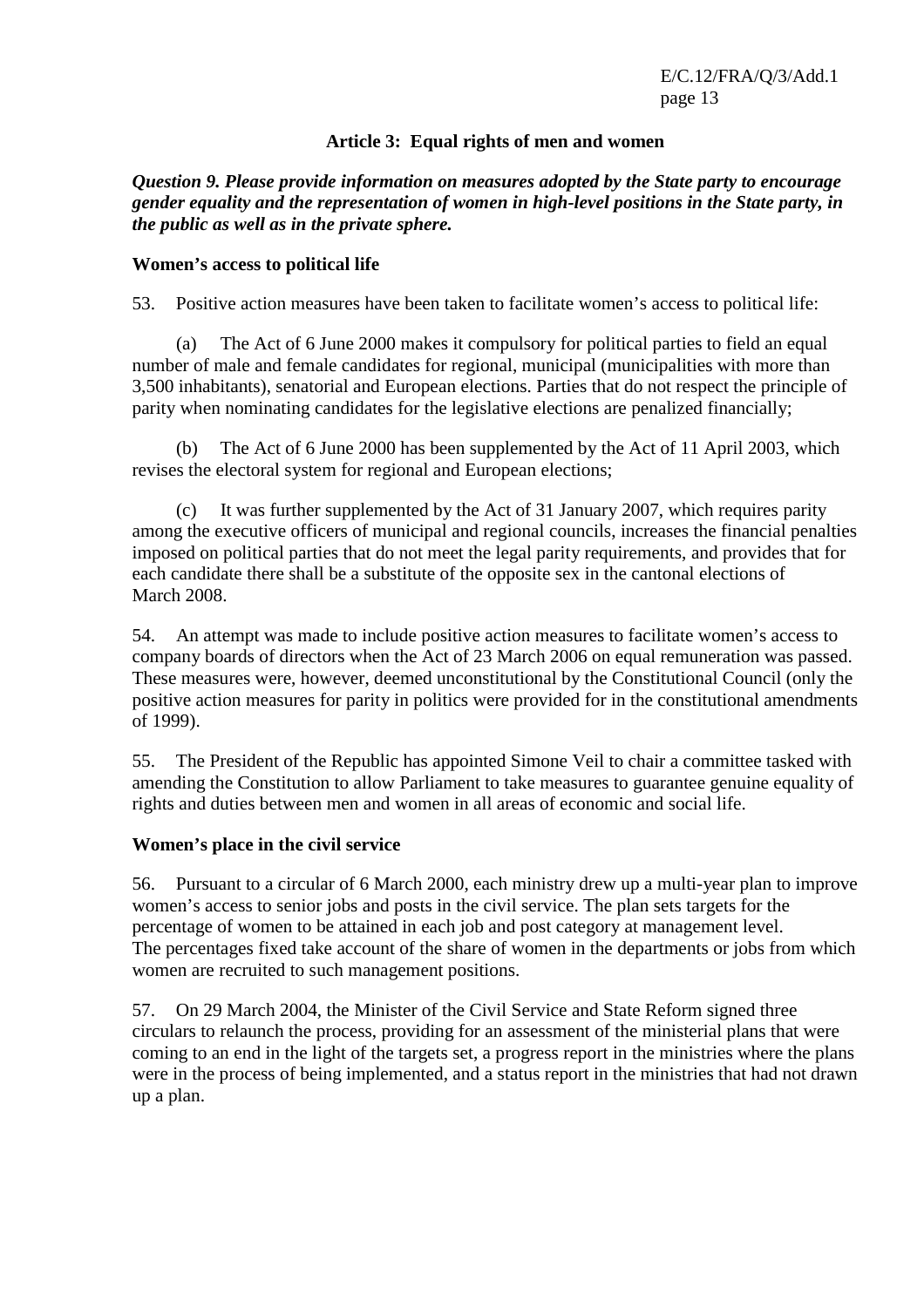## Article 3: Equal rights of men and women

***Question 9. Please provide information on measures adopted by the State party to encourage gender equality and the representation of women in high-level positions in the State party, in the public as well as in the private sphere.***

**Women's access to political life**

53. Positive action measures have been taken to facilitate women's access to political life:

(a) The Act of 6 June 2000 makes it compulsory for political parties to field an equal number of male and female candidates for regional, municipal (municipalities with more than 3,500 inhabitants), senatorial and European elections. Parties that do not respect the principle of parity when nominating candidates for the legislative elections are penalized financially;

(b) The Act of 6 June 2000 has been supplemented by the Act of 11 April 2003, which revises the electoral system for regional and European elections;

(c) It was further supplemented by the Act of 31 January 2007, which requires parity among the executive officers of municipal and regional councils, increases the financial penalties imposed on political parties that do not meet the legal parity requirements, and provides that for each candidate there shall be a substitute of the opposite sex in the cantonal elections of March 2008.

54. An attempt was made to include positive action measures to facilitate women's access to company boards of directors when the Act of 23 March 2006 on equal remuneration was passed. These measures were, however, deemed unconstitutional by the Constitutional Council (only the positive action measures for parity in politics were provided for in the constitutional amendments of 1999).

55. The President of the Republic has appointed Simone Veil to chair a committee tasked with amending the Constitution to allow Parliament to take measures to guarantee genuine equality of rights and duties between men and women in all areas of economic and social life.

**Women's place in the civil service**

56. Pursuant to a circular of 6 March 2000, each ministry drew up a multi-year plan to improve women's access to senior jobs and posts in the civil service. The plan sets targets for the percentage of women to be attained in each job and post category at management level. The percentages fixed take account of the share of women in the departments or jobs from which women are recruited to such management positions.

57. On 29 March 2004, the Minister of the Civil Service and State Reform signed three circulars to relaunch the process, providing for an assessment of the ministerial plans that were coming to an end in the light of the targets set, a progress report in the ministries where the plans were in the process of being implemented, and a status report in the ministries that had not drawn up a plan.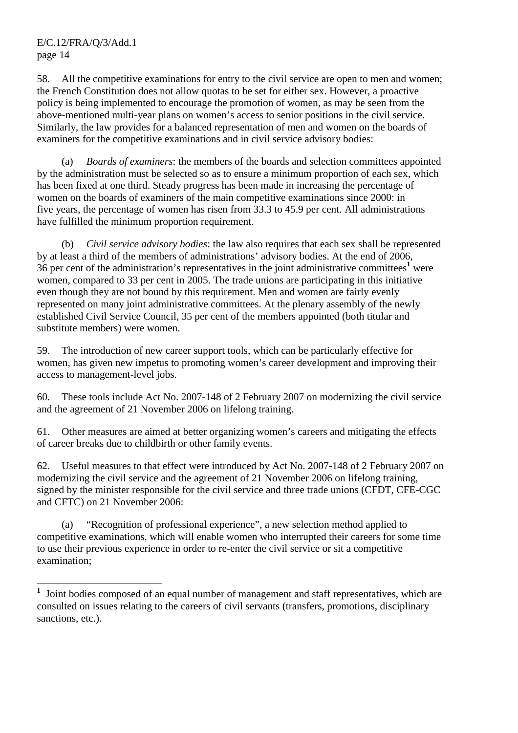58. All the competitive examinations for entry to the civil service are open to men and women; the French Constitution does not allow quotas to be set for either sex. However, a proactive policy is being implemented to encourage the promotion of women, as may be seen from the above-mentioned multi-year plans on women's access to senior positions in the civil service. Similarly, the law provides for a balanced representation of men and women on the boards of examiners for the competitive examinations and in civil service advisory bodies:

(a) *Boards of examiners*: the members of the boards and selection committees appointed by the administration must be selected so as to ensure a minimum proportion of each sex, which has been fixed at one third. Steady progress has been made in increasing the percentage of women on the boards of examiners of the main competitive examinations since 2000: in five years, the percentage of women has risen from 33.3 to 45.9 per cent. All administrations have fulfilled the minimum proportion requirement.

(b) *Civil service advisory bodies*: the law also requires that each sex shall be represented by at least a third of the members of administrations' advisory bodies. At the end of 2006, 36 per cent of the administration's representatives in the joint administrative committees[1] were women, compared to 33 per cent in 2005. The trade unions are participating in this initiative even though they are not bound by this requirement. Men and women are fairly evenly represented on many joint administrative committees. At the plenary assembly of the newly established Civil Service Council, 35 per cent of the members appointed (both titular and substitute members) were women.

59. The introduction of new career support tools, which can be particularly effective for women, has given new impetus to promoting women's career development and improving their access to management-level jobs.

60. These tools include Act No. 2007-148 of 2 February 2007 on modernizing the civil service and the agreement of 21 November 2006 on lifelong training.

61. Other measures are aimed at better organizing women's careers and mitigating the effects of career breaks due to childbirth or other family events.

62. Useful measures to that effect were introduced by Act No. 2007-148 of 2 February 2007 on modernizing the civil service and the agreement of 21 November 2006 on lifelong training, signed by the minister responsible for the civil service and three trade unions (CFDT, CFE-CGC and CFTC) on 21 November 2006:

(a) "Recognition of professional experience", a new selection method applied to competitive examinations, which will enable women who interrupted their careers for some time to use their previous experience in order to re-enter the civil service or sit a competitive examination;

---

[1] Joint bodies composed of an equal number of management and staff representatives, which are consulted on issues relating to the careers of civil servants (transfers, promotions, disciplinary sanctions, etc.).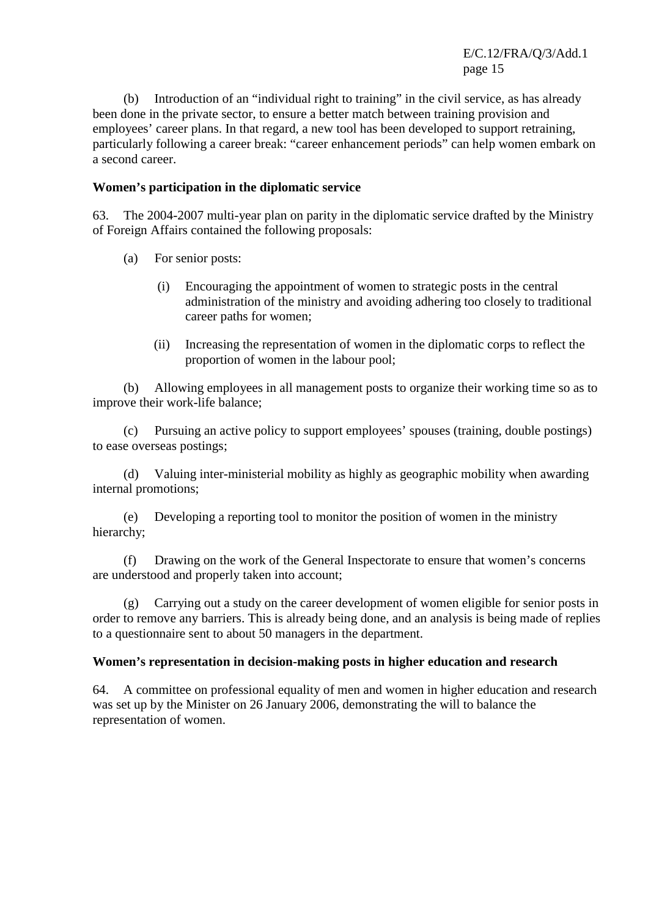(b) Introduction of an “individual right to training” in the civil service, as has already been done in the private sector, to ensure a better match between training provision and employees’ career plans. In that regard, a new tool has been developed to support retraining, particularly following a career break: “career enhancement periods” can help women embark on a second career.

**Women’s participation in the diplomatic service**

63. The 2004-2007 multi-year plan on parity in the diplomatic service drafted by the Ministry of Foreign Affairs contained the following proposals:

(a) For senior posts:

(i) Encouraging the appointment of women to strategic posts in the central administration of the ministry and avoiding adhering too closely to traditional career paths for women;

(ii) Increasing the representation of women in the diplomatic corps to reflect the proportion of women in the labour pool;

(b) Allowing employees in all management posts to organize their working time so as to improve their work-life balance;

(c) Pursuing an active policy to support employees’ spouses (training, double postings) to ease overseas postings;

(d) Valuing inter-ministerial mobility as highly as geographic mobility when awarding internal promotions;

(e) Developing a reporting tool to monitor the position of women in the ministry hierarchy;

(f) Drawing on the work of the General Inspectorate to ensure that women’s concerns are understood and properly taken into account;

(g) Carrying out a study on the career development of women eligible for senior posts in order to remove any barriers. This is already being done, and an analysis is being made of replies to a questionnaire sent to about 50 managers in the department.

**Women’s representation in decision-making posts in higher education and research**

64. A committee on professional equality of men and women in higher education and research was set up by the Minister on 26 January 2006, demonstrating the will to balance the representation of women.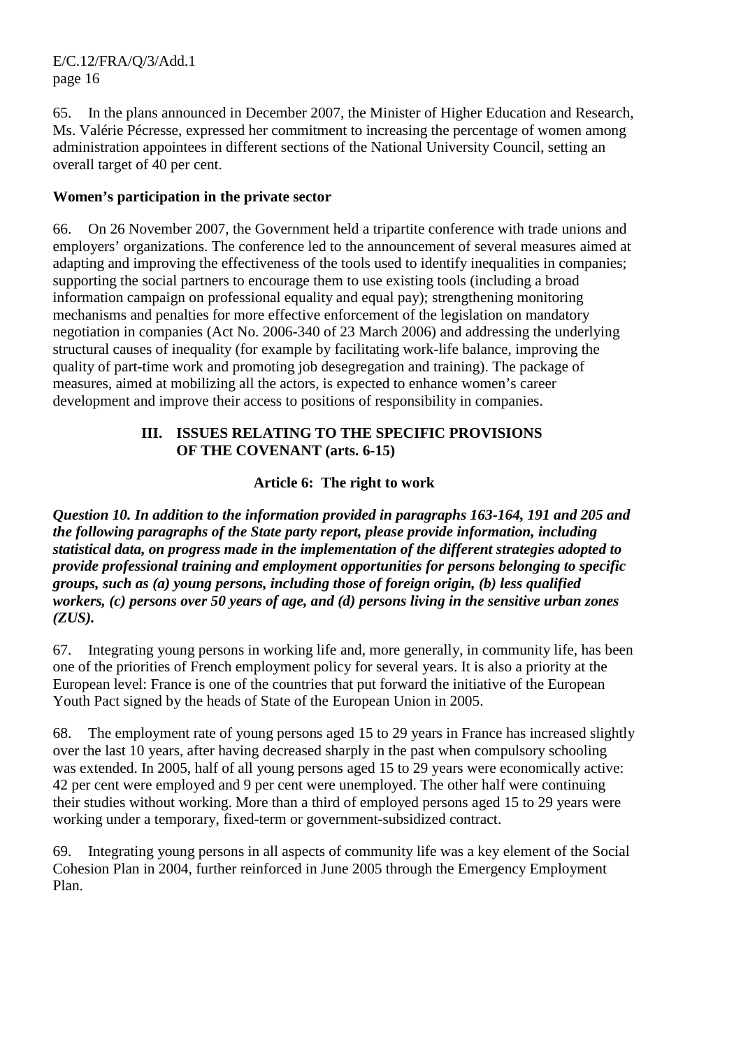65. In the plans announced in December 2007, the Minister of Higher Education and Research, Ms. Valérie Pécresse, expressed her commitment to increasing the percentage of women among administration appointees in different sections of the National University Council, setting an overall target of 40 per cent.

**Women's participation in the private sector**

66. On 26 November 2007, the Government held a tripartite conference with trade unions and employers' organizations. The conference led to the announcement of several measures aimed at adapting and improving the effectiveness of the tools used to identify inequalities in companies; supporting the social partners to encourage them to use existing tools (including a broad information campaign on professional equality and equal pay); strengthening monitoring mechanisms and penalties for more effective enforcement of the legislation on mandatory negotiation in companies (Act No. 2006-340 of 23 March 2006) and addressing the underlying structural causes of inequality (for example by facilitating work-life balance, improving the quality of part-time work and promoting job desegregation and training). The package of measures, aimed at mobilizing all the actors, is expected to enhance women's career development and improve their access to positions of responsibility in companies.

## III. ISSUES RELATING TO THE SPECIFIC PROVISIONS OF THE COVENANT (arts. 6-15)

### Article 6: The right to work

***Question 10. In addition to the information provided in paragraphs 163-164, 191 and 205 and the following paragraphs of the State party report, please provide information, including statistical data, on progress made in the implementation of the different strategies adopted to provide professional training and employment opportunities for persons belonging to specific groups, such as (a) young persons, including those of foreign origin, (b) less qualified workers, (c) persons over 50 years of age, and (d) persons living in the sensitive urban zones (ZUS).***

67. Integrating young persons in working life and, more generally, in community life, has been one of the priorities of French employment policy for several years. It is also a priority at the European level: France is one of the countries that put forward the initiative of the European Youth Pact signed by the heads of State of the European Union in 2005.

68. The employment rate of young persons aged 15 to 29 years in France has increased slightly over the last 10 years, after having decreased sharply in the past when compulsory schooling was extended. In 2005, half of all young persons aged 15 to 29 years were economically active: 42 per cent were employed and 9 per cent were unemployed. The other half were continuing their studies without working. More than a third of employed persons aged 15 to 29 years were working under a temporary, fixed-term or government-subsidized contract.

69. Integrating young persons in all aspects of community life was a key element of the Social Cohesion Plan in 2004, further reinforced in June 2005 through the Emergency Employment Plan.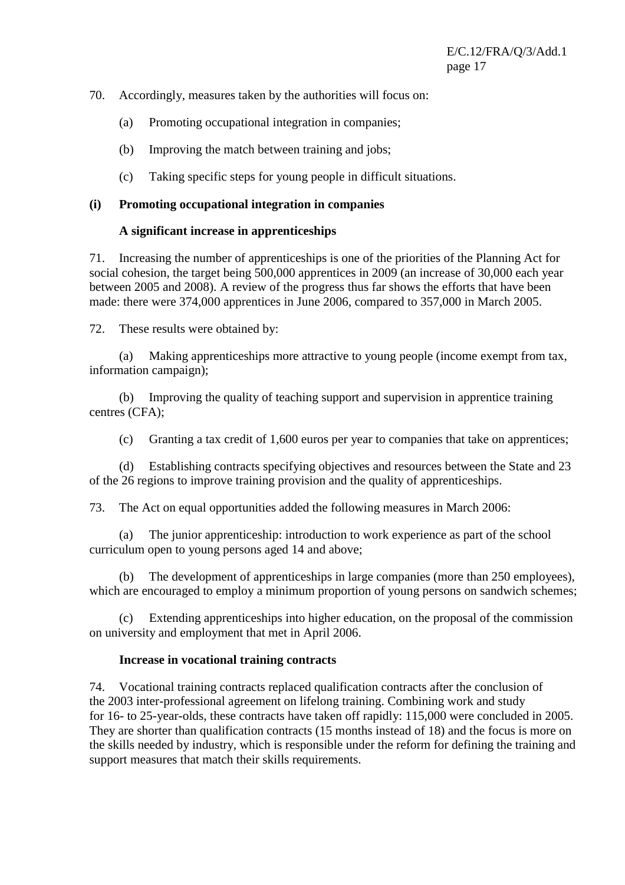70. Accordingly, measures taken by the authorities will focus on:

(a) Promoting occupational integration in companies;

(b) Improving the match between training and jobs;

(c) Taking specific steps for young people in difficult situations.

**(i) Promoting occupational integration in companies**

**A significant increase in apprenticeships**

71. Increasing the number of apprenticeships is one of the priorities of the Planning Act for social cohesion, the target being 500,000 apprentices in 2009 (an increase of 30,000 each year between 2005 and 2008). A review of the progress thus far shows the efforts that have been made: there were 374,000 apprentices in June 2006, compared to 357,000 in March 2005.

72. These results were obtained by:

(a) Making apprenticeships more attractive to young people (income exempt from tax, information campaign);

(b) Improving the quality of teaching support and supervision in apprentice training centres (CFA);

(c) Granting a tax credit of 1,600 euros per year to companies that take on apprentices;

(d) Establishing contracts specifying objectives and resources between the State and 23 of the 26 regions to improve training provision and the quality of apprenticeships.

73. The Act on equal opportunities added the following measures in March 2006:

(a) The junior apprenticeship: introduction to work experience as part of the school curriculum open to young persons aged 14 and above;

(b) The development of apprenticeships in large companies (more than 250 employees), which are encouraged to employ a minimum proportion of young persons on sandwich schemes;

(c) Extending apprenticeships into higher education, on the proposal of the commission on university and employment that met in April 2006.

**Increase in vocational training contracts**

74. Vocational training contracts replaced qualification contracts after the conclusion of the 2003 inter-professional agreement on lifelong training. Combining work and study for 16- to 25-year-olds, these contracts have taken off rapidly: 115,000 were concluded in 2005. They are shorter than qualification contracts (15 months instead of 18) and the focus is more on the skills needed by industry, which is responsible under the reform for defining the training and support measures that match their skills requirements.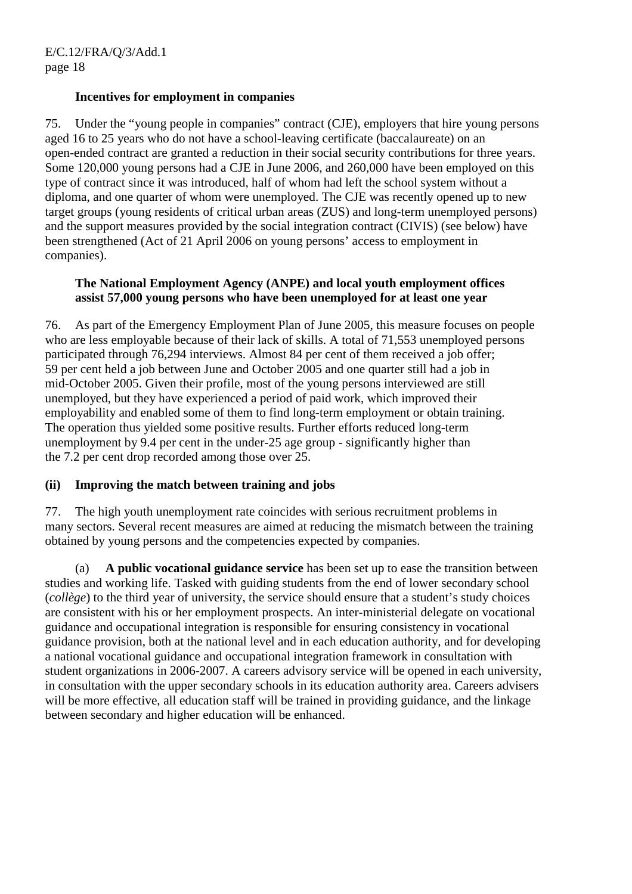**Incentives for employment in companies**

75. Under the "young people in companies" contract (CJE), employers that hire young persons aged 16 to 25 years who do not have a school-leaving certificate (baccalaureate) on an open-ended contract are granted a reduction in their social security contributions for three years. Some 120,000 young persons had a CJE in June 2006, and 260,000 have been employed on this type of contract since it was introduced, half of whom had left the school system without a diploma, and one quarter of whom were unemployed. The CJE was recently opened up to new target groups (young residents of critical urban areas (ZUS) and long-term unemployed persons) and the support measures provided by the social integration contract (CIVIS) (see below) have been strengthened (Act of 21 April 2006 on young persons' access to employment in companies).

**The National Employment Agency (ANPE) and local youth employment offices assist 57,000 young persons who have been unemployed for at least one year**

76. As part of the Emergency Employment Plan of June 2005, this measure focuses on people who are less employable because of their lack of skills. A total of 71,553 unemployed persons participated through 76,294 interviews. Almost 84 per cent of them received a job offer; 59 per cent held a job between June and October 2005 and one quarter still had a job in mid-October 2005. Given their profile, most of the young persons interviewed are still unemployed, but they have experienced a period of paid work, which improved their employability and enabled some of them to find long-term employment or obtain training. The operation thus yielded some positive results. Further efforts reduced long-term unemployment by 9.4 per cent in the under-25 age group - significantly higher than the 7.2 per cent drop recorded among those over 25.

**(ii) Improving the match between training and jobs**

77. The high youth unemployment rate coincides with serious recruitment problems in many sectors. Several recent measures are aimed at reducing the mismatch between the training obtained by young persons and the competencies expected by companies.

(a) **A public vocational guidance service** has been set up to ease the transition between studies and working life. Tasked with guiding students from the end of lower secondary school (*collège*) to the third year of university, the service should ensure that a student's study choices are consistent with his or her employment prospects. An inter-ministerial delegate on vocational guidance and occupational integration is responsible for ensuring consistency in vocational guidance provision, both at the national level and in each education authority, and for developing a national vocational guidance and occupational integration framework in consultation with student organizations in 2006-2007. A careers advisory service will be opened in each university, in consultation with the upper secondary schools in its education authority area. Careers advisers will be more effective, all education staff will be trained in providing guidance, and the linkage between secondary and higher education will be enhanced.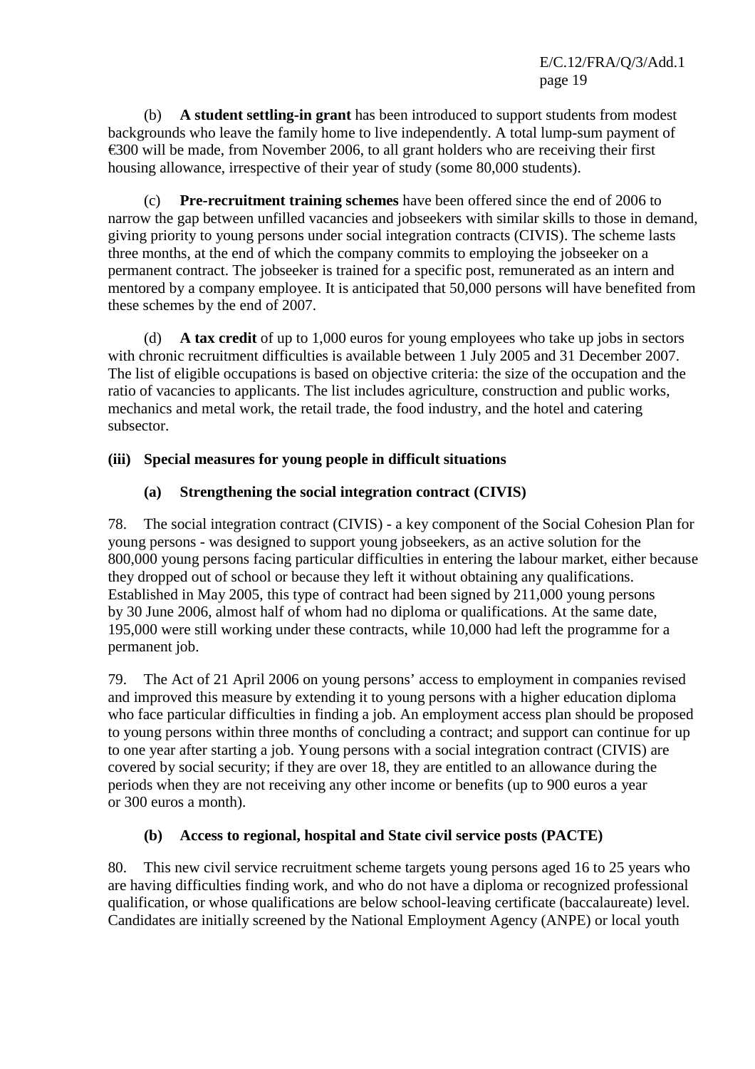(b) **A student settling-in grant** has been introduced to support students from modest backgrounds who leave the family home to live independently. A total lump-sum payment of €300 will be made, from November 2006, to all grant holders who are receiving their first housing allowance, irrespective of their year of study (some 80,000 students).

(c) **Pre-recruitment training schemes** have been offered since the end of 2006 to narrow the gap between unfilled vacancies and jobseekers with similar skills to those in demand, giving priority to young persons under social integration contracts (CIVIS). The scheme lasts three months, at the end of which the company commits to employing the jobseeker on a permanent contract. The jobseeker is trained for a specific post, remunerated as an intern and mentored by a company employee. It is anticipated that 50,000 persons will have benefited from these schemes by the end of 2007.

(d) **A tax credit** of up to 1,000 euros for young employees who take up jobs in sectors with chronic recruitment difficulties is available between 1 July 2005 and 31 December 2007. The list of eligible occupations is based on objective criteria: the size of the occupation and the ratio of vacancies to applicants. The list includes agriculture, construction and public works, mechanics and metal work, the retail trade, the food industry, and the hotel and catering subsector.

**(iii) Special measures for young people in difficult situations**

**(a) Strengthening the social integration contract (CIVIS)**

78. The social integration contract (CIVIS) - a key component of the Social Cohesion Plan for young persons - was designed to support young jobseekers, as an active solution for the 800,000 young persons facing particular difficulties in entering the labour market, either because they dropped out of school or because they left it without obtaining any qualifications. Established in May 2005, this type of contract had been signed by 211,000 young persons by 30 June 2006, almost half of whom had no diploma or qualifications. At the same date, 195,000 were still working under these contracts, while 10,000 had left the programme for a permanent job.

79. The Act of 21 April 2006 on young persons' access to employment in companies revised and improved this measure by extending it to young persons with a higher education diploma who face particular difficulties in finding a job. An employment access plan should be proposed to young persons within three months of concluding a contract; and support can continue for up to one year after starting a job. Young persons with a social integration contract (CIVIS) are covered by social security; if they are over 18, they are entitled to an allowance during the periods when they are not receiving any other income or benefits (up to 900 euros a year or 300 euros a month).

**(b) Access to regional, hospital and State civil service posts (PACTE)**

80. This new civil service recruitment scheme targets young persons aged 16 to 25 years who are having difficulties finding work, and who do not have a diploma or recognized professional qualification, or whose qualifications are below school-leaving certificate (baccalaureate) level. Candidates are initially screened by the National Employment Agency (ANPE) or local youth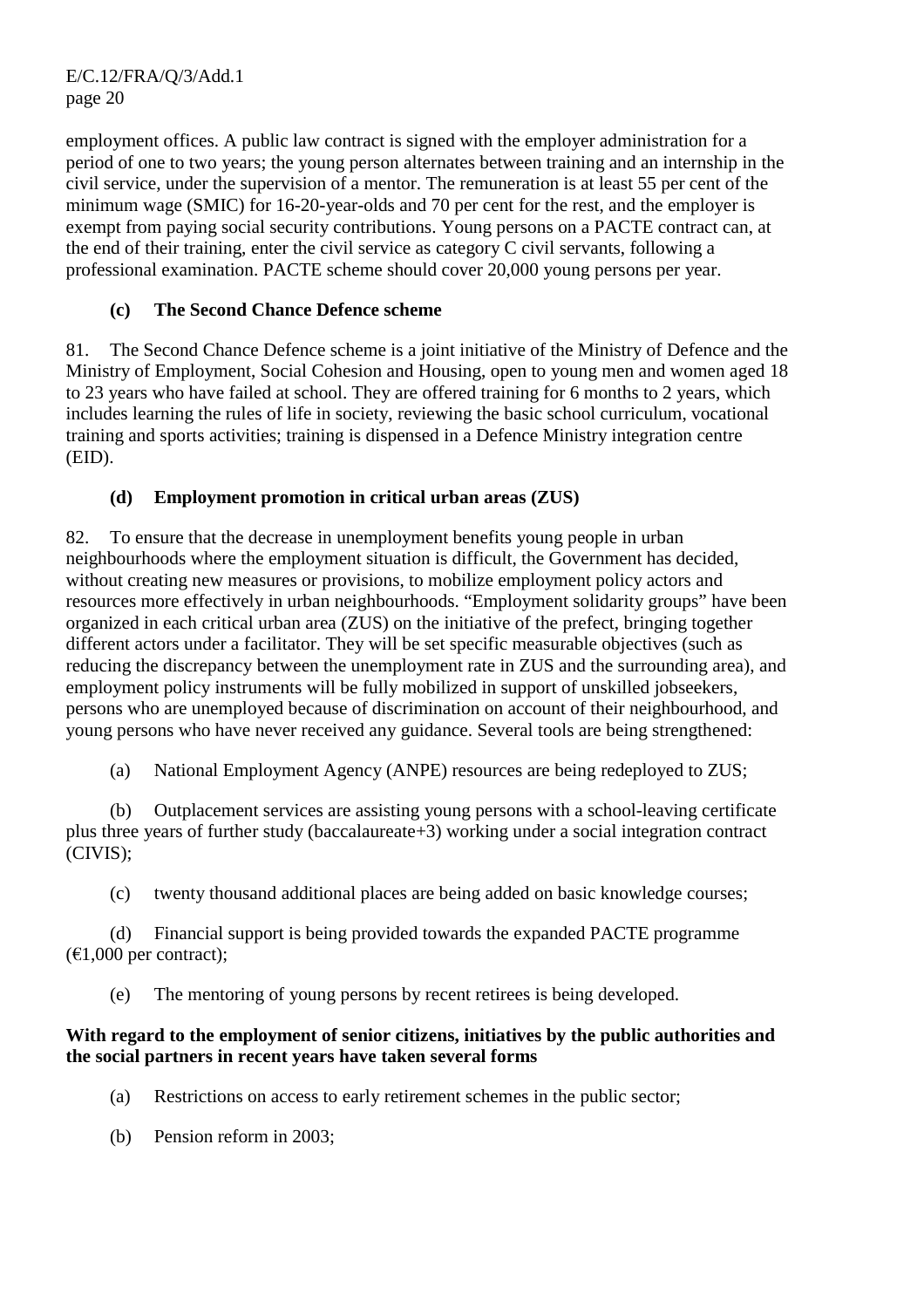employment offices. A public law contract is signed with the employer administration for a period of one to two years; the young person alternates between training and an internship in the civil service, under the supervision of a mentor. The remuneration is at least 55 per cent of the minimum wage (SMIC) for 16-20-year-olds and 70 per cent for the rest, and the employer is exempt from paying social security contributions. Young persons on a PACTE contract can, at the end of their training, enter the civil service as category C civil servants, following a professional examination. PACTE scheme should cover 20,000 young persons per year.

### (c) The Second Chance Defence scheme

81. The Second Chance Defence scheme is a joint initiative of the Ministry of Defence and the Ministry of Employment, Social Cohesion and Housing, open to young men and women aged 18 to 23 years who have failed at school. They are offered training for 6 months to 2 years, which includes learning the rules of life in society, reviewing the basic school curriculum, vocational training and sports activities; training is dispensed in a Defence Ministry integration centre (EID).

### (d) Employment promotion in critical urban areas (ZUS)

82. To ensure that the decrease in unemployment benefits young people in urban neighbourhoods where the employment situation is difficult, the Government has decided, without creating new measures or provisions, to mobilize employment policy actors and resources more effectively in urban neighbourhoods. "Employment solidarity groups" have been organized in each critical urban area (ZUS) on the initiative of the prefect, bringing together different actors under a facilitator. They will be set specific measurable objectives (such as reducing the discrepancy between the unemployment rate in ZUS and the surrounding area), and employment policy instruments will be fully mobilized in support of unskilled jobseekers, persons who are unemployed because of discrimination on account of their neighbourhood, and young persons who have never received any guidance. Several tools are being strengthened:

(a) National Employment Agency (ANPE) resources are being redeployed to ZUS;

(b) Outplacement services are assisting young persons with a school-leaving certificate plus three years of further study (baccalaureate+3) working under a social integration contract (CIVIS);

(c) twenty thousand additional places are being added on basic knowledge courses;

(d) Financial support is being provided towards the expanded PACTE programme (€1,000 per contract);

(e) The mentoring of young persons by recent retirees is being developed.

**With regard to the employment of senior citizens, initiatives by the public authorities and the social partners in recent years have taken several forms**

(a) Restrictions on access to early retirement schemes in the public sector;

(b) Pension reform in 2003;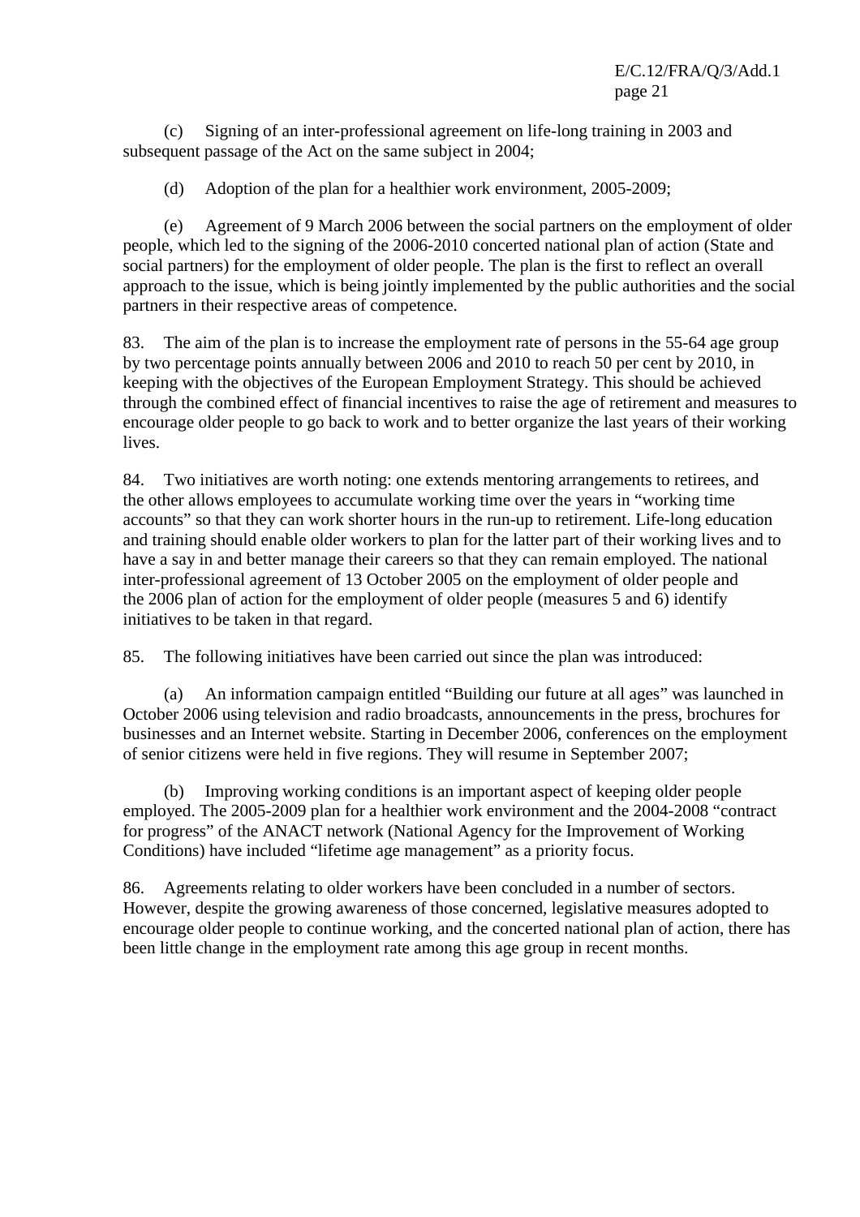(c) Signing of an inter-professional agreement on life-long training in 2003 and subsequent passage of the Act on the same subject in 2004;

(d) Adoption of the plan for a healthier work environment, 2005-2009;

(e) Agreement of 9 March 2006 between the social partners on the employment of older people, which led to the signing of the 2006-2010 concerted national plan of action (State and social partners) for the employment of older people. The plan is the first to reflect an overall approach to the issue, which is being jointly implemented by the public authorities and the social partners in their respective areas of competence.

83. The aim of the plan is to increase the employment rate of persons in the 55-64 age group by two percentage points annually between 2006 and 2010 to reach 50 per cent by 2010, in keeping with the objectives of the European Employment Strategy. This should be achieved through the combined effect of financial incentives to raise the age of retirement and measures to encourage older people to go back to work and to better organize the last years of their working lives.

84. Two initiatives are worth noting: one extends mentoring arrangements to retirees, and the other allows employees to accumulate working time over the years in "working time accounts" so that they can work shorter hours in the run-up to retirement. Life-long education and training should enable older workers to plan for the latter part of their working lives and to have a say in and better manage their careers so that they can remain employed. The national inter-professional agreement of 13 October 2005 on the employment of older people and the 2006 plan of action for the employment of older people (measures 5 and 6) identify initiatives to be taken in that regard.

85. The following initiatives have been carried out since the plan was introduced:

(a) An information campaign entitled "Building our future at all ages" was launched in October 2006 using television and radio broadcasts, announcements in the press, brochures for businesses and an Internet website. Starting in December 2006, conferences on the employment of senior citizens were held in five regions. They will resume in September 2007;

(b) Improving working conditions is an important aspect of keeping older people employed. The 2005-2009 plan for a healthier work environment and the 2004-2008 "contract for progress" of the ANACT network (National Agency for the Improvement of Working Conditions) have included "lifetime age management" as a priority focus.

86. Agreements relating to older workers have been concluded in a number of sectors. However, despite the growing awareness of those concerned, legislative measures adopted to encourage older people to continue working, and the concerted national plan of action, there has been little change in the employment rate among this age group in recent months.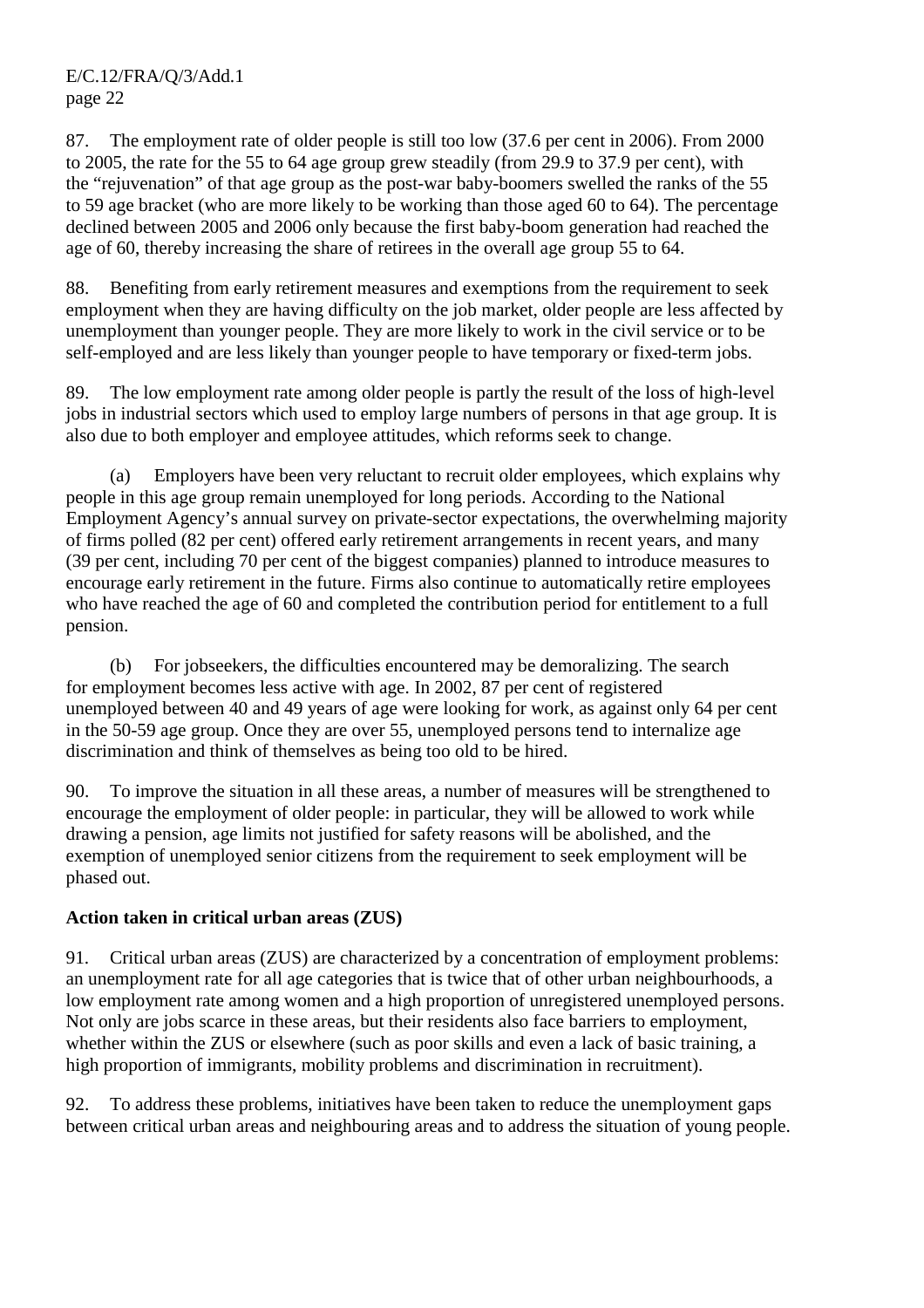87. The employment rate of older people is still too low (37.6 per cent in 2006). From 2000 to 2005, the rate for the 55 to 64 age group grew steadily (from 29.9 to 37.9 per cent), with the "rejuvenation" of that age group as the post-war baby-boomers swelled the ranks of the 55 to 59 age bracket (who are more likely to be working than those aged 60 to 64). The percentage declined between 2005 and 2006 only because the first baby-boom generation had reached the age of 60, thereby increasing the share of retirees in the overall age group 55 to 64.

88. Benefiting from early retirement measures and exemptions from the requirement to seek employment when they are having difficulty on the job market, older people are less affected by unemployment than younger people. They are more likely to work in the civil service or to be self-employed and are less likely than younger people to have temporary or fixed-term jobs.

89. The low employment rate among older people is partly the result of the loss of high-level jobs in industrial sectors which used to employ large numbers of persons in that age group. It is also due to both employer and employee attitudes, which reforms seek to change.

(a) Employers have been very reluctant to recruit older employees, which explains why people in this age group remain unemployed for long periods. According to the National Employment Agency's annual survey on private-sector expectations, the overwhelming majority of firms polled (82 per cent) offered early retirement arrangements in recent years, and many (39 per cent, including 70 per cent of the biggest companies) planned to introduce measures to encourage early retirement in the future. Firms also continue to automatically retire employees who have reached the age of 60 and completed the contribution period for entitlement to a full pension.

(b) For jobseekers, the difficulties encountered may be demoralizing. The search for employment becomes less active with age. In 2002, 87 per cent of registered unemployed between 40 and 49 years of age were looking for work, as against only 64 per cent in the 50-59 age group. Once they are over 55, unemployed persons tend to internalize age discrimination and think of themselves as being too old to be hired.

90. To improve the situation in all these areas, a number of measures will be strengthened to encourage the employment of older people: in particular, they will be allowed to work while drawing a pension, age limits not justified for safety reasons will be abolished, and the exemption of unemployed senior citizens from the requirement to seek employment will be phased out.

**Action taken in critical urban areas (ZUS)**

91. Critical urban areas (ZUS) are characterized by a concentration of employment problems: an unemployment rate for all age categories that is twice that of other urban neighbourhoods, a low employment rate among women and a high proportion of unregistered unemployed persons. Not only are jobs scarce in these areas, but their residents also face barriers to employment, whether within the ZUS or elsewhere (such as poor skills and even a lack of basic training, a high proportion of immigrants, mobility problems and discrimination in recruitment).

92. To address these problems, initiatives have been taken to reduce the unemployment gaps between critical urban areas and neighbouring areas and to address the situation of young people.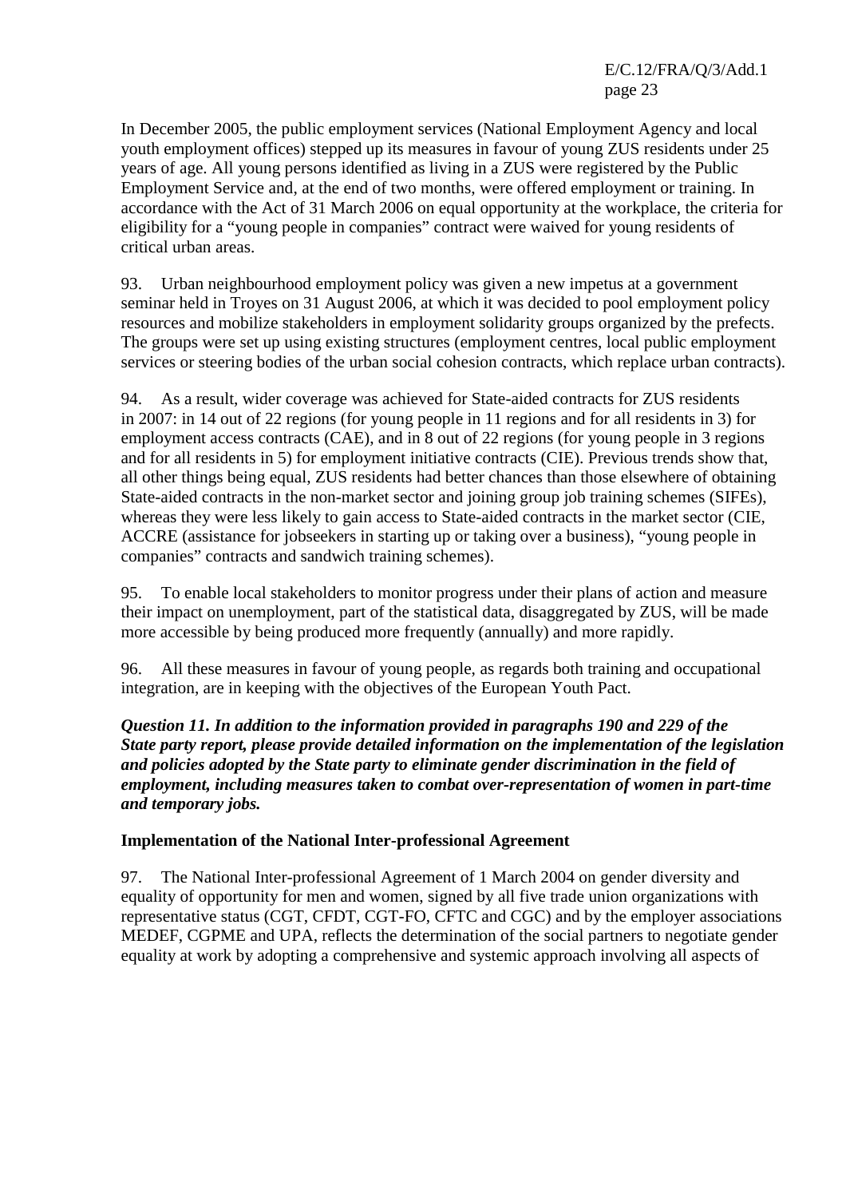In December 2005, the public employment services (National Employment Agency and local youth employment offices) stepped up its measures in favour of young ZUS residents under 25 years of age. All young persons identified as living in a ZUS were registered by the Public Employment Service and, at the end of two months, were offered employment or training. In accordance with the Act of 31 March 2006 on equal opportunity at the workplace, the criteria for eligibility for a "young people in companies" contract were waived for young residents of critical urban areas.

93. Urban neighbourhood employment policy was given a new impetus at a government seminar held in Troyes on 31 August 2006, at which it was decided to pool employment policy resources and mobilize stakeholders in employment solidarity groups organized by the prefects. The groups were set up using existing structures (employment centres, local public employment services or steering bodies of the urban social cohesion contracts, which replace urban contracts).

94. As a result, wider coverage was achieved for State-aided contracts for ZUS residents in 2007: in 14 out of 22 regions (for young people in 11 regions and for all residents in 3) for employment access contracts (CAE), and in 8 out of 22 regions (for young people in 3 regions and for all residents in 5) for employment initiative contracts (CIE). Previous trends show that, all other things being equal, ZUS residents had better chances than those elsewhere of obtaining State-aided contracts in the non-market sector and joining group job training schemes (SIFEs), whereas they were less likely to gain access to State-aided contracts in the market sector (CIE, ACCRE (assistance for jobseekers in starting up or taking over a business), "young people in companies" contracts and sandwich training schemes).

95. To enable local stakeholders to monitor progress under their plans of action and measure their impact on unemployment, part of the statistical data, disaggregated by ZUS, will be made more accessible by being produced more frequently (annually) and more rapidly.

96. All these measures in favour of young people, as regards both training and occupational integration, are in keeping with the objectives of the European Youth Pact.

***Question 11. In addition to the information provided in paragraphs 190 and 229 of the State party report, please provide detailed information on the implementation of the legislation and policies adopted by the State party to eliminate gender discrimination in the field of employment, including measures taken to combat over-representation of women in part-time and temporary jobs.***

**Implementation of the National Inter-professional Agreement**

97. The National Inter-professional Agreement of 1 March 2004 on gender diversity and equality of opportunity for men and women, signed by all five trade union organizations with representative status (CGT, CFDT, CGT-FO, CFTC and CGC) and by the employer associations MEDEF, CGPME and UPA, reflects the determination of the social partners to negotiate gender equality at work by adopting a comprehensive and systemic approach involving all aspects of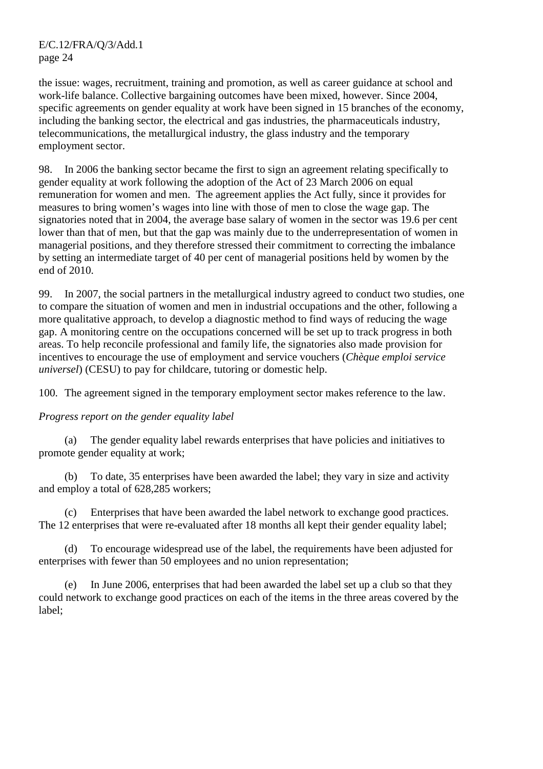the issue: wages, recruitment, training and promotion, as well as career guidance at school and work-life balance. Collective bargaining outcomes have been mixed, however. Since 2004, specific agreements on gender equality at work have been signed in 15 branches of the economy, including the banking sector, the electrical and gas industries, the pharmaceuticals industry, telecommunications, the metallurgical industry, the glass industry and the temporary employment sector.

98. In 2006 the banking sector became the first to sign an agreement relating specifically to gender equality at work following the adoption of the Act of 23 March 2006 on equal remuneration for women and men. The agreement applies the Act fully, since it provides for measures to bring women's wages into line with those of men to close the wage gap. The signatories noted that in 2004, the average base salary of women in the sector was 19.6 per cent lower than that of men, but that the gap was mainly due to the underrepresentation of women in managerial positions, and they therefore stressed their commitment to correcting the imbalance by setting an intermediate target of 40 per cent of managerial positions held by women by the end of 2010.

99. In 2007, the social partners in the metallurgical industry agreed to conduct two studies, one to compare the situation of women and men in industrial occupations and the other, following a more qualitative approach, to develop a diagnostic method to find ways of reducing the wage gap. A monitoring centre on the occupations concerned will be set up to track progress in both areas. To help reconcile professional and family life, the signatories also made provision for incentives to encourage the use of employment and service vouchers (*Chèque emploi service universel*) (CESU) to pay for childcare, tutoring or domestic help.

100. The agreement signed in the temporary employment sector makes reference to the law.

*Progress report on the gender equality label*

(a) The gender equality label rewards enterprises that have policies and initiatives to promote gender equality at work;

(b) To date, 35 enterprises have been awarded the label; they vary in size and activity and employ a total of 628,285 workers;

(c) Enterprises that have been awarded the label network to exchange good practices. The 12 enterprises that were re-evaluated after 18 months all kept their gender equality label;

(d) To encourage widespread use of the label, the requirements have been adjusted for enterprises with fewer than 50 employees and no union representation;

(e) In June 2006, enterprises that had been awarded the label set up a club so that they could network to exchange good practices on each of the items in the three areas covered by the label;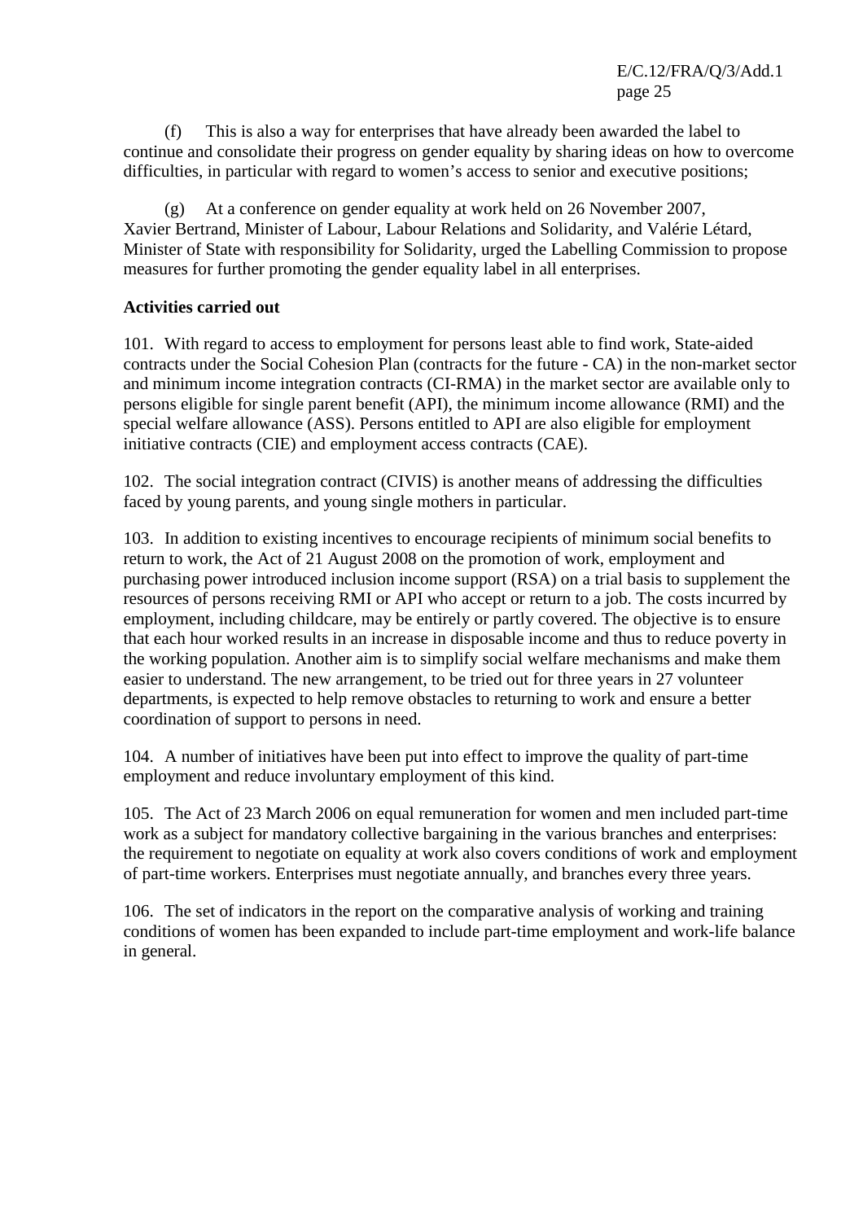(f) This is also a way for enterprises that have already been awarded the label to continue and consolidate their progress on gender equality by sharing ideas on how to overcome difficulties, in particular with regard to women's access to senior and executive positions;

(g) At a conference on gender equality at work held on 26 November 2007, Xavier Bertrand, Minister of Labour, Labour Relations and Solidarity, and Valérie Létard, Minister of State with responsibility for Solidarity, urged the Labelling Commission to propose measures for further promoting the gender equality label in all enterprises.

**Activities carried out**

101. With regard to access to employment for persons least able to find work, State-aided contracts under the Social Cohesion Plan (contracts for the future - CA) in the non-market sector and minimum income integration contracts (CI-RMA) in the market sector are available only to persons eligible for single parent benefit (API), the minimum income allowance (RMI) and the special welfare allowance (ASS). Persons entitled to API are also eligible for employment initiative contracts (CIE) and employment access contracts (CAE).

102. The social integration contract (CIVIS) is another means of addressing the difficulties faced by young parents, and young single mothers in particular.

103. In addition to existing incentives to encourage recipients of minimum social benefits to return to work, the Act of 21 August 2008 on the promotion of work, employment and purchasing power introduced inclusion income support (RSA) on a trial basis to supplement the resources of persons receiving RMI or API who accept or return to a job. The costs incurred by employment, including childcare, may be entirely or partly covered. The objective is to ensure that each hour worked results in an increase in disposable income and thus to reduce poverty in the working population. Another aim is to simplify social welfare mechanisms and make them easier to understand. The new arrangement, to be tried out for three years in 27 volunteer departments, is expected to help remove obstacles to returning to work and ensure a better coordination of support to persons in need.

104. A number of initiatives have been put into effect to improve the quality of part-time employment and reduce involuntary employment of this kind.

105. The Act of 23 March 2006 on equal remuneration for women and men included part-time work as a subject for mandatory collective bargaining in the various branches and enterprises: the requirement to negotiate on equality at work also covers conditions of work and employment of part-time workers. Enterprises must negotiate annually, and branches every three years.

106. The set of indicators in the report on the comparative analysis of working and training conditions of women has been expanded to include part-time employment and work-life balance in general.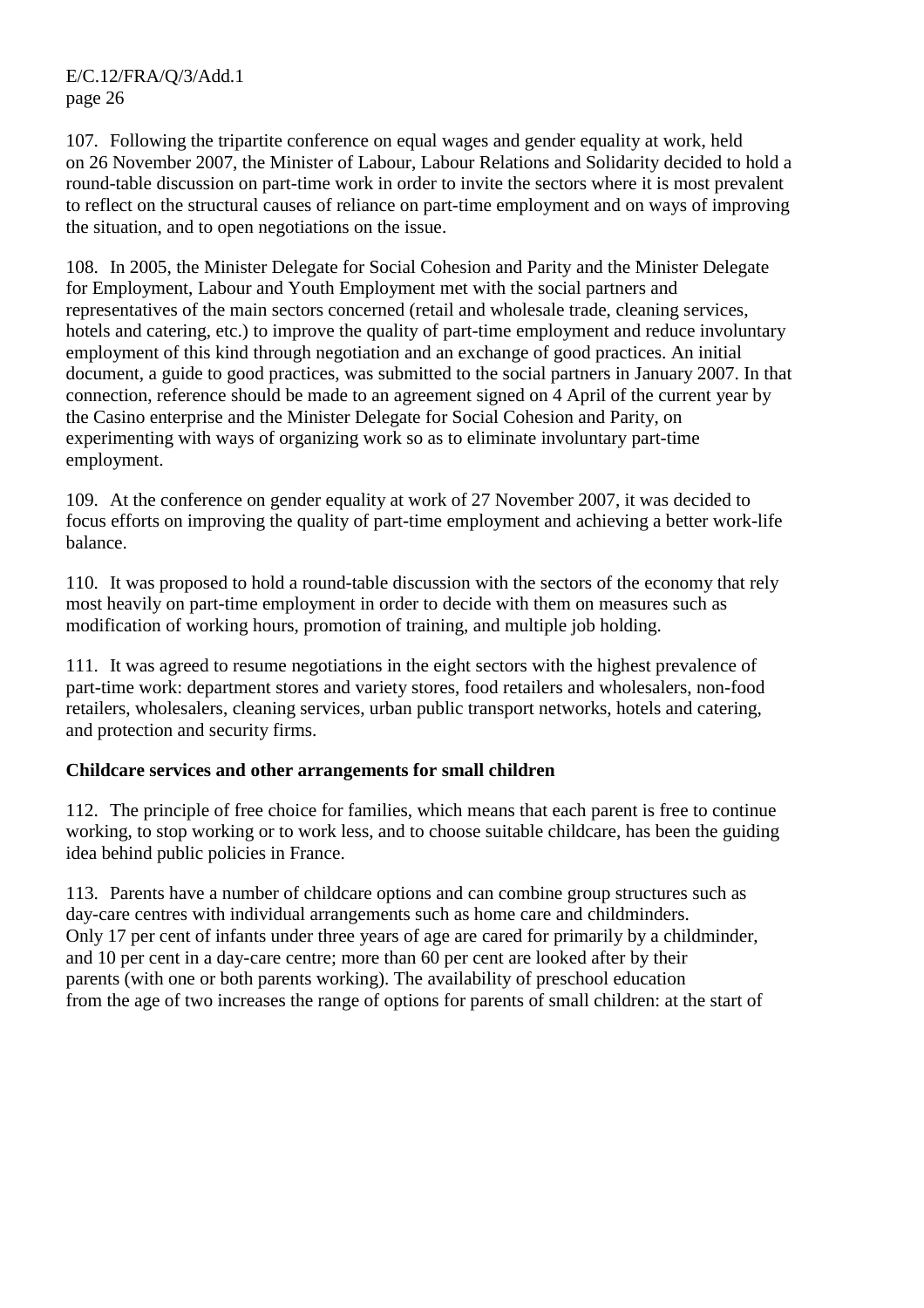107. Following the tripartite conference on equal wages and gender equality at work, held on 26 November 2007, the Minister of Labour, Labour Relations and Solidarity decided to hold a round-table discussion on part-time work in order to invite the sectors where it is most prevalent to reflect on the structural causes of reliance on part-time employment and on ways of improving the situation, and to open negotiations on the issue.

108. In 2005, the Minister Delegate for Social Cohesion and Parity and the Minister Delegate for Employment, Labour and Youth Employment met with the social partners and representatives of the main sectors concerned (retail and wholesale trade, cleaning services, hotels and catering, etc.) to improve the quality of part-time employment and reduce involuntary employment of this kind through negotiation and an exchange of good practices. An initial document, a guide to good practices, was submitted to the social partners in January 2007. In that connection, reference should be made to an agreement signed on 4 April of the current year by the Casino enterprise and the Minister Delegate for Social Cohesion and Parity, on experimenting with ways of organizing work so as to eliminate involuntary part-time employment.

109. At the conference on gender equality at work of 27 November 2007, it was decided to focus efforts on improving the quality of part-time employment and achieving a better work-life balance.

110. It was proposed to hold a round-table discussion with the sectors of the economy that rely most heavily on part-time employment in order to decide with them on measures such as modification of working hours, promotion of training, and multiple job holding.

111. It was agreed to resume negotiations in the eight sectors with the highest prevalence of part-time work: department stores and variety stores, food retailers and wholesalers, non-food retailers, wholesalers, cleaning services, urban public transport networks, hotels and catering, and protection and security firms.

**Childcare services and other arrangements for small children**

112. The principle of free choice for families, which means that each parent is free to continue working, to stop working or to work less, and to choose suitable childcare, has been the guiding idea behind public policies in France.

113. Parents have a number of childcare options and can combine group structures such as day-care centres with individual arrangements such as home care and childminders. Only 17 per cent of infants under three years of age are cared for primarily by a childminder, and 10 per cent in a day-care centre; more than 60 per cent are looked after by their parents (with one or both parents working). The availability of preschool education from the age of two increases the range of options for parents of small children: at the start of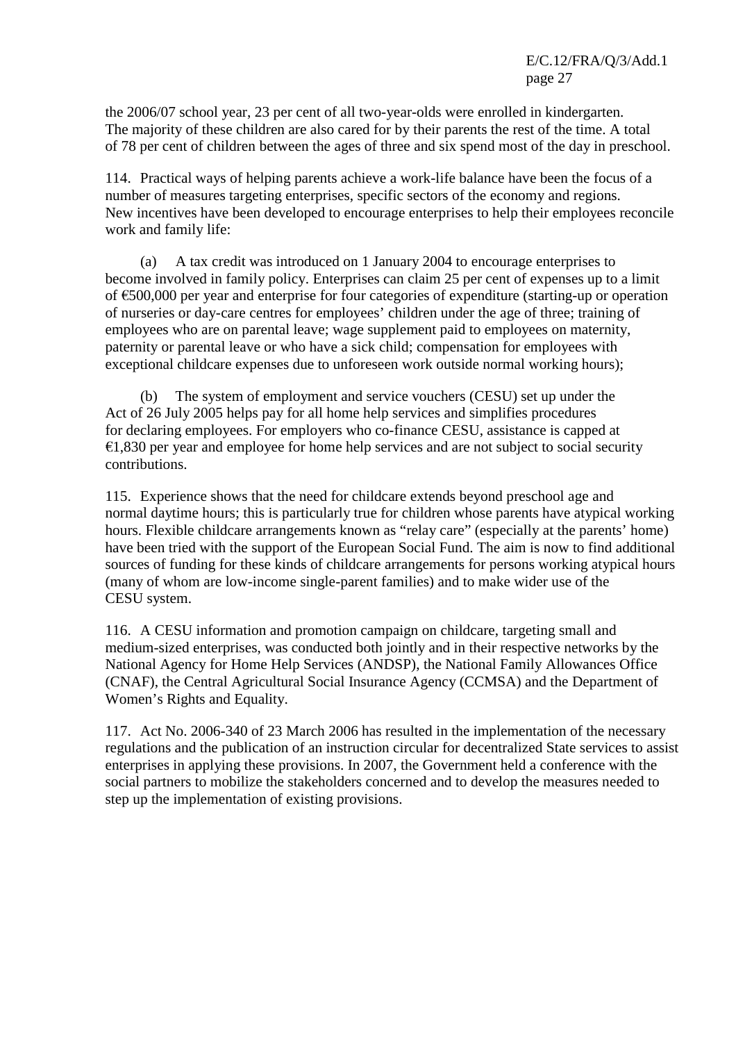the 2006/07 school year, 23 per cent of all two-year-olds were enrolled in kindergarten. The majority of these children are also cared for by their parents the rest of the time. A total of 78 per cent of children between the ages of three and six spend most of the day in preschool.

114. Practical ways of helping parents achieve a work-life balance have been the focus of a number of measures targeting enterprises, specific sectors of the economy and regions. New incentives have been developed to encourage enterprises to help their employees reconcile work and family life:

(a) A tax credit was introduced on 1 January 2004 to encourage enterprises to become involved in family policy. Enterprises can claim 25 per cent of expenses up to a limit of €500,000 per year and enterprise for four categories of expenditure (starting-up or operation of nurseries or day-care centres for employees' children under the age of three; training of employees who are on parental leave; wage supplement paid to employees on maternity, paternity or parental leave or who have a sick child; compensation for employees with exceptional childcare expenses due to unforeseen work outside normal working hours);

(b) The system of employment and service vouchers (CESU) set up under the Act of 26 July 2005 helps pay for all home help services and simplifies procedures for declaring employees. For employers who co-finance CESU, assistance is capped at €1,830 per year and employee for home help services and are not subject to social security contributions.

115. Experience shows that the need for childcare extends beyond preschool age and normal daytime hours; this is particularly true for children whose parents have atypical working hours. Flexible childcare arrangements known as "relay care" (especially at the parents' home) have been tried with the support of the European Social Fund. The aim is now to find additional sources of funding for these kinds of childcare arrangements for persons working atypical hours (many of whom are low-income single-parent families) and to make wider use of the CESU system.

116. A CESU information and promotion campaign on childcare, targeting small and medium-sized enterprises, was conducted both jointly and in their respective networks by the National Agency for Home Help Services (ANDSP), the National Family Allowances Office (CNAF), the Central Agricultural Social Insurance Agency (CCMSA) and the Department of Women's Rights and Equality.

117. Act No. 2006-340 of 23 March 2006 has resulted in the implementation of the necessary regulations and the publication of an instruction circular for decentralized State services to assist enterprises in applying these provisions. In 2007, the Government held a conference with the social partners to mobilize the stakeholders concerned and to develop the measures needed to step up the implementation of existing provisions.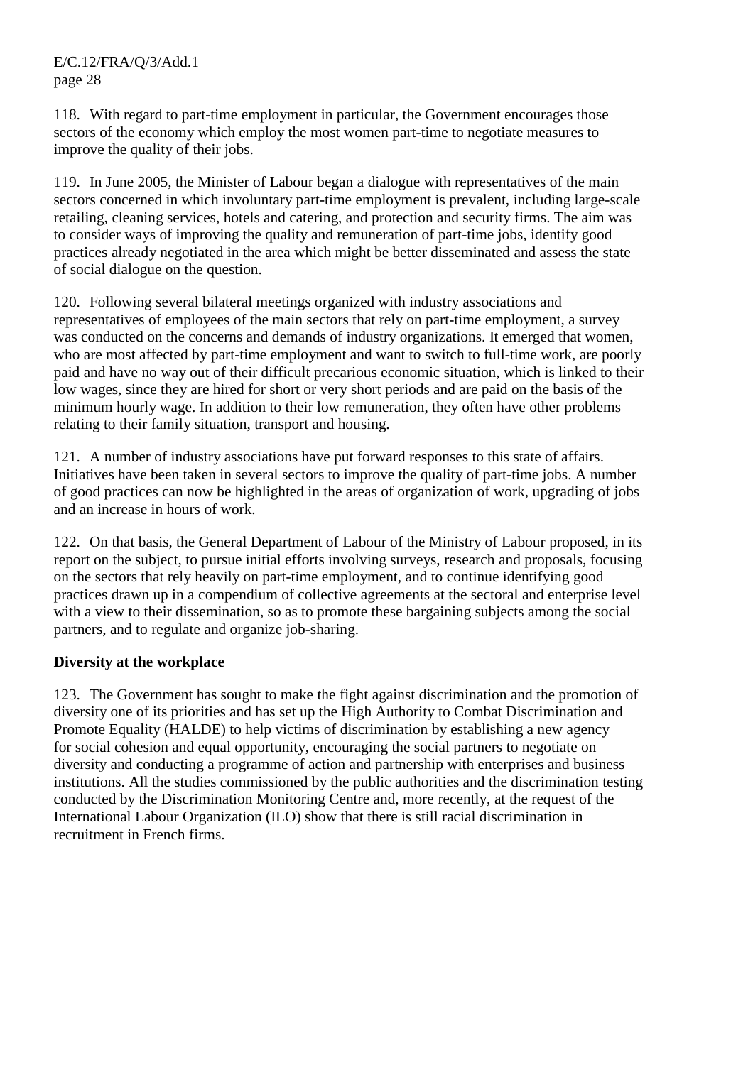118. With regard to part-time employment in particular, the Government encourages those sectors of the economy which employ the most women part-time to negotiate measures to improve the quality of their jobs.

119. In June 2005, the Minister of Labour began a dialogue with representatives of the main sectors concerned in which involuntary part-time employment is prevalent, including large-scale retailing, cleaning services, hotels and catering, and protection and security firms. The aim was to consider ways of improving the quality and remuneration of part-time jobs, identify good practices already negotiated in the area which might be better disseminated and assess the state of social dialogue on the question.

120. Following several bilateral meetings organized with industry associations and representatives of employees of the main sectors that rely on part-time employment, a survey was conducted on the concerns and demands of industry organizations. It emerged that women, who are most affected by part-time employment and want to switch to full-time work, are poorly paid and have no way out of their difficult precarious economic situation, which is linked to their low wages, since they are hired for short or very short periods and are paid on the basis of the minimum hourly wage. In addition to their low remuneration, they often have other problems relating to their family situation, transport and housing.

121. A number of industry associations have put forward responses to this state of affairs. Initiatives have been taken in several sectors to improve the quality of part-time jobs. A number of good practices can now be highlighted in the areas of organization of work, upgrading of jobs and an increase in hours of work.

122. On that basis, the General Department of Labour of the Ministry of Labour proposed, in its report on the subject, to pursue initial efforts involving surveys, research and proposals, focusing on the sectors that rely heavily on part-time employment, and to continue identifying good practices drawn up in a compendium of collective agreements at the sectoral and enterprise level with a view to their dissemination, so as to promote these bargaining subjects among the social partners, and to regulate and organize job-sharing.

**Diversity at the workplace**

123. The Government has sought to make the fight against discrimination and the promotion of diversity one of its priorities and has set up the High Authority to Combat Discrimination and Promote Equality (HALDE) to help victims of discrimination by establishing a new agency for social cohesion and equal opportunity, encouraging the social partners to negotiate on diversity and conducting a programme of action and partnership with enterprises and business institutions. All the studies commissioned by the public authorities and the discrimination testing conducted by the Discrimination Monitoring Centre and, more recently, at the request of the International Labour Organization (ILO) show that there is still racial discrimination in recruitment in French firms.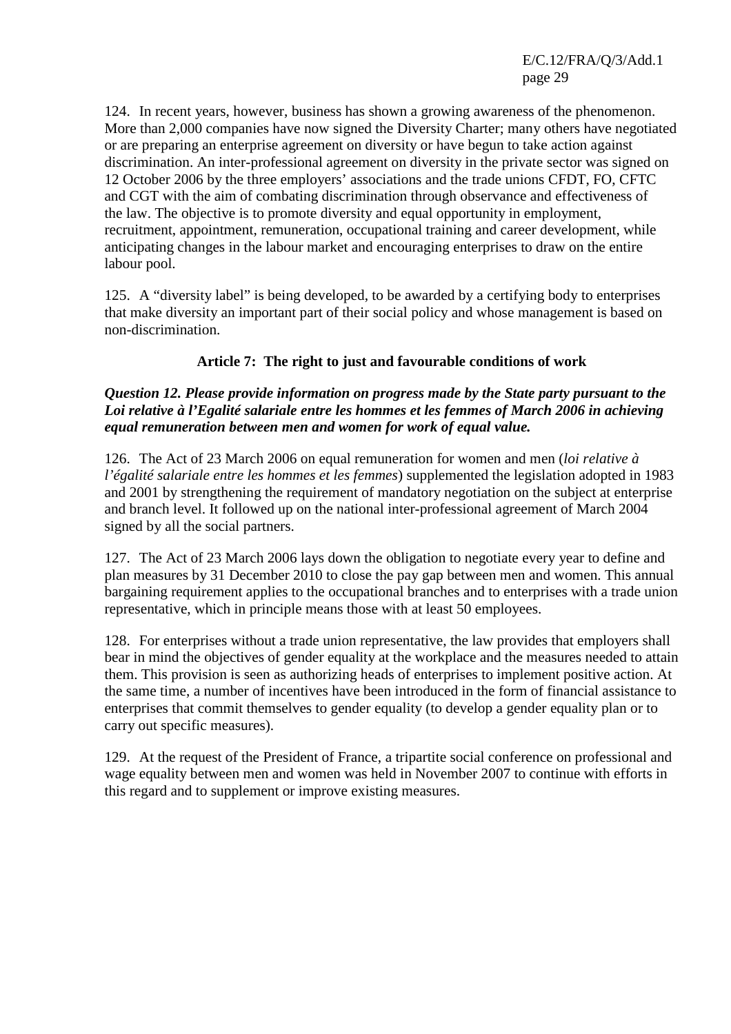124. In recent years, however, business has shown a growing awareness of the phenomenon. More than 2,000 companies have now signed the Diversity Charter; many others have negotiated or are preparing an enterprise agreement on diversity or have begun to take action against discrimination. An inter-professional agreement on diversity in the private sector was signed on 12 October 2006 by the three employers' associations and the trade unions CFDT, FO, CFTC and CGT with the aim of combating discrimination through observance and effectiveness of the law. The objective is to promote diversity and equal opportunity in employment, recruitment, appointment, remuneration, occupational training and career development, while anticipating changes in the labour market and encouraging enterprises to draw on the entire labour pool.

125. A "diversity label" is being developed, to be awarded by a certifying body to enterprises that make diversity an important part of their social policy and whose management is based on non-discrimination.

### Article 7: The right to just and favourable conditions of work

***Question 12. Please provide information on progress made by the State party pursuant to the Loi relative à l'Egalité salariale entre les hommes et les femmes of March 2006 in achieving equal remuneration between men and women for work of equal value.***

126. The Act of 23 March 2006 on equal remuneration for women and men (*loi relative à l'égalité salariale entre les hommes et les femmes*) supplemented the legislation adopted in 1983 and 2001 by strengthening the requirement of mandatory negotiation on the subject at enterprise and branch level. It followed up on the national inter-professional agreement of March 2004 signed by all the social partners.

127. The Act of 23 March 2006 lays down the obligation to negotiate every year to define and plan measures by 31 December 2010 to close the pay gap between men and women. This annual bargaining requirement applies to the occupational branches and to enterprises with a trade union representative, which in principle means those with at least 50 employees.

128. For enterprises without a trade union representative, the law provides that employers shall bear in mind the objectives of gender equality at the workplace and the measures needed to attain them. This provision is seen as authorizing heads of enterprises to implement positive action. At the same time, a number of incentives have been introduced in the form of financial assistance to enterprises that commit themselves to gender equality (to develop a gender equality plan or to carry out specific measures).

129. At the request of the President of France, a tripartite social conference on professional and wage equality between men and women was held in November 2007 to continue with efforts in this regard and to supplement or improve existing measures.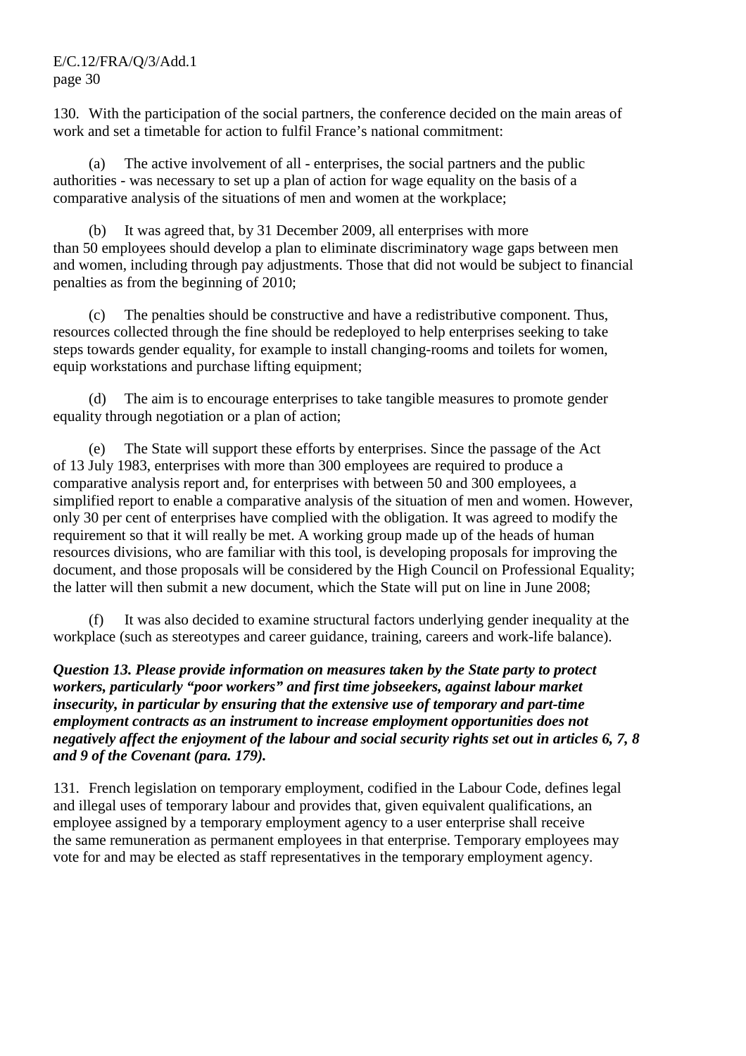130. With the participation of the social partners, the conference decided on the main areas of work and set a timetable for action to fulfil France's national commitment:

(a) The active involvement of all - enterprises, the social partners and the public authorities - was necessary to set up a plan of action for wage equality on the basis of a comparative analysis of the situations of men and women at the workplace;

(b) It was agreed that, by 31 December 2009, all enterprises with more than 50 employees should develop a plan to eliminate discriminatory wage gaps between men and women, including through pay adjustments. Those that did not would be subject to financial penalties as from the beginning of 2010;

(c) The penalties should be constructive and have a redistributive component. Thus, resources collected through the fine should be redeployed to help enterprises seeking to take steps towards gender equality, for example to install changing-rooms and toilets for women, equip workstations and purchase lifting equipment;

(d) The aim is to encourage enterprises to take tangible measures to promote gender equality through negotiation or a plan of action;

(e) The State will support these efforts by enterprises. Since the passage of the Act of 13 July 1983, enterprises with more than 300 employees are required to produce a comparative analysis report and, for enterprises with between 50 and 300 employees, a simplified report to enable a comparative analysis of the situation of men and women. However, only 30 per cent of enterprises have complied with the obligation. It was agreed to modify the requirement so that it will really be met. A working group made up of the heads of human resources divisions, who are familiar with this tool, is developing proposals for improving the document, and those proposals will be considered by the High Council on Professional Equality; the latter will then submit a new document, which the State will put on line in June 2008;

(f) It was also decided to examine structural factors underlying gender inequality at the workplace (such as stereotypes and career guidance, training, careers and work-life balance).

***Question 13. Please provide information on measures taken by the State party to protect workers, particularly "poor workers" and first time jobseekers, against labour market insecurity, in particular by ensuring that the extensive use of temporary and part-time employment contracts as an instrument to increase employment opportunities does not negatively affect the enjoyment of the labour and social security rights set out in articles 6, 7, 8 and 9 of the Covenant (para. 179).***

131. French legislation on temporary employment, codified in the Labour Code, defines legal and illegal uses of temporary labour and provides that, given equivalent qualifications, an employee assigned by a temporary employment agency to a user enterprise shall receive the same remuneration as permanent employees in that enterprise. Temporary employees may vote for and may be elected as staff representatives in the temporary employment agency.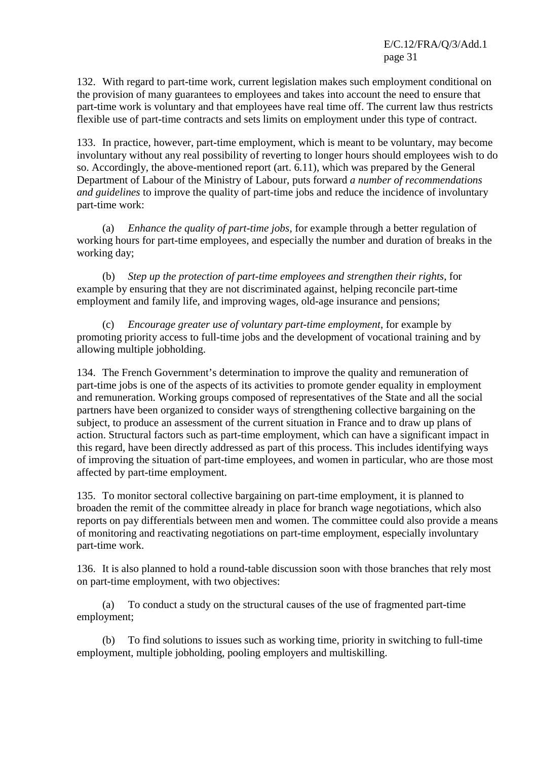132. With regard to part-time work, current legislation makes such employment conditional on the provision of many guarantees to employees and takes into account the need to ensure that part-time work is voluntary and that employees have real time off. The current law thus restricts flexible use of part-time contracts and sets limits on employment under this type of contract.

133. In practice, however, part-time employment, which is meant to be voluntary, may become involuntary without any real possibility of reverting to longer hours should employees wish to do so. Accordingly, the above-mentioned report (art. 6.11), which was prepared by the General Department of Labour of the Ministry of Labour, puts forward *a number of recommendations and guidelines* to improve the quality of part-time jobs and reduce the incidence of involuntary part-time work:

(a) *Enhance the quality of part-time jobs*, for example through a better regulation of working hours for part-time employees, and especially the number and duration of breaks in the working day;

(b) *Step up the protection of part-time employees and strengthen their rights*, for example by ensuring that they are not discriminated against, helping reconcile part-time employment and family life, and improving wages, old-age insurance and pensions;

(c) *Encourage greater use of voluntary part-time employment*, for example by promoting priority access to full-time jobs and the development of vocational training and by allowing multiple jobholding.

134. The French Government's determination to improve the quality and remuneration of part-time jobs is one of the aspects of its activities to promote gender equality in employment and remuneration. Working groups composed of representatives of the State and all the social partners have been organized to consider ways of strengthening collective bargaining on the subject, to produce an assessment of the current situation in France and to draw up plans of action. Structural factors such as part-time employment, which can have a significant impact in this regard, have been directly addressed as part of this process. This includes identifying ways of improving the situation of part-time employees, and women in particular, who are those most affected by part-time employment.

135. To monitor sectoral collective bargaining on part-time employment, it is planned to broaden the remit of the committee already in place for branch wage negotiations, which also reports on pay differentials between men and women. The committee could also provide a means of monitoring and reactivating negotiations on part-time employment, especially involuntary part-time work.

136. It is also planned to hold a round-table discussion soon with those branches that rely most on part-time employment, with two objectives:

(a) To conduct a study on the structural causes of the use of fragmented part-time employment;

(b) To find solutions to issues such as working time, priority in switching to full-time employment, multiple jobholding, pooling employers and multiskilling.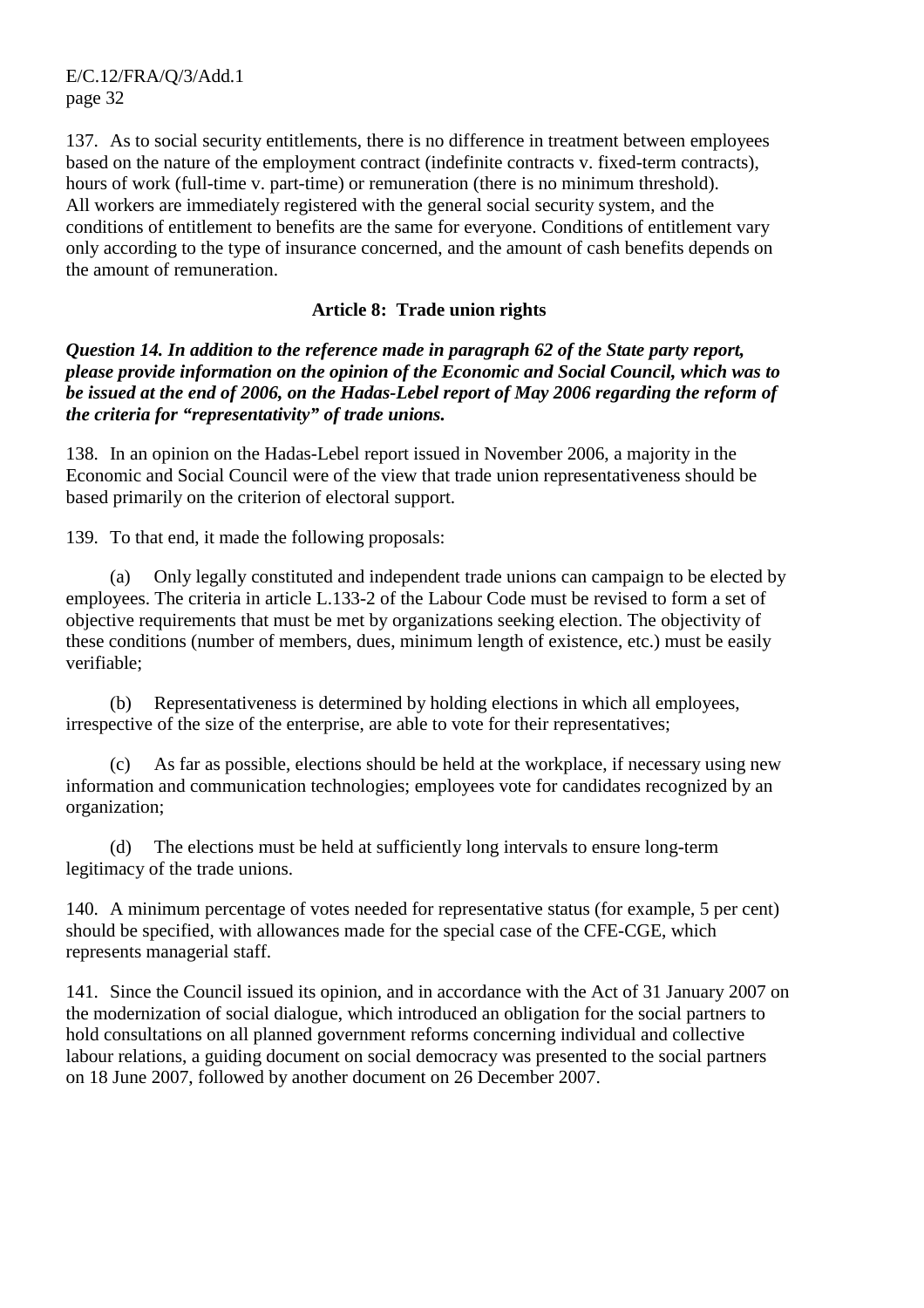137. As to social security entitlements, there is no difference in treatment between employees based on the nature of the employment contract (indefinite contracts v. fixed-term contracts), hours of work (full-time v. part-time) or remuneration (there is no minimum threshold). All workers are immediately registered with the general social security system, and the conditions of entitlement to benefits are the same for everyone. Conditions of entitlement vary only according to the type of insurance concerned, and the amount of cash benefits depends on the amount of remuneration.

## Article 8: Trade union rights

***Question 14. In addition to the reference made in paragraph 62 of the State party report, please provide information on the opinion of the Economic and Social Council, which was to be issued at the end of 2006, on the Hadas-Lebel report of May 2006 regarding the reform of the criteria for "representativity" of trade unions.***

138. In an opinion on the Hadas-Lebel report issued in November 2006, a majority in the Economic and Social Council were of the view that trade union representativeness should be based primarily on the criterion of electoral support.

139. To that end, it made the following proposals:

(a) Only legally constituted and independent trade unions can campaign to be elected by employees. The criteria in article L.133-2 of the Labour Code must be revised to form a set of objective requirements that must be met by organizations seeking election. The objectivity of these conditions (number of members, dues, minimum length of existence, etc.) must be easily verifiable;

(b) Representativeness is determined by holding elections in which all employees, irrespective of the size of the enterprise, are able to vote for their representatives;

(c) As far as possible, elections should be held at the workplace, if necessary using new information and communication technologies; employees vote for candidates recognized by an organization;

(d) The elections must be held at sufficiently long intervals to ensure long-term legitimacy of the trade unions.

140. A minimum percentage of votes needed for representative status (for example, 5 per cent) should be specified, with allowances made for the special case of the CFE-CGE, which represents managerial staff.

141. Since the Council issued its opinion, and in accordance with the Act of 31 January 2007 on the modernization of social dialogue, which introduced an obligation for the social partners to hold consultations on all planned government reforms concerning individual and collective labour relations, a guiding document on social democracy was presented to the social partners on 18 June 2007, followed by another document on 26 December 2007.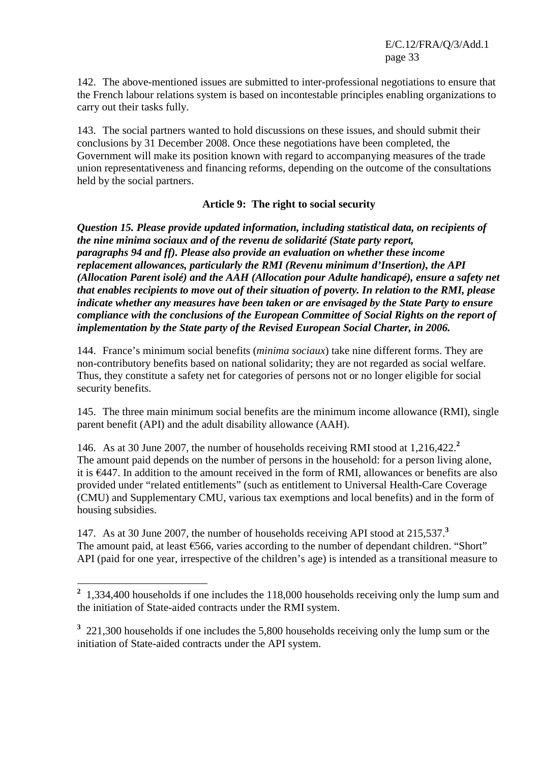142. The above-mentioned issues are submitted to inter-professional negotiations to ensure that the French labour relations system is based on incontestable principles enabling organizations to carry out their tasks fully.

143. The social partners wanted to hold discussions on these issues, and should submit their conclusions by 31 December 2008. Once these negotiations have been completed, the Government will make its position known with regard to accompanying measures of the trade union representativeness and financing reforms, depending on the outcome of the consultations held by the social partners.

### Article 9: The right to social security

***Question 15. Please provide updated information, including statistical data, on recipients of the nine minima sociaux and of the revenu de solidarité (State party report, paragraphs 94 and ff). Please also provide an evaluation on whether these income replacement allowances, particularly the RMI (Revenu minimum d'Insertion), the API (Allocation Parent isolé) and the AAH (Allocation pour Adulte handicapé), ensure a safety net that enables recipients to move out of their situation of poverty. In relation to the RMI, please indicate whether any measures have been taken or are envisaged by the State Party to ensure compliance with the conclusions of the European Committee of Social Rights on the report of implementation by the State party of the Revised European Social Charter, in 2006.***

144. France's minimum social benefits (*minima sociaux*) take nine different forms. They are non-contributory benefits based on national solidarity; they are not regarded as social welfare. Thus, they constitute a safety net for categories of persons not or no longer eligible for social security benefits.

145. The three main minimum social benefits are the minimum income allowance (RMI), single parent benefit (API) and the adult disability allowance (AAH).

146. As at 30 June 2007, the number of households receiving RMI stood at 1,216,422.[2] The amount paid depends on the number of persons in the household: for a person living alone, it is €447. In addition to the amount received in the form of RMI, allowances or benefits are also provided under "related entitlements" (such as entitlement to Universal Health-Care Coverage (CMU) and Supplementary CMU, various tax exemptions and local benefits) and in the form of housing subsidies.

147. As at 30 June 2007, the number of households receiving API stood at 215,537.[3] The amount paid, at least €566, varies according to the number of dependant children. "Short" API (paid for one year, irrespective of the children's age) is intended as a transitional measure to

---

[2] 1,334,400 households if one includes the 118,000 households receiving only the lump sum and the initiation of State-aided contracts under the RMI system.

[3] 221,300 households if one includes the 5,800 households receiving only the lump sum or the initiation of State-aided contracts under the API system.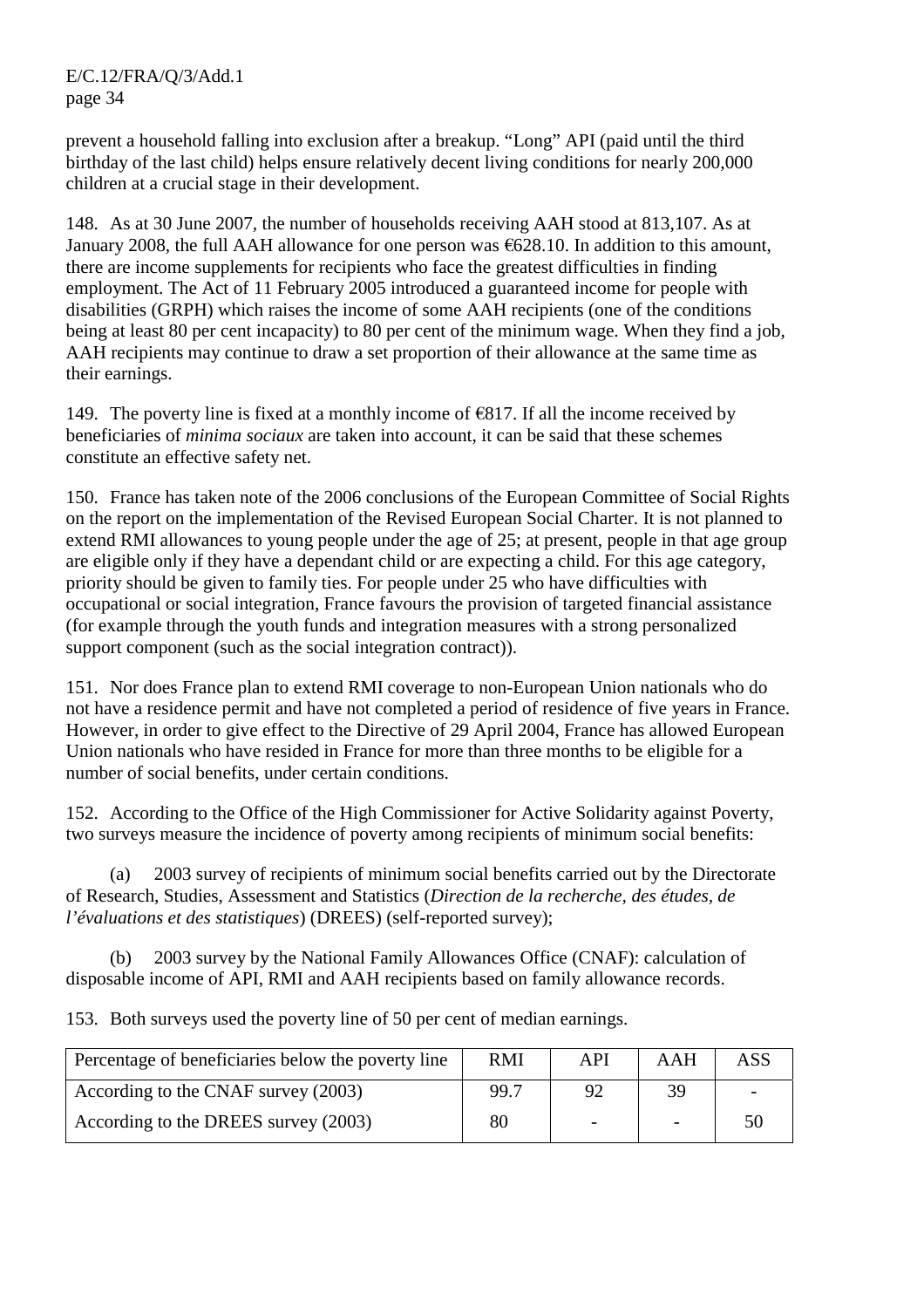prevent a household falling into exclusion after a breakup. "Long" API (paid until the third birthday of the last child) helps ensure relatively decent living conditions for nearly 200,000 children at a crucial stage in their development.

148. As at 30 June 2007, the number of households receiving AAH stood at 813,107. As at January 2008, the full AAH allowance for one person was €628.10. In addition to this amount, there are income supplements for recipients who face the greatest difficulties in finding employment. The Act of 11 February 2005 introduced a guaranteed income for people with disabilities (GRPH) which raises the income of some AAH recipients (one of the conditions being at least 80 per cent incapacity) to 80 per cent of the minimum wage. When they find a job, AAH recipients may continue to draw a set proportion of their allowance at the same time as their earnings.

149. The poverty line is fixed at a monthly income of €817. If all the income received by beneficiaries of *minima sociaux* are taken into account, it can be said that these schemes constitute an effective safety net.

150. France has taken note of the 2006 conclusions of the European Committee of Social Rights on the report on the implementation of the Revised European Social Charter. It is not planned to extend RMI allowances to young people under the age of 25; at present, people in that age group are eligible only if they have a dependant child or are expecting a child. For this age category, priority should be given to family ties. For people under 25 who have difficulties with occupational or social integration, France favours the provision of targeted financial assistance (for example through the youth funds and integration measures with a strong personalized support component (such as the social integration contract)).

151. Nor does France plan to extend RMI coverage to non-European Union nationals who do not have a residence permit and have not completed a period of residence of five years in France. However, in order to give effect to the Directive of 29 April 2004, France has allowed European Union nationals who have resided in France for more than three months to be eligible for a number of social benefits, under certain conditions.

152. According to the Office of the High Commissioner for Active Solidarity against Poverty, two surveys measure the incidence of poverty among recipients of minimum social benefits:

(a) 2003 survey of recipients of minimum social benefits carried out by the Directorate of Research, Studies, Assessment and Statistics (*Direction de la recherche, des études, de l'évaluations et des statistiques*) (DREES) (self-reported survey);

(b) 2003 survey by the National Family Allowances Office (CNAF): calculation of disposable income of API, RMI and AAH recipients based on family allowance records.

153. Both surveys used the poverty line of 50 per cent of median earnings.

| Percentage of beneficiaries below the poverty line | RMI | API | AAH | ASS |
|---|---|---|---|---|
| According to the CNAF survey (2003) | 99.7 | 92 | 39 | - |
| According to the DREES survey (2003) | 80 | - | - | 50 |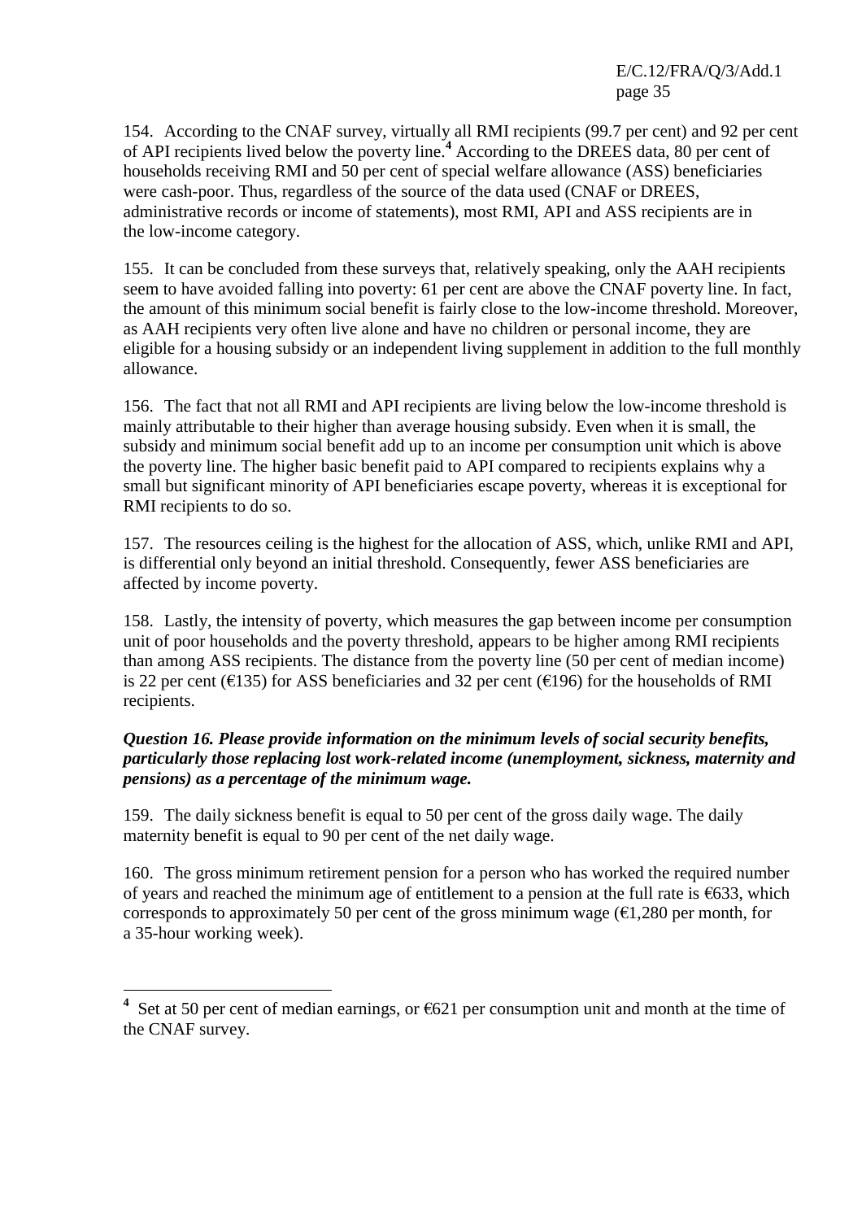154. According to the CNAF survey, virtually all RMI recipients (99.7 per cent) and 92 per cent of API recipients lived below the poverty line.[4] According to the DREES data, 80 per cent of households receiving RMI and 50 per cent of special welfare allowance (ASS) beneficiaries were cash-poor. Thus, regardless of the source of the data used (CNAF or DREES, administrative records or income of statements), most RMI, API and ASS recipients are in the low-income category.

155. It can be concluded from these surveys that, relatively speaking, only the AAH recipients seem to have avoided falling into poverty: 61 per cent are above the CNAF poverty line. In fact, the amount of this minimum social benefit is fairly close to the low-income threshold. Moreover, as AAH recipients very often live alone and have no children or personal income, they are eligible for a housing subsidy or an independent living supplement in addition to the full monthly allowance.

156. The fact that not all RMI and API recipients are living below the low-income threshold is mainly attributable to their higher than average housing subsidy. Even when it is small, the subsidy and minimum social benefit add up to an income per consumption unit which is above the poverty line. The higher basic benefit paid to API compared to recipients explains why a small but significant minority of API beneficiaries escape poverty, whereas it is exceptional for RMI recipients to do so.

157. The resources ceiling is the highest for the allocation of ASS, which, unlike RMI and API, is differential only beyond an initial threshold. Consequently, fewer ASS beneficiaries are affected by income poverty.

158. Lastly, the intensity of poverty, which measures the gap between income per consumption unit of poor households and the poverty threshold, appears to be higher among RMI recipients than among ASS recipients. The distance from the poverty line (50 per cent of median income) is 22 per cent (€135) for ASS beneficiaries and 32 per cent (€196) for the households of RMI recipients.

***Question 16. Please provide information on the minimum levels of social security benefits, particularly those replacing lost work-related income (unemployment, sickness, maternity and pensions) as a percentage of the minimum wage.***

159. The daily sickness benefit is equal to 50 per cent of the gross daily wage. The daily maternity benefit is equal to 90 per cent of the net daily wage.

160. The gross minimum retirement pension for a person who has worked the required number of years and reached the minimum age of entitlement to a pension at the full rate is €633, which corresponds to approximately 50 per cent of the gross minimum wage (€1,280 per month, for a 35-hour working week).

---

[4] Set at 50 per cent of median earnings, or €621 per consumption unit and month at the time of the CNAF survey.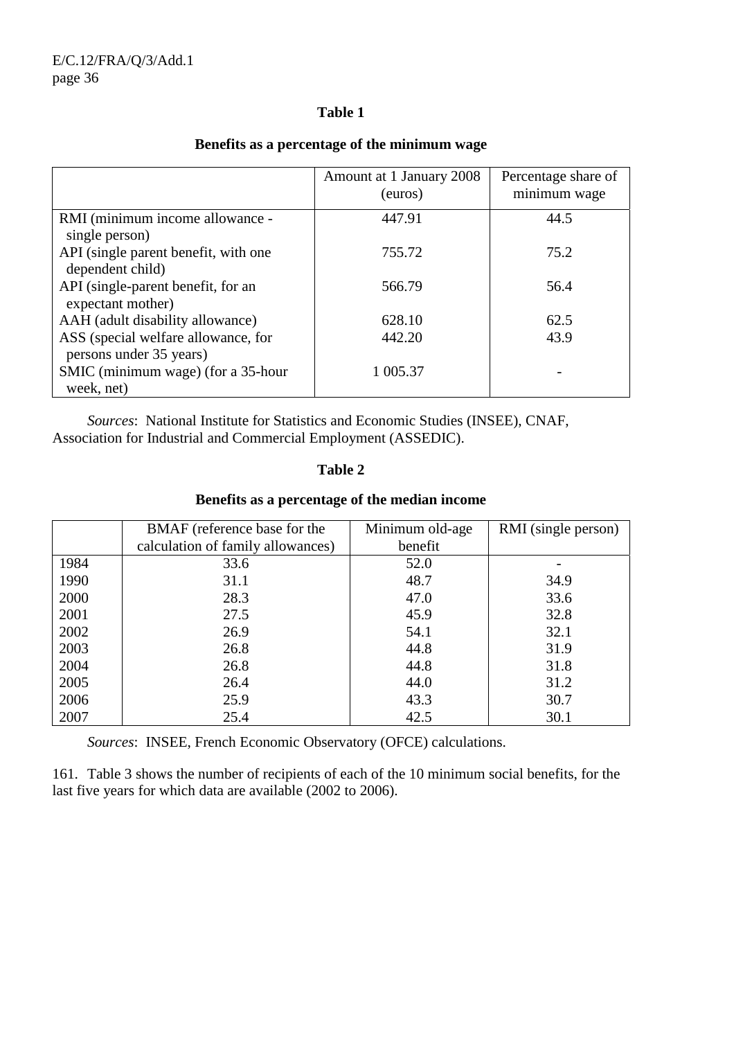### Table 1

### Benefits as a percentage of the minimum wage

| | Amount at 1 January 2008 (euros) | Percentage share of minimum wage |
|---|---|---|
| RMI (minimum income allowance - single person) | 447.91 | 44.5 |
| API (single parent benefit, with one dependent child) | 755.72 | 75.2 |
| API (single-parent benefit, for an expectant mother) | 566.79 | 56.4 |
| AAH (adult disability allowance) | 628.10 | 62.5 |
| ASS (special welfare allowance, for persons under 35 years) | 442.20 | 43.9 |
| SMIC (minimum wage) (for a 35-hour week, net) | 1 005.37 | - |

*Sources*: National Institute for Statistics and Economic Studies (INSEE), CNAF, Association for Industrial and Commercial Employment (ASSEDIC).

### Table 2

### Benefits as a percentage of the median income

| | BMAF (reference base for the calculation of family allowances) | Minimum old-age benefit | RMI (single person) |
|---|---|---|---|
| 1984 | 33.6 | 52.0 | - |
| 1990 | 31.1 | 48.7 | 34.9 |
| 2000 | 28.3 | 47.0 | 33.6 |
| 2001 | 27.5 | 45.9 | 32.8 |
| 2002 | 26.9 | 54.1 | 32.1 |
| 2003 | 26.8 | 44.8 | 31.9 |
| 2004 | 26.8 | 44.8 | 31.8 |
| 2005 | 26.4 | 44.0 | 31.2 |
| 2006 | 25.9 | 43.3 | 30.7 |
| 2007 | 25.4 | 42.5 | 30.1 |

*Sources*: INSEE, French Economic Observatory (OFCE) calculations.

161. Table 3 shows the number of recipients of each of the 10 minimum social benefits, for the last five years for which data are available (2002 to 2006).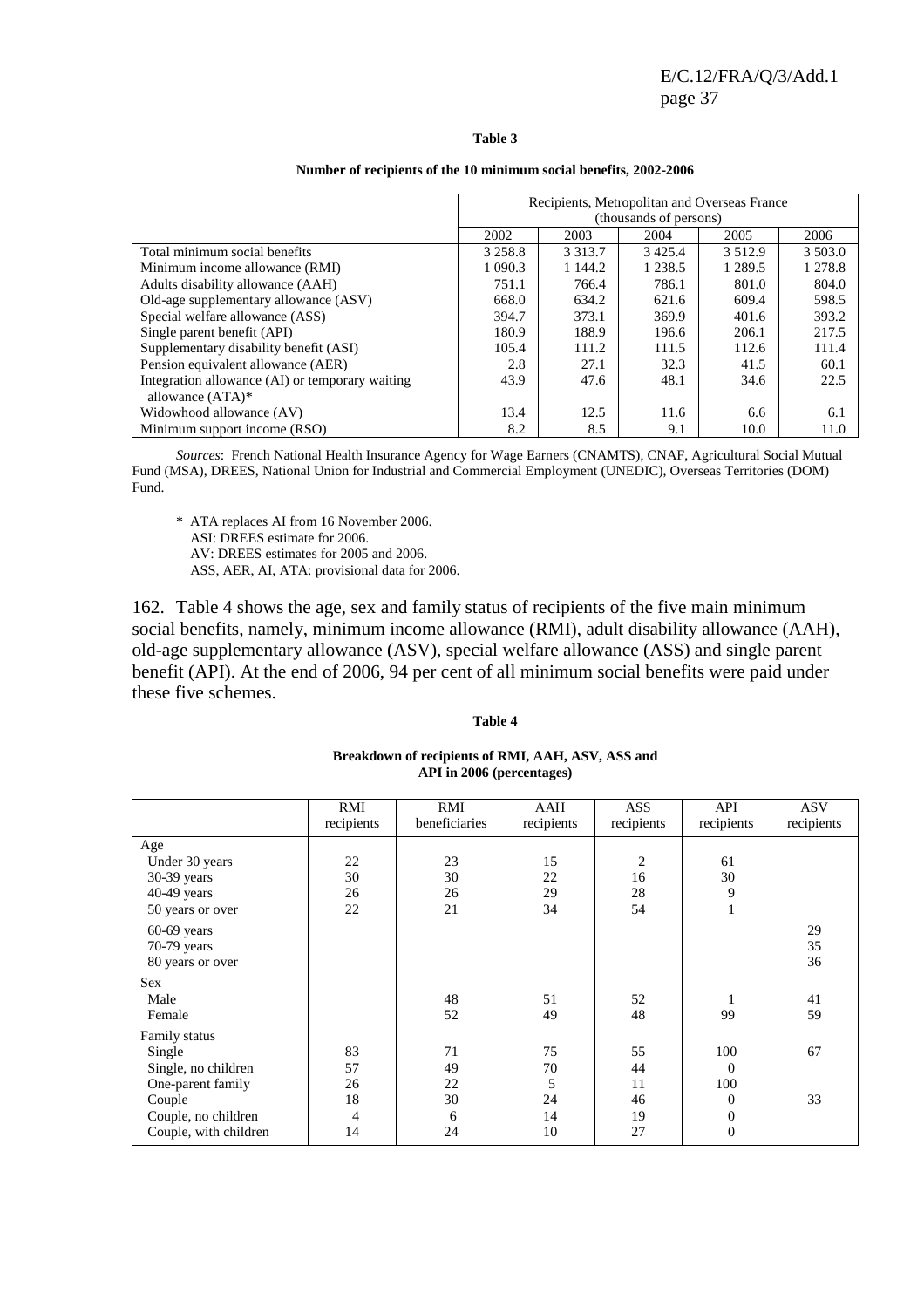**Table 3**

**Number of recipients of the 10 minimum social benefits, 2002-2006**

| | Recipients, Metropolitan and Overseas France (thousands of persons) | | | | |
|---|---|---|---|---|---|
| | 2002 | 2003 | 2004 | 2005 | 2006 |
| Total minimum social benefits | 3 258.8 | 3 313.7 | 3 425.4 | 3 512.9 | 3 503.0 |
| Minimum income allowance (RMI) | 1 090.3 | 1 144.2 | 1 238.5 | 1 289.5 | 1 278.8 |
| Adults disability allowance (AAH) | 751.1 | 766.4 | 786.1 | 801.0 | 804.0 |
| Old-age supplementary allowance (ASV) | 668.0 | 634.2 | 621.6 | 609.4 | 598.5 |
| Special welfare allowance (ASS) | 394.7 | 373.1 | 369.9 | 401.6 | 393.2 |
| Single parent benefit (API) | 180.9 | 188.9 | 196.6 | 206.1 | 217.5 |
| Supplementary disability benefit (ASI) | 105.4 | 111.2 | 111.5 | 112.6 | 111.4 |
| Pension equivalent allowance (AER) | 2.8 | 27.1 | 32.3 | 41.5 | 60.1 |
| Integration allowance (AI) or temporary waiting allowance (ATA)* | 43.9 | 47.6 | 48.1 | 34.6 | 22.5 |
| Widowhood allowance (AV) | 13.4 | 12.5 | 11.6 | 6.6 | 6.1 |
| Minimum support income (RSO) | 8.2 | 8.5 | 9.1 | 10.0 | 11.0 |

*Sources*: French National Health Insurance Agency for Wage Earners (CNAMTS), CNAF, Agricultural Social Mutual Fund (MSA), DREES, National Union for Industrial and Commercial Employment (UNEDIC), Overseas Territories (DOM) Fund.

\* ATA replaces AI from 16 November 2006.
ASI: DREES estimate for 2006.
AV: DREES estimates for 2005 and 2006.
ASS, AER, AI, ATA: provisional data for 2006.

162. Table 4 shows the age, sex and family status of recipients of the five main minimum social benefits, namely, minimum income allowance (RMI), adult disability allowance (AAH), old-age supplementary allowance (ASV), special welfare allowance (ASS) and single parent benefit (API). At the end of 2006, 94 per cent of all minimum social benefits were paid under these five schemes.

**Table 4**

**Breakdown of recipients of RMI, AAH, ASV, ASS and API in 2006 (percentages)**

| | RMI recipients | RMI beneficiaries | AAH recipients | ASS recipients | API recipients | ASV recipients |
|---|---|---|---|---|---|---|
| Age | | | | | | |
| Under 30 years | 22 | 23 | 15 | 2 | 61 | |
| 30-39 years | 30 | 30 | 22 | 16 | 30 | |
| 40-49 years | 26 | 26 | 29 | 28 | 9 | |
| 50 years or over | 22 | 21 | 34 | 54 | 1 | |
| 60-69 years | | | | | | 29 |
| 70-79 years | | | | | | 35 |
| 80 years or over | | | | | | 36 |
| Sex | | | | | | |
| Male | | 48 | 51 | 52 | 1 | 41 |
| Female | | 52 | 49 | 48 | 99 | 59 |
| Family status | | | | | | |
| Single | 83 | 71 | 75 | 55 | 100 | 67 |
| Single, no children | 57 | 49 | 70 | 44 | 0 | |
| One-parent family | 26 | 22 | 5 | 11 | 100 | |
| Couple | 18 | 30 | 24 | 46 | 0 | 33 |
| Couple, no children | 4 | 6 | 14 | 19 | 0 | |
| Couple, with children | 14 | 24 | 10 | 27 | 0 | |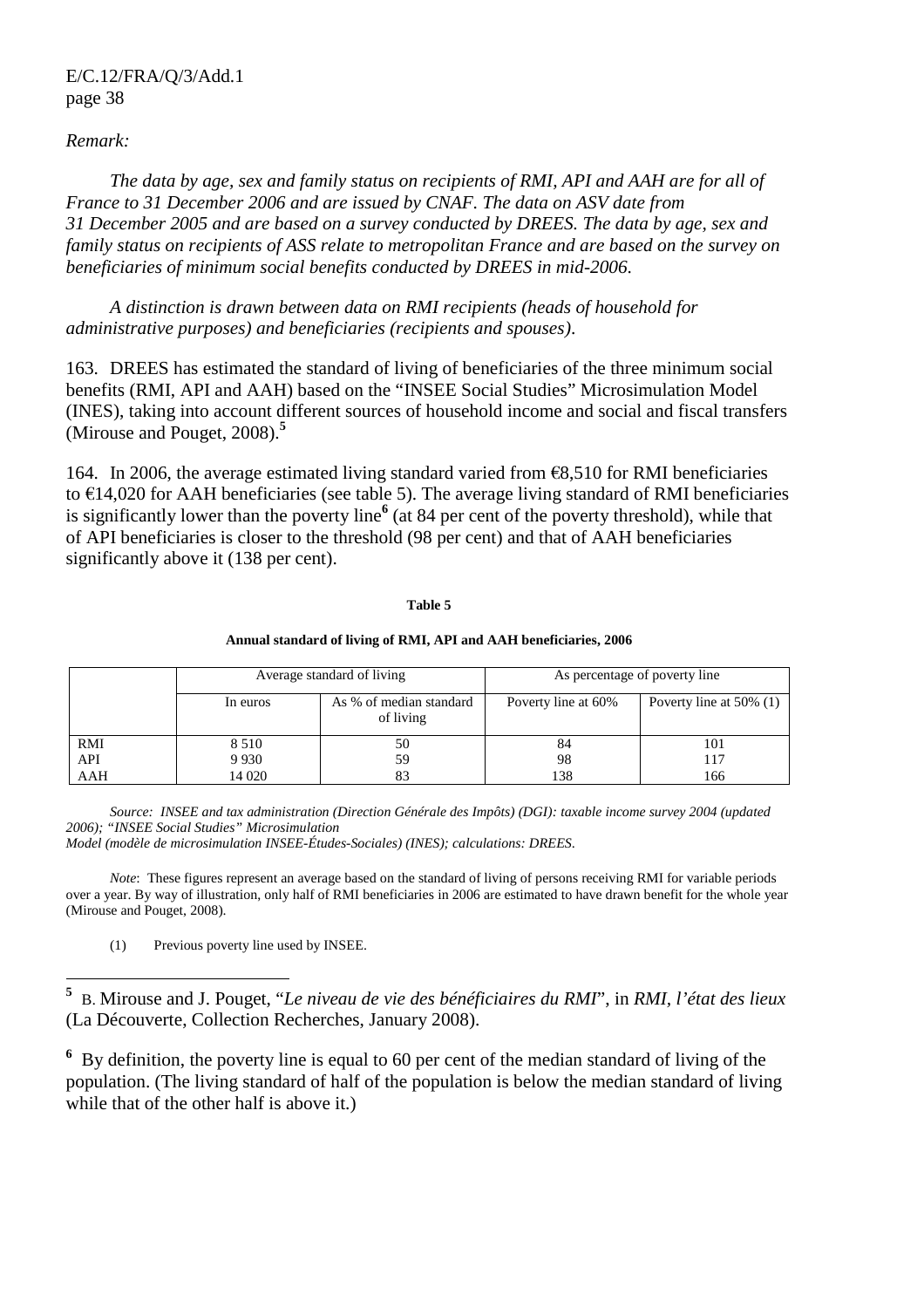*Remark:*

*The data by age, sex and family status on recipients of RMI, API and AAH are for all of France to 31 December 2006 and are issued by CNAF. The data on ASV date from 31 December 2005 and are based on a survey conducted by DREES. The data by age, sex and family status on recipients of ASS relate to metropolitan France and are based on the survey on beneficiaries of minimum social benefits conducted by DREES in mid-2006.*

*A distinction is drawn between data on RMI recipients (heads of household for administrative purposes) and beneficiaries (recipients and spouses).*

163. DREES has estimated the standard of living of beneficiaries of the three minimum social benefits (RMI, API and AAH) based on the "INSEE Social Studies" Microsimulation Model (INES), taking into account different sources of household income and social and fiscal transfers (Mirouse and Pouget, 2008).[5]

164. In 2006, the average estimated living standard varied from €8,510 for RMI beneficiaries to €14,020 for AAH beneficiaries (see table 5). The average living standard of RMI beneficiaries is significantly lower than the poverty line[6] (at 84 per cent of the poverty threshold), while that of API beneficiaries is closer to the threshold (98 per cent) and that of AAH beneficiaries significantly above it (138 per cent).

**Table 5**

**Annual standard of living of RMI, API and AAH beneficiaries, 2006**

| | Average standard of living | | As percentage of poverty line | |
|---|---|---|---|---|
| | In euros | As % of median standard of living | Poverty line at 60% | Poverty line at 50% (1) |
| RMI | 8 510 | 50 | 84 | 101 |
| API | 9 930 | 59 | 98 | 117 |
| AAH | 14 020 | 83 | 138 | 166 |

*Source: INSEE and tax administration (Direction Générale des Impôts) (DGI): taxable income survey 2004 (updated 2006); "INSEE Social Studies" Microsimulation Model (modèle de microsimulation INSEE-Études-Sociales) (INES); calculations: DREES.*

*Note*: These figures represent an average based on the standard of living of persons receiving RMI for variable periods over a year. By way of illustration, only half of RMI beneficiaries in 2006 are estimated to have drawn benefit for the whole year (Mirouse and Pouget, 2008).

(1) Previous poverty line used by INSEE.

[5] B. Mirouse and J. Pouget, "*Le niveau de vie des bénéficiaires du RMI*", in *RMI, l'état des lieux* (La Découverte, Collection Recherches, January 2008).

[6] By definition, the poverty line is equal to 60 per cent of the median standard of living of the population. (The living standard of half of the population is below the median standard of living while that of the other half is above it.)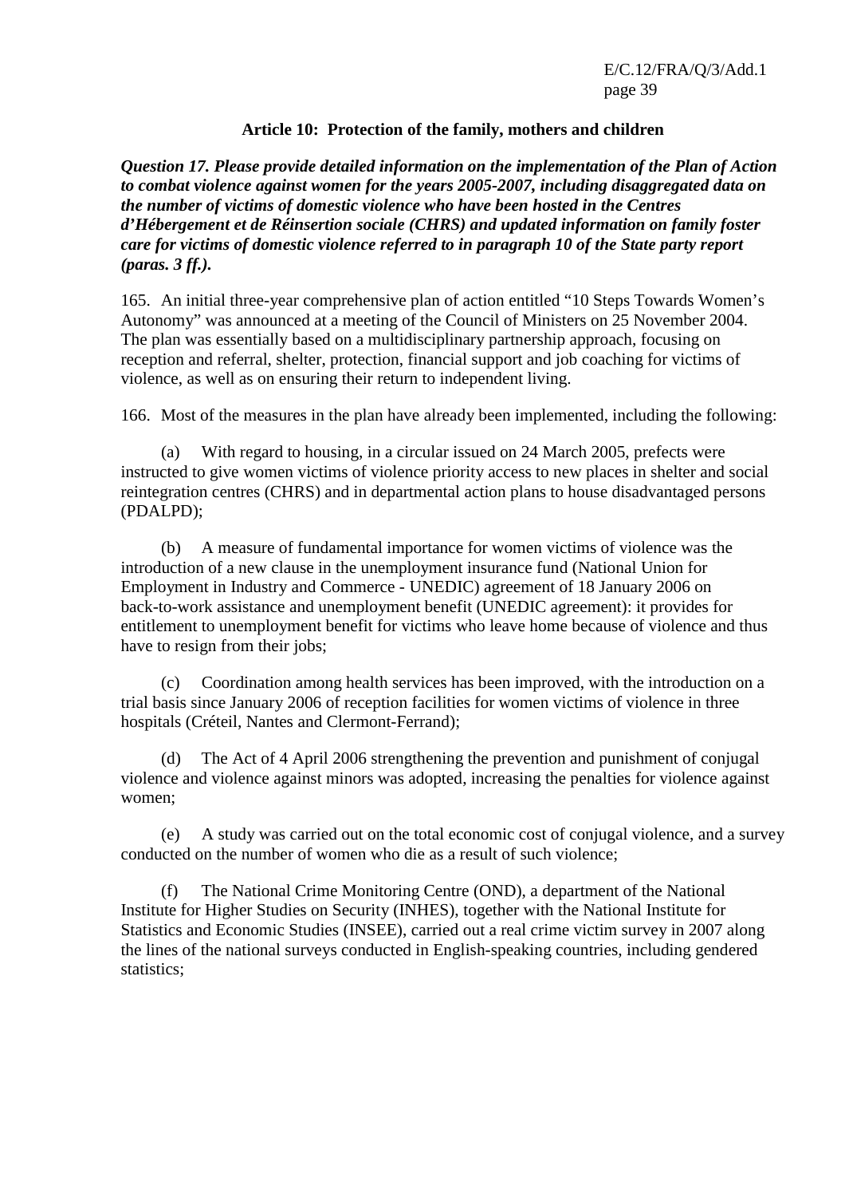## Article 10: Protection of the family, mothers and children

***Question 17. Please provide detailed information on the implementation of the Plan of Action to combat violence against women for the years 2005-2007, including disaggregated data on the number of victims of domestic violence who have been hosted in the Centres d'Hébergement et de Réinsertion sociale (CHRS) and updated information on family foster care for victims of domestic violence referred to in paragraph 10 of the State party report (paras. 3 ff.).***

165. An initial three-year comprehensive plan of action entitled "10 Steps Towards Women's Autonomy" was announced at a meeting of the Council of Ministers on 25 November 2004. The plan was essentially based on a multidisciplinary partnership approach, focusing on reception and referral, shelter, protection, financial support and job coaching for victims of violence, as well as on ensuring their return to independent living.

166. Most of the measures in the plan have already been implemented, including the following:

(a) With regard to housing, in a circular issued on 24 March 2005, prefects were instructed to give women victims of violence priority access to new places in shelter and social reintegration centres (CHRS) and in departmental action plans to house disadvantaged persons (PDALPD);

(b) A measure of fundamental importance for women victims of violence was the introduction of a new clause in the unemployment insurance fund (National Union for Employment in Industry and Commerce - UNEDIC) agreement of 18 January 2006 on back-to-work assistance and unemployment benefit (UNEDIC agreement): it provides for entitlement to unemployment benefit for victims who leave home because of violence and thus have to resign from their jobs;

(c) Coordination among health services has been improved, with the introduction on a trial basis since January 2006 of reception facilities for women victims of violence in three hospitals (Créteil, Nantes and Clermont-Ferrand);

(d) The Act of 4 April 2006 strengthening the prevention and punishment of conjugal violence and violence against minors was adopted, increasing the penalties for violence against women;

(e) A study was carried out on the total economic cost of conjugal violence, and a survey conducted on the number of women who die as a result of such violence;

(f) The National Crime Monitoring Centre (OND), a department of the National Institute for Higher Studies on Security (INHES), together with the National Institute for Statistics and Economic Studies (INSEE), carried out a real crime victim survey in 2007 along the lines of the national surveys conducted in English-speaking countries, including gendered statistics;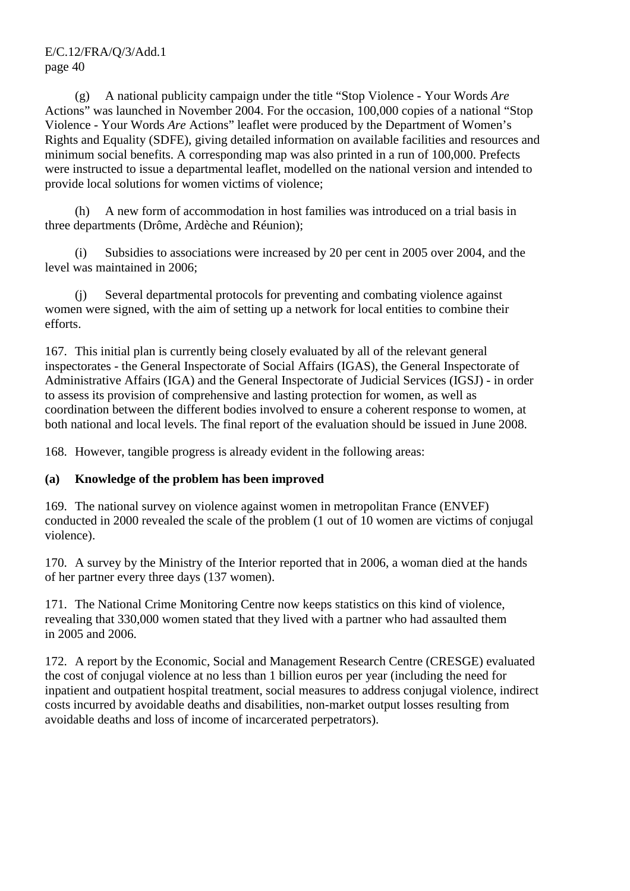(g) A national publicity campaign under the title “Stop Violence - Your Words *Are* Actions” was launched in November 2004. For the occasion, 100,000 copies of a national “Stop Violence - Your Words *Are* Actions” leaflet were produced by the Department of Women’s Rights and Equality (SDFE), giving detailed information on available facilities and resources and minimum social benefits. A corresponding map was also printed in a run of 100,000. Prefects were instructed to issue a departmental leaflet, modelled on the national version and intended to provide local solutions for women victims of violence;

(h) A new form of accommodation in host families was introduced on a trial basis in three departments (Drôme, Ardèche and Réunion);

(i) Subsidies to associations were increased by 20 per cent in 2005 over 2004, and the level was maintained in 2006;

(j) Several departmental protocols for preventing and combating violence against women were signed, with the aim of setting up a network for local entities to combine their efforts.

167. This initial plan is currently being closely evaluated by all of the relevant general inspectorates - the General Inspectorate of Social Affairs (IGAS), the General Inspectorate of Administrative Affairs (IGA) and the General Inspectorate of Judicial Services (IGSJ) - in order to assess its provision of comprehensive and lasting protection for women, as well as coordination between the different bodies involved to ensure a coherent response to women, at both national and local levels. The final report of the evaluation should be issued in June 2008.

168. However, tangible progress is already evident in the following areas:

**(a) Knowledge of the problem has been improved**

169. The national survey on violence against women in metropolitan France (ENVEF) conducted in 2000 revealed the scale of the problem (1 out of 10 women are victims of conjugal violence).

170. A survey by the Ministry of the Interior reported that in 2006, a woman died at the hands of her partner every three days (137 women).

171. The National Crime Monitoring Centre now keeps statistics on this kind of violence, revealing that 330,000 women stated that they lived with a partner who had assaulted them in 2005 and 2006.

172. A report by the Economic, Social and Management Research Centre (CRESGE) evaluated the cost of conjugal violence at no less than 1 billion euros per year (including the need for inpatient and outpatient hospital treatment, social measures to address conjugal violence, indirect costs incurred by avoidable deaths and disabilities, non-market output losses resulting from avoidable deaths and loss of income of incarcerated perpetrators).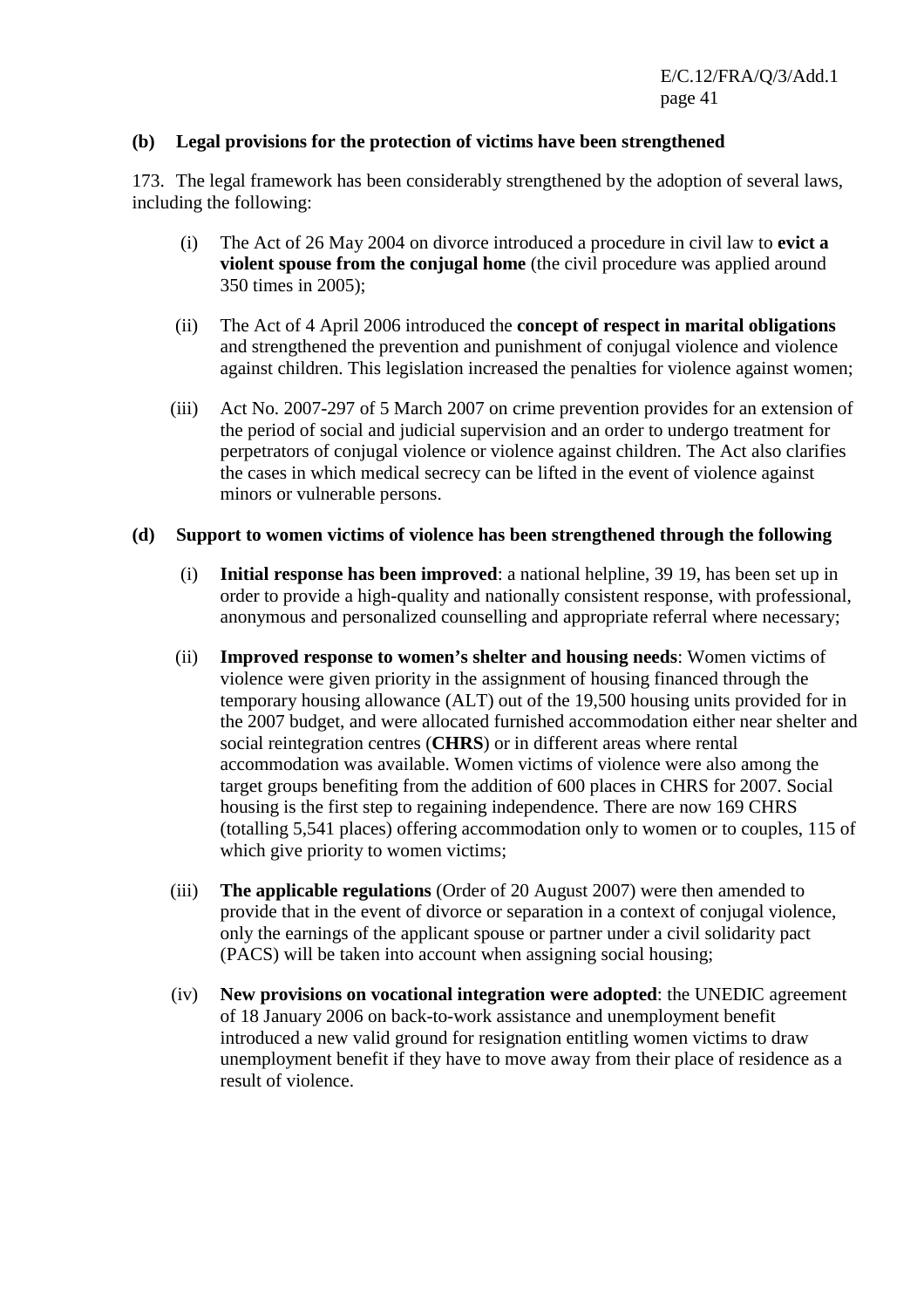**(b) Legal provisions for the protection of victims have been strengthened**

173. The legal framework has been considerably strengthened by the adoption of several laws, including the following:

(i) The Act of 26 May 2004 on divorce introduced a procedure in civil law to **evict a violent spouse from the conjugal home** (the civil procedure was applied around 350 times in 2005);

(ii) The Act of 4 April 2006 introduced the **concept of respect in marital obligations** and strengthened the prevention and punishment of conjugal violence and violence against children. This legislation increased the penalties for violence against women;

(iii) Act No. 2007-297 of 5 March 2007 on crime prevention provides for an extension of the period of social and judicial supervision and an order to undergo treatment for perpetrators of conjugal violence or violence against children. The Act also clarifies the cases in which medical secrecy can be lifted in the event of violence against minors or vulnerable persons.

**(d) Support to women victims of violence has been strengthened through the following**

(i) **Initial response has been improved**: a national helpline, 39 19, has been set up in order to provide a high-quality and nationally consistent response, with professional, anonymous and personalized counselling and appropriate referral where necessary;

(ii) **Improved response to women's shelter and housing needs**: Women victims of violence were given priority in the assignment of housing financed through the temporary housing allowance (ALT) out of the 19,500 housing units provided for in the 2007 budget, and were allocated furnished accommodation either near shelter and social reintegration centres (**CHRS**) or in different areas where rental accommodation was available. Women victims of violence were also among the target groups benefiting from the addition of 600 places in CHRS for 2007. Social housing is the first step to regaining independence. There are now 169 CHRS (totalling 5,541 places) offering accommodation only to women or to couples, 115 of which give priority to women victims;

(iii) **The applicable regulations** (Order of 20 August 2007) were then amended to provide that in the event of divorce or separation in a context of conjugal violence, only the earnings of the applicant spouse or partner under a civil solidarity pact (PACS) will be taken into account when assigning social housing;

(iv) **New provisions on vocational integration were adopted**: the UNEDIC agreement of 18 January 2006 on back-to-work assistance and unemployment benefit introduced a new valid ground for resignation entitling women victims to draw unemployment benefit if they have to move away from their place of residence as a result of violence.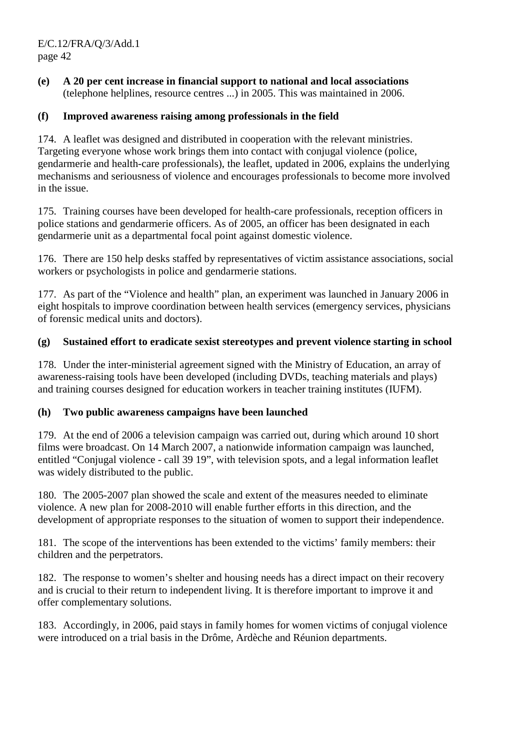**(e) A 20 per cent increase in financial support to national and local associations** (telephone helplines, resource centres ...) in 2005. This was maintained in 2006.

**(f) Improved awareness raising among professionals in the field**

174. A leaflet was designed and distributed in cooperation with the relevant ministries. Targeting everyone whose work brings them into contact with conjugal violence (police, gendarmerie and health-care professionals), the leaflet, updated in 2006, explains the underlying mechanisms and seriousness of violence and encourages professionals to become more involved in the issue.

175. Training courses have been developed for health-care professionals, reception officers in police stations and gendarmerie officers. As of 2005, an officer has been designated in each gendarmerie unit as a departmental focal point against domestic violence.

176. There are 150 help desks staffed by representatives of victim assistance associations, social workers or psychologists in police and gendarmerie stations.

177. As part of the "Violence and health" plan, an experiment was launched in January 2006 in eight hospitals to improve coordination between health services (emergency services, physicians of forensic medical units and doctors).

**(g) Sustained effort to eradicate sexist stereotypes and prevent violence starting in school**

178. Under the inter-ministerial agreement signed with the Ministry of Education, an array of awareness-raising tools have been developed (including DVDs, teaching materials and plays) and training courses designed for education workers in teacher training institutes (IUFM).

**(h) Two public awareness campaigns have been launched**

179. At the end of 2006 a television campaign was carried out, during which around 10 short films were broadcast. On 14 March 2007, a nationwide information campaign was launched, entitled "Conjugal violence - call 39 19", with television spots, and a legal information leaflet was widely distributed to the public.

180. The 2005-2007 plan showed the scale and extent of the measures needed to eliminate violence. A new plan for 2008-2010 will enable further efforts in this direction, and the development of appropriate responses to the situation of women to support their independence.

181. The scope of the interventions has been extended to the victims' family members: their children and the perpetrators.

182. The response to women's shelter and housing needs has a direct impact on their recovery and is crucial to their return to independent living. It is therefore important to improve it and offer complementary solutions.

183. Accordingly, in 2006, paid stays in family homes for women victims of conjugal violence were introduced on a trial basis in the Drôme, Ardèche and Réunion departments.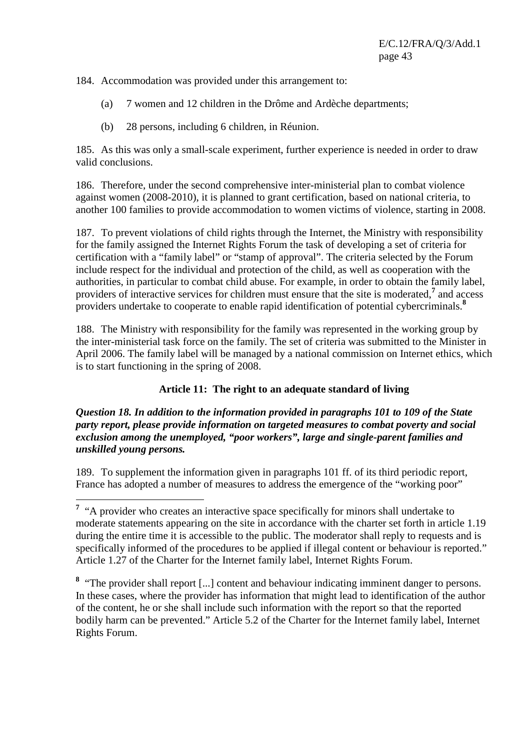184. Accommodation was provided under this arrangement to:

(a) 7 women and 12 children in the Drôme and Ardèche departments;

(b) 28 persons, including 6 children, in Réunion.

185. As this was only a small-scale experiment, further experience is needed in order to draw valid conclusions.

186. Therefore, under the second comprehensive inter-ministerial plan to combat violence against women (2008-2010), it is planned to grant certification, based on national criteria, to another 100 families to provide accommodation to women victims of violence, starting in 2008.

187. To prevent violations of child rights through the Internet, the Ministry with responsibility for the family assigned the Internet Rights Forum the task of developing a set of criteria for certification with a "family label" or "stamp of approval". The criteria selected by the Forum include respect for the individual and protection of the child, as well as cooperation with the authorities, in particular to combat child abuse. For example, in order to obtain the family label, providers of interactive services for children must ensure that the site is moderated,[7] and access providers undertake to cooperate to enable rapid identification of potential cybercriminals.[8]

188. The Ministry with responsibility for the family was represented in the working group by the inter-ministerial task force on the family. The set of criteria was submitted to the Minister in April 2006. The family label will be managed by a national commission on Internet ethics, which is to start functioning in the spring of 2008.

## Article 11: The right to an adequate standard of living

***Question 18. In addition to the information provided in paragraphs 101 to 109 of the State party report, please provide information on targeted measures to combat poverty and social exclusion among the unemployed, "poor workers", large and single-parent families and unskilled young persons.***

189. To supplement the information given in paragraphs 101 ff. of its third periodic report, France has adopted a number of measures to address the emergence of the "working poor"

---

[7] "A provider who creates an interactive space specifically for minors shall undertake to moderate statements appearing on the site in accordance with the charter set forth in article 1.19 during the entire time it is accessible to the public. The moderator shall reply to requests and is specifically informed of the procedures to be applied if illegal content or behaviour is reported." Article 1.27 of the Charter for the Internet family label, Internet Rights Forum.

[8] "The provider shall report [...] content and behaviour indicating imminent danger to persons. In these cases, where the provider has information that might lead to identification of the author of the content, he or she shall include such information with the report so that the reported bodily harm can be prevented." Article 5.2 of the Charter for the Internet family label, Internet Rights Forum.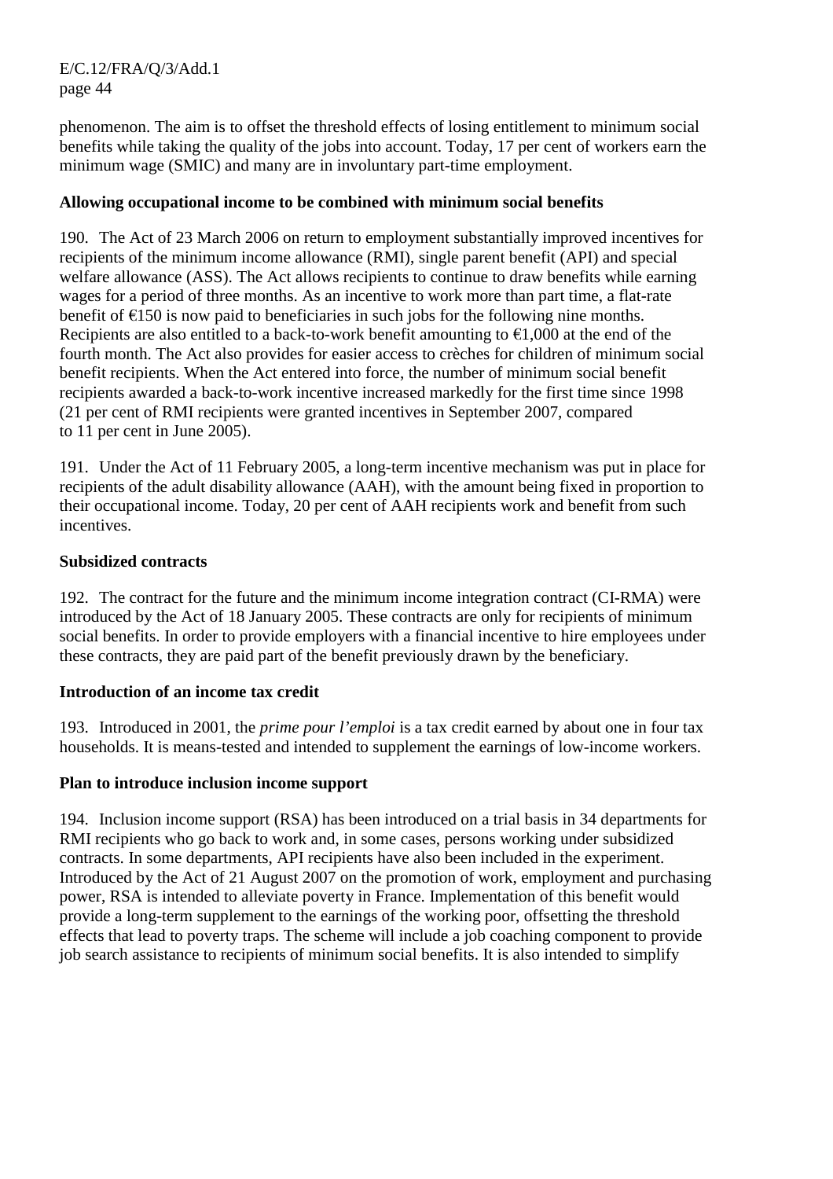phenomenon. The aim is to offset the threshold effects of losing entitlement to minimum social benefits while taking the quality of the jobs into account. Today, 17 per cent of workers earn the minimum wage (SMIC) and many are in involuntary part-time employment.

**Allowing occupational income to be combined with minimum social benefits**

190. The Act of 23 March 2006 on return to employment substantially improved incentives for recipients of the minimum income allowance (RMI), single parent benefit (API) and special welfare allowance (ASS). The Act allows recipients to continue to draw benefits while earning wages for a period of three months. As an incentive to work more than part time, a flat-rate benefit of €150 is now paid to beneficiaries in such jobs for the following nine months. Recipients are also entitled to a back-to-work benefit amounting to €1,000 at the end of the fourth month. The Act also provides for easier access to crèches for children of minimum social benefit recipients. When the Act entered into force, the number of minimum social benefit recipients awarded a back-to-work incentive increased markedly for the first time since 1998 (21 per cent of RMI recipients were granted incentives in September 2007, compared to 11 per cent in June 2005).

191. Under the Act of 11 February 2005, a long-term incentive mechanism was put in place for recipients of the adult disability allowance (AAH), with the amount being fixed in proportion to their occupational income. Today, 20 per cent of AAH recipients work and benefit from such incentives.

**Subsidized contracts**

192. The contract for the future and the minimum income integration contract (CI-RMA) were introduced by the Act of 18 January 2005. These contracts are only for recipients of minimum social benefits. In order to provide employers with a financial incentive to hire employees under these contracts, they are paid part of the benefit previously drawn by the beneficiary.

**Introduction of an income tax credit**

193. Introduced in 2001, the *prime pour l'emploi* is a tax credit earned by about one in four tax households. It is means-tested and intended to supplement the earnings of low-income workers.

**Plan to introduce inclusion income support**

194. Inclusion income support (RSA) has been introduced on a trial basis in 34 departments for RMI recipients who go back to work and, in some cases, persons working under subsidized contracts. In some departments, API recipients have also been included in the experiment. Introduced by the Act of 21 August 2007 on the promotion of work, employment and purchasing power, RSA is intended to alleviate poverty in France. Implementation of this benefit would provide a long-term supplement to the earnings of the working poor, offsetting the threshold effects that lead to poverty traps. The scheme will include a job coaching component to provide job search assistance to recipients of minimum social benefits. It is also intended to simplify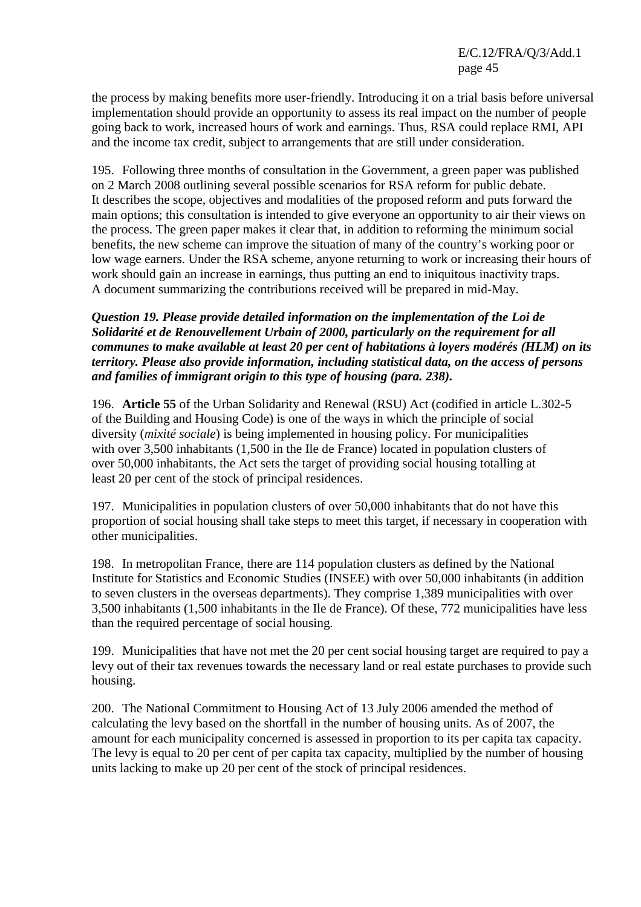the process by making benefits more user-friendly. Introducing it on a trial basis before universal implementation should provide an opportunity to assess its real impact on the number of people going back to work, increased hours of work and earnings. Thus, RSA could replace RMI, API and the income tax credit, subject to arrangements that are still under consideration.

195. Following three months of consultation in the Government, a green paper was published on 2 March 2008 outlining several possible scenarios for RSA reform for public debate. It describes the scope, objectives and modalities of the proposed reform and puts forward the main options; this consultation is intended to give everyone an opportunity to air their views on the process. The green paper makes it clear that, in addition to reforming the minimum social benefits, the new scheme can improve the situation of many of the country's working poor or low wage earners. Under the RSA scheme, anyone returning to work or increasing their hours of work should gain an increase in earnings, thus putting an end to iniquitous inactivity traps. A document summarizing the contributions received will be prepared in mid-May.

***Question 19. Please provide detailed information on the implementation of the Loi de Solidarité et de Renouvellement Urbain of 2000, particularly on the requirement for all communes to make available at least 20 per cent of habitations à loyers modérés (HLM) on its territory. Please also provide information, including statistical data, on the access of persons and families of immigrant origin to this type of housing (para. 238).***

196. **Article 55** of the Urban Solidarity and Renewal (RSU) Act (codified in article L.302-5 of the Building and Housing Code) is one of the ways in which the principle of social diversity (*mixité sociale*) is being implemented in housing policy. For municipalities with over 3,500 inhabitants (1,500 in the Ile de France) located in population clusters of over 50,000 inhabitants, the Act sets the target of providing social housing totalling at least 20 per cent of the stock of principal residences.

197. Municipalities in population clusters of over 50,000 inhabitants that do not have this proportion of social housing shall take steps to meet this target, if necessary in cooperation with other municipalities.

198. In metropolitan France, there are 114 population clusters as defined by the National Institute for Statistics and Economic Studies (INSEE) with over 50,000 inhabitants (in addition to seven clusters in the overseas departments). They comprise 1,389 municipalities with over 3,500 inhabitants (1,500 inhabitants in the Ile de France). Of these, 772 municipalities have less than the required percentage of social housing.

199. Municipalities that have not met the 20 per cent social housing target are required to pay a levy out of their tax revenues towards the necessary land or real estate purchases to provide such housing.

200. The National Commitment to Housing Act of 13 July 2006 amended the method of calculating the levy based on the shortfall in the number of housing units. As of 2007, the amount for each municipality concerned is assessed in proportion to its per capita tax capacity. The levy is equal to 20 per cent of per capita tax capacity, multiplied by the number of housing units lacking to make up 20 per cent of the stock of principal residences.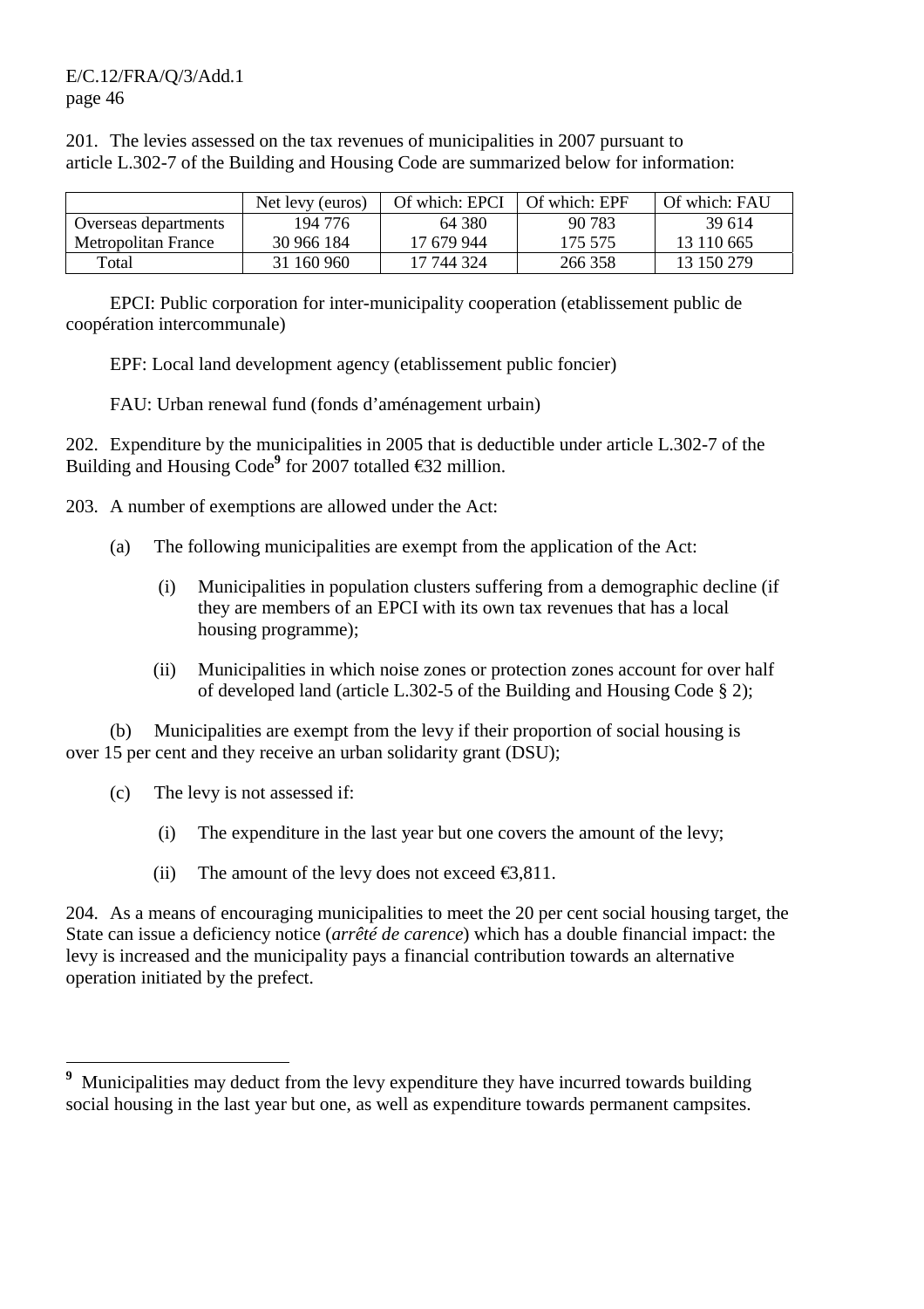201. The levies assessed on the tax revenues of municipalities in 2007 pursuant to article L.302-7 of the Building and Housing Code are summarized below for information:

| | Net levy (euros) | Of which: EPCI | Of which: EPF | Of which: FAU |
|---|---|---|---|---|
| Overseas departments | 194 776 | 64 380 | 90 783 | 39 614 |
| Metropolitan France | 30 966 184 | 17 679 944 | 175 575 | 13 110 665 |
| Total | 31 160 960 | 17 744 324 | 266 358 | 13 150 279 |

EPCI: Public corporation for inter-municipality cooperation (etablissement public de coopération intercommunale)

EPF: Local land development agency (etablissement public foncier)

FAU: Urban renewal fund (fonds d'aménagement urbain)

202. Expenditure by the municipalities in 2005 that is deductible under article L.302-7 of the Building and Housing Code[9] for 2007 totalled €32 million.

203. A number of exemptions are allowed under the Act:

(a) The following municipalities are exempt from the application of the Act:

(i) Municipalities in population clusters suffering from a demographic decline (if they are members of an EPCI with its own tax revenues that has a local housing programme);

(ii) Municipalities in which noise zones or protection zones account for over half of developed land (article L.302-5 of the Building and Housing Code § 2);

(b) Municipalities are exempt from the levy if their proportion of social housing is over 15 per cent and they receive an urban solidarity grant (DSU);

(c) The levy is not assessed if:

(i) The expenditure in the last year but one covers the amount of the levy;

(ii) The amount of the levy does not exceed €3,811.

204. As a means of encouraging municipalities to meet the 20 per cent social housing target, the State can issue a deficiency notice (*arrêté de carence*) which has a double financial impact: the levy is increased and the municipality pays a financial contribution towards an alternative operation initiated by the prefect.

---

[9] Municipalities may deduct from the levy expenditure they have incurred towards building social housing in the last year but one, as well as expenditure towards permanent campsites.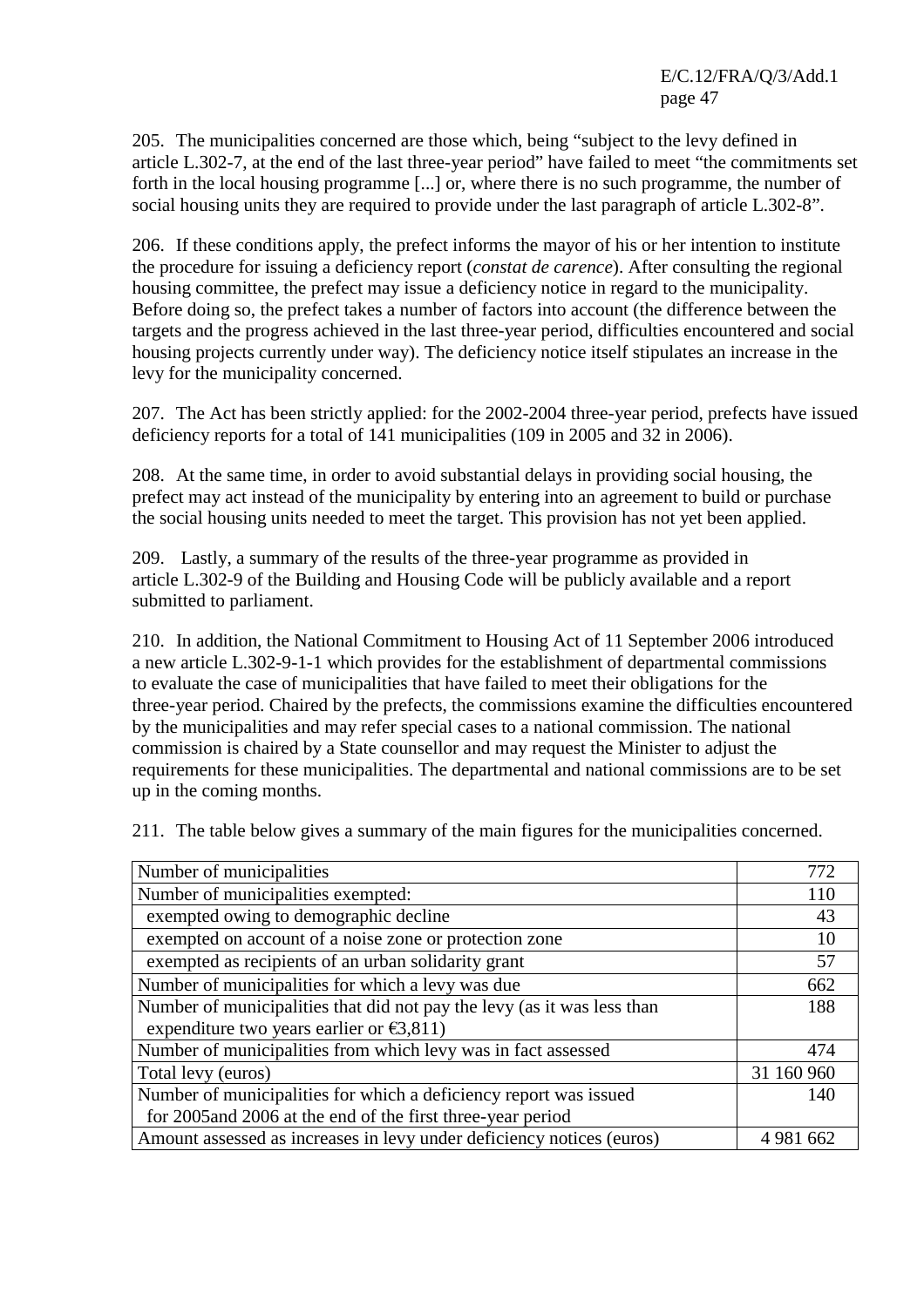205. The municipalities concerned are those which, being "subject to the levy defined in article L.302-7, at the end of the last three-year period" have failed to meet "the commitments set forth in the local housing programme [...] or, where there is no such programme, the number of social housing units they are required to provide under the last paragraph of article L.302-8".

206. If these conditions apply, the prefect informs the mayor of his or her intention to institute the procedure for issuing a deficiency report (*constat de carence*). After consulting the regional housing committee, the prefect may issue a deficiency notice in regard to the municipality. Before doing so, the prefect takes a number of factors into account (the difference between the targets and the progress achieved in the last three-year period, difficulties encountered and social housing projects currently under way). The deficiency notice itself stipulates an increase in the levy for the municipality concerned.

207. The Act has been strictly applied: for the 2002-2004 three-year period, prefects have issued deficiency reports for a total of 141 municipalities (109 in 2005 and 32 in 2006).

208. At the same time, in order to avoid substantial delays in providing social housing, the prefect may act instead of the municipality by entering into an agreement to build or purchase the social housing units needed to meet the target. This provision has not yet been applied.

209. Lastly, a summary of the results of the three-year programme as provided in article L.302-9 of the Building and Housing Code will be publicly available and a report submitted to parliament.

210. In addition, the National Commitment to Housing Act of 11 September 2006 introduced a new article L.302-9-1-1 which provides for the establishment of departmental commissions to evaluate the case of municipalities that have failed to meet their obligations for the three-year period. Chaired by the prefects, the commissions examine the difficulties encountered by the municipalities and may refer special cases to a national commission. The national commission is chaired by a State counsellor and may request the Minister to adjust the requirements for these municipalities. The departmental and national commissions are to be set up in the coming months.

211. The table below gives a summary of the main figures for the municipalities concerned.

| | |
|---|---:|
| Number of municipalities | 772 |
| Number of municipalities exempted: | 110 |
| exempted owing to demographic decline | 43 |
| exempted on account of a noise zone or protection zone | 10 |
| exempted as recipients of an urban solidarity grant | 57 |
| Number of municipalities for which a levy was due | 662 |
| Number of municipalities that did not pay the levy (as it was less than expenditure two years earlier or €3,811) | 188 |
| Number of municipalities from which levy was in fact assessed | 474 |
| Total levy (euros) | 31 160 960 |
| Number of municipalities for which a deficiency report was issued for 2005and 2006 at the end of the first three-year period | 140 |
| Amount assessed as increases in levy under deficiency notices (euros) | 4 981 662 |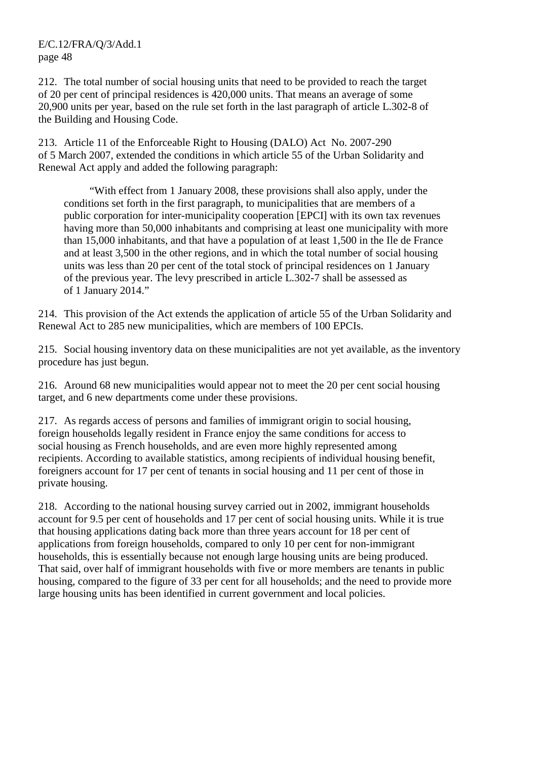212. The total number of social housing units that need to be provided to reach the target of 20 per cent of principal residences is 420,000 units. That means an average of some 20,900 units per year, based on the rule set forth in the last paragraph of article L.302-8 of the Building and Housing Code.

213. Article 11 of the Enforceable Right to Housing (DALO) Act No. 2007-290 of 5 March 2007, extended the conditions in which article 55 of the Urban Solidarity and Renewal Act apply and added the following paragraph:

> "With effect from 1 January 2008, these provisions shall also apply, under the conditions set forth in the first paragraph, to municipalities that are members of a public corporation for inter-municipality cooperation [EPCI] with its own tax revenues having more than 50,000 inhabitants and comprising at least one municipality with more than 15,000 inhabitants, and that have a population of at least 1,500 in the Ile de France and at least 3,500 in the other regions, and in which the total number of social housing units was less than 20 per cent of the total stock of principal residences on 1 January of the previous year. The levy prescribed in article L.302-7 shall be assessed as of 1 January 2014."

214. This provision of the Act extends the application of article 55 of the Urban Solidarity and Renewal Act to 285 new municipalities, which are members of 100 EPCIs.

215. Social housing inventory data on these municipalities are not yet available, as the inventory procedure has just begun.

216. Around 68 new municipalities would appear not to meet the 20 per cent social housing target, and 6 new departments come under these provisions.

217. As regards access of persons and families of immigrant origin to social housing, foreign households legally resident in France enjoy the same conditions for access to social housing as French households, and are even more highly represented among recipients. According to available statistics, among recipients of individual housing benefit, foreigners account for 17 per cent of tenants in social housing and 11 per cent of those in private housing.

218. According to the national housing survey carried out in 2002, immigrant households account for 9.5 per cent of households and 17 per cent of social housing units. While it is true that housing applications dating back more than three years account for 18 per cent of applications from foreign households, compared to only 10 per cent for non-immigrant households, this is essentially because not enough large housing units are being produced. That said, over half of immigrant households with five or more members are tenants in public housing, compared to the figure of 33 per cent for all households; and the need to provide more large housing units has been identified in current government and local policies.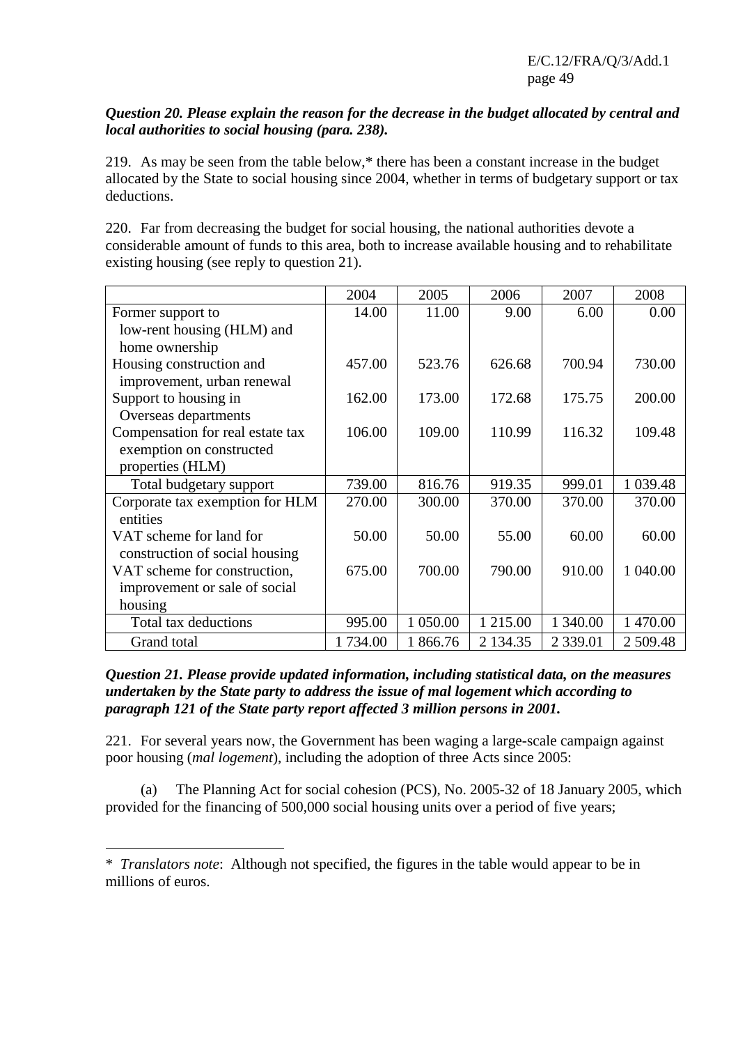***Question 20. Please explain the reason for the decrease in the budget allocated by central and local authorities to social housing (para. 238).***

219. As may be seen from the table below,* there has been a constant increase in the budget allocated by the State to social housing since 2004, whether in terms of budgetary support or tax deductions.

220. Far from decreasing the budget for social housing, the national authorities devote a considerable amount of funds to this area, both to increase available housing and to rehabilitate existing housing (see reply to question 21).

| | 2004 | 2005 | 2006 | 2007 | 2008 |
|---|---|---|---|---|---|
| Former support to low-rent housing (HLM) and home ownership | 14.00 | 11.00 | 9.00 | 6.00 | 0.00 |
| Housing construction and improvement, urban renewal | 457.00 | 523.76 | 626.68 | 700.94 | 730.00 |
| Support to housing in Overseas departments | 162.00 | 173.00 | 172.68 | 175.75 | 200.00 |
| Compensation for real estate tax exemption on constructed properties (HLM) | 106.00 | 109.00 | 110.99 | 116.32 | 109.48 |
| Total budgetary support | 739.00 | 816.76 | 919.35 | 999.01 | 1 039.48 |
| Corporate tax exemption for HLM entities | 270.00 | 300.00 | 370.00 | 370.00 | 370.00 |
| VAT scheme for land for construction of social housing | 50.00 | 50.00 | 55.00 | 60.00 | 60.00 |
| VAT scheme for construction, improvement or sale of social housing | 675.00 | 700.00 | 790.00 | 910.00 | 1 040.00 |
| Total tax deductions | 995.00 | 1 050.00 | 1 215.00 | 1 340.00 | 1 470.00 |
| Grand total | 1 734.00 | 1 866.76 | 2 134.35 | 2 339.01 | 2 509.48 |

***Question 21. Please provide updated information, including statistical data, on the measures undertaken by the State party to address the issue of mal logement which according to paragraph 121 of the State party report affected 3 million persons in 2001.***

221. For several years now, the Government has been waging a large-scale campaign against poor housing (*mal logement*), including the adoption of three Acts since 2005:

(a) The Planning Act for social cohesion (PCS), No. 2005-32 of 18 January 2005, which provided for the financing of 500,000 social housing units over a period of five years;

---

\* *Translators note*: Although not specified, the figures in the table would appear to be in millions of euros.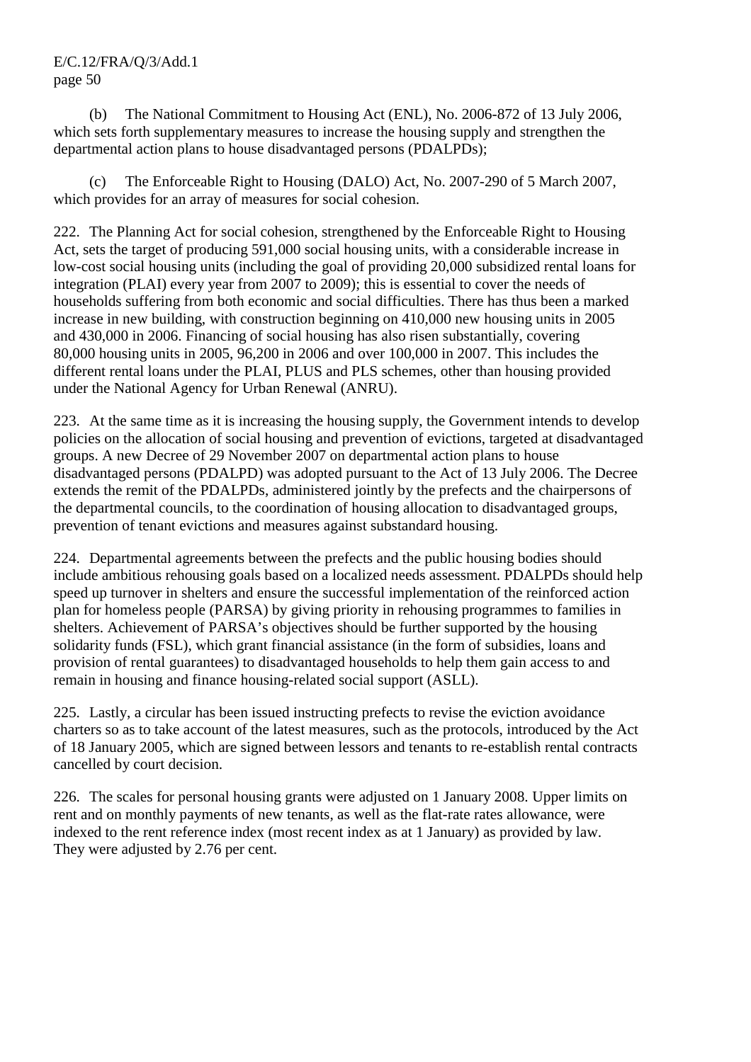(b) The National Commitment to Housing Act (ENL), No. 2006-872 of 13 July 2006, which sets forth supplementary measures to increase the housing supply and strengthen the departmental action plans to house disadvantaged persons (PDALPDs);

(c) The Enforceable Right to Housing (DALO) Act, No. 2007-290 of 5 March 2007, which provides for an array of measures for social cohesion.

222. The Planning Act for social cohesion, strengthened by the Enforceable Right to Housing Act, sets the target of producing 591,000 social housing units, with a considerable increase in low-cost social housing units (including the goal of providing 20,000 subsidized rental loans for integration (PLAI) every year from 2007 to 2009); this is essential to cover the needs of households suffering from both economic and social difficulties. There has thus been a marked increase in new building, with construction beginning on 410,000 new housing units in 2005 and 430,000 in 2006. Financing of social housing has also risen substantially, covering 80,000 housing units in 2005, 96,200 in 2006 and over 100,000 in 2007. This includes the different rental loans under the PLAI, PLUS and PLS schemes, other than housing provided under the National Agency for Urban Renewal (ANRU).

223. At the same time as it is increasing the housing supply, the Government intends to develop policies on the allocation of social housing and prevention of evictions, targeted at disadvantaged groups. A new Decree of 29 November 2007 on departmental action plans to house disadvantaged persons (PDALPD) was adopted pursuant to the Act of 13 July 2006. The Decree extends the remit of the PDALPDs, administered jointly by the prefects and the chairpersons of the departmental councils, to the coordination of housing allocation to disadvantaged groups, prevention of tenant evictions and measures against substandard housing.

224. Departmental agreements between the prefects and the public housing bodies should include ambitious rehousing goals based on a localized needs assessment. PDALPDs should help speed up turnover in shelters and ensure the successful implementation of the reinforced action plan for homeless people (PARSA) by giving priority in rehousing programmes to families in shelters. Achievement of PARSA's objectives should be further supported by the housing solidarity funds (FSL), which grant financial assistance (in the form of subsidies, loans and provision of rental guarantees) to disadvantaged households to help them gain access to and remain in housing and finance housing-related social support (ASLL).

225. Lastly, a circular has been issued instructing prefects to revise the eviction avoidance charters so as to take account of the latest measures, such as the protocols, introduced by the Act of 18 January 2005, which are signed between lessors and tenants to re-establish rental contracts cancelled by court decision.

226. The scales for personal housing grants were adjusted on 1 January 2008. Upper limits on rent and on monthly payments of new tenants, as well as the flat-rate rates allowance, were indexed to the rent reference index (most recent index as at 1 January) as provided by law. They were adjusted by 2.76 per cent.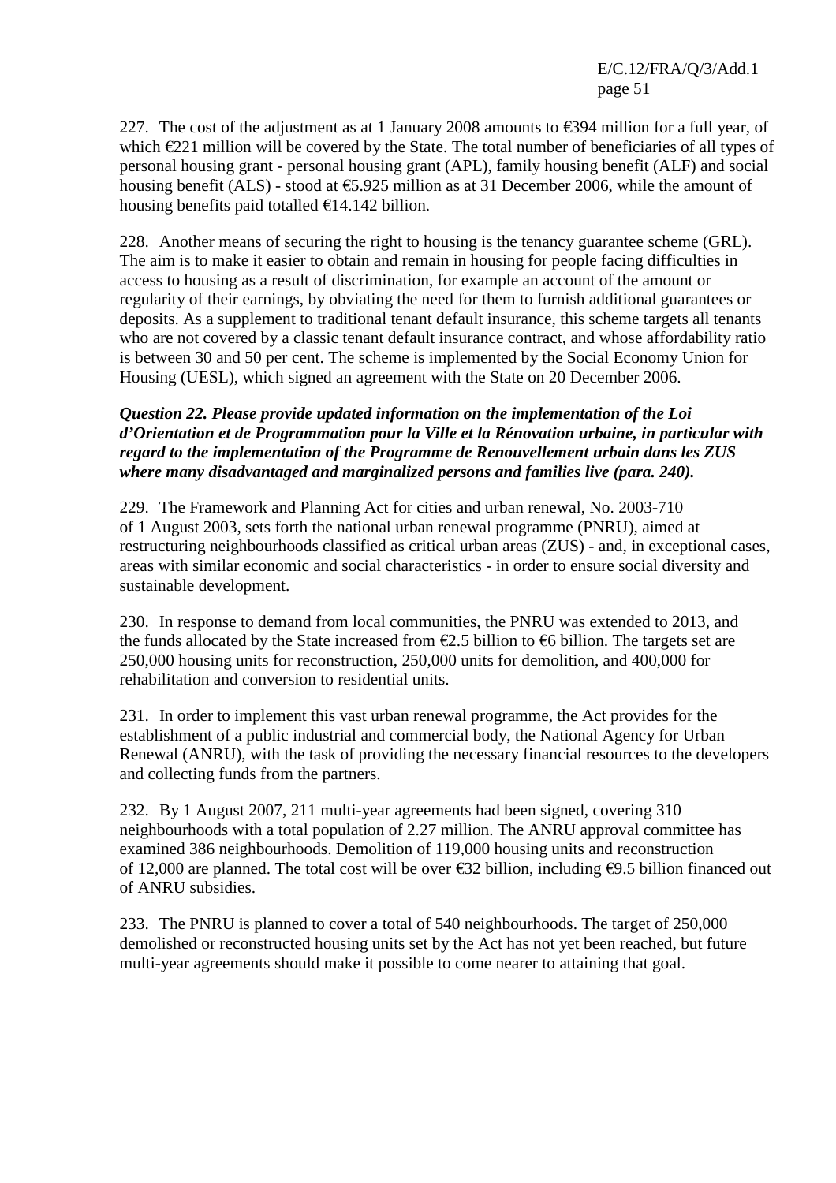227. The cost of the adjustment as at 1 January 2008 amounts to €394 million for a full year, of which €221 million will be covered by the State. The total number of beneficiaries of all types of personal housing grant - personal housing grant (APL), family housing benefit (ALF) and social housing benefit (ALS) - stood at €5.925 million as at 31 December 2006, while the amount of housing benefits paid totalled €14.142 billion.

228. Another means of securing the right to housing is the tenancy guarantee scheme (GRL). The aim is to make it easier to obtain and remain in housing for people facing difficulties in access to housing as a result of discrimination, for example an account of the amount or regularity of their earnings, by obviating the need for them to furnish additional guarantees or deposits. As a supplement to traditional tenant default insurance, this scheme targets all tenants who are not covered by a classic tenant default insurance contract, and whose affordability ratio is between 30 and 50 per cent. The scheme is implemented by the Social Economy Union for Housing (UESL), which signed an agreement with the State on 20 December 2006.

***Question 22. Please provide updated information on the implementation of the Loi d'Orientation et de Programmation pour la Ville et la Rénovation urbaine, in particular with regard to the implementation of the Programme de Renouvellement urbain dans les ZUS where many disadvantaged and marginalized persons and families live (para. 240).***

229. The Framework and Planning Act for cities and urban renewal, No. 2003-710 of 1 August 2003, sets forth the national urban renewal programme (PNRU), aimed at restructuring neighbourhoods classified as critical urban areas (ZUS) - and, in exceptional cases, areas with similar economic and social characteristics - in order to ensure social diversity and sustainable development.

230. In response to demand from local communities, the PNRU was extended to 2013, and the funds allocated by the State increased from €2.5 billion to €6 billion. The targets set are 250,000 housing units for reconstruction, 250,000 units for demolition, and 400,000 for rehabilitation and conversion to residential units.

231. In order to implement this vast urban renewal programme, the Act provides for the establishment of a public industrial and commercial body, the National Agency for Urban Renewal (ANRU), with the task of providing the necessary financial resources to the developers and collecting funds from the partners.

232. By 1 August 2007, 211 multi-year agreements had been signed, covering 310 neighbourhoods with a total population of 2.27 million. The ANRU approval committee has examined 386 neighbourhoods. Demolition of 119,000 housing units and reconstruction of 12,000 are planned. The total cost will be over €32 billion, including €9.5 billion financed out of ANRU subsidies.

233. The PNRU is planned to cover a total of 540 neighbourhoods. The target of 250,000 demolished or reconstructed housing units set by the Act has not yet been reached, but future multi-year agreements should make it possible to come nearer to attaining that goal.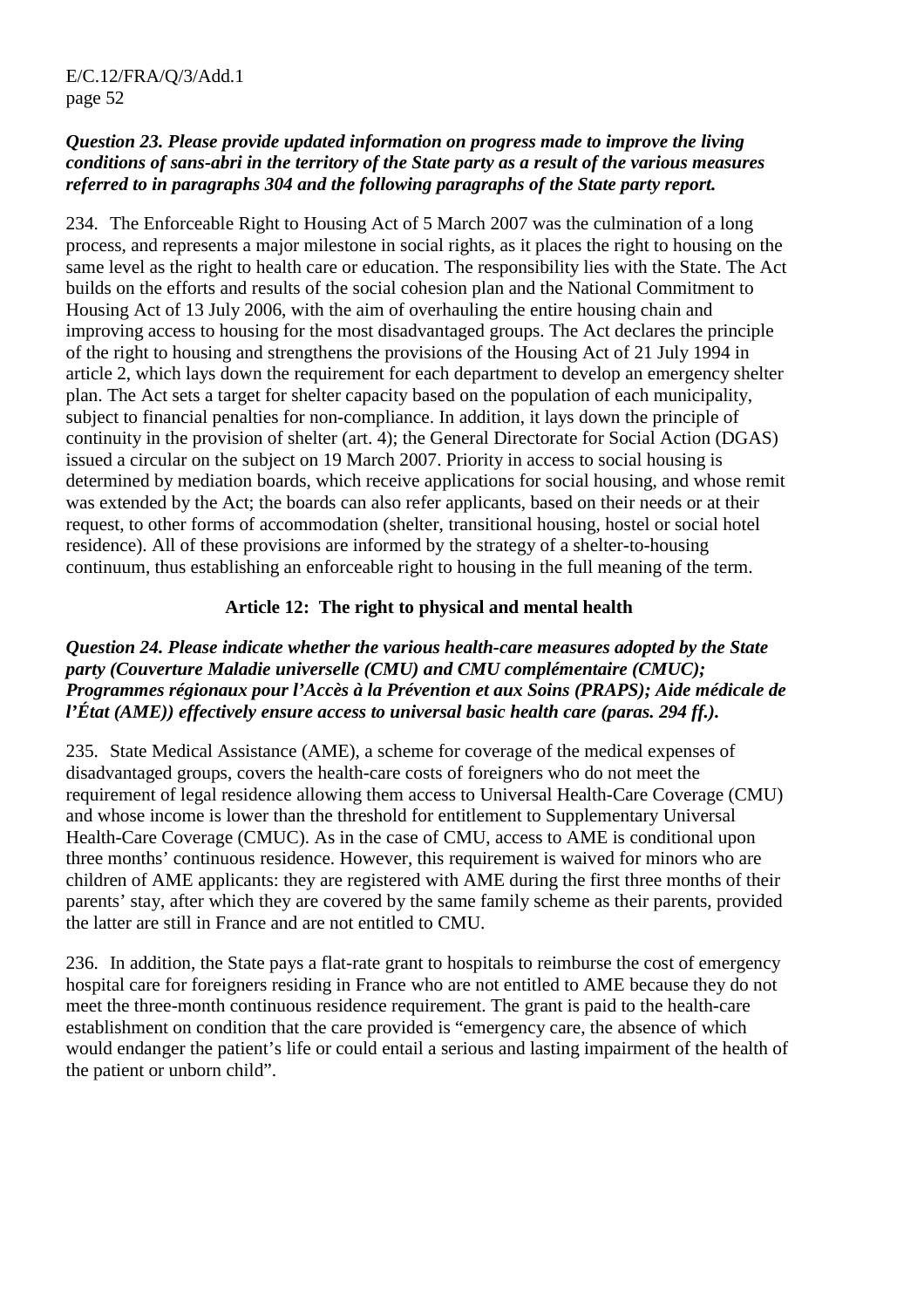***Question 23. Please provide updated information on progress made to improve the living conditions of sans-abri in the territory of the State party as a result of the various measures referred to in paragraphs 304 and the following paragraphs of the State party report.***

234. The Enforceable Right to Housing Act of 5 March 2007 was the culmination of a long process, and represents a major milestone in social rights, as it places the right to housing on the same level as the right to health care or education. The responsibility lies with the State. The Act builds on the efforts and results of the social cohesion plan and the National Commitment to Housing Act of 13 July 2006, with the aim of overhauling the entire housing chain and improving access to housing for the most disadvantaged groups. The Act declares the principle of the right to housing and strengthens the provisions of the Housing Act of 21 July 1994 in article 2, which lays down the requirement for each department to develop an emergency shelter plan. The Act sets a target for shelter capacity based on the population of each municipality, subject to financial penalties for non-compliance. In addition, it lays down the principle of continuity in the provision of shelter (art. 4); the General Directorate for Social Action (DGAS) issued a circular on the subject on 19 March 2007. Priority in access to social housing is determined by mediation boards, which receive applications for social housing, and whose remit was extended by the Act; the boards can also refer applicants, based on their needs or at their request, to other forms of accommodation (shelter, transitional housing, hostel or social hotel residence). All of these provisions are informed by the strategy of a shelter-to-housing continuum, thus establishing an enforceable right to housing in the full meaning of the term.

## Article 12: The right to physical and mental health

***Question 24. Please indicate whether the various health-care measures adopted by the State party (Couverture Maladie universelle (CMU) and CMU complémentaire (CMUC); Programmes régionaux pour l'Accès à la Prévention et aux Soins (PRAPS); Aide médicale de l'État (AME)) effectively ensure access to universal basic health care (paras. 294 ff.).***

235. State Medical Assistance (AME), a scheme for coverage of the medical expenses of disadvantaged groups, covers the health-care costs of foreigners who do not meet the requirement of legal residence allowing them access to Universal Health-Care Coverage (CMU) and whose income is lower than the threshold for entitlement to Supplementary Universal Health-Care Coverage (CMUC). As in the case of CMU, access to AME is conditional upon three months' continuous residence. However, this requirement is waived for minors who are children of AME applicants: they are registered with AME during the first three months of their parents' stay, after which they are covered by the same family scheme as their parents, provided the latter are still in France and are not entitled to CMU.

236. In addition, the State pays a flat-rate grant to hospitals to reimburse the cost of emergency hospital care for foreigners residing in France who are not entitled to AME because they do not meet the three-month continuous residence requirement. The grant is paid to the health-care establishment on condition that the care provided is "emergency care, the absence of which would endanger the patient's life or could entail a serious and lasting impairment of the health of the patient or unborn child".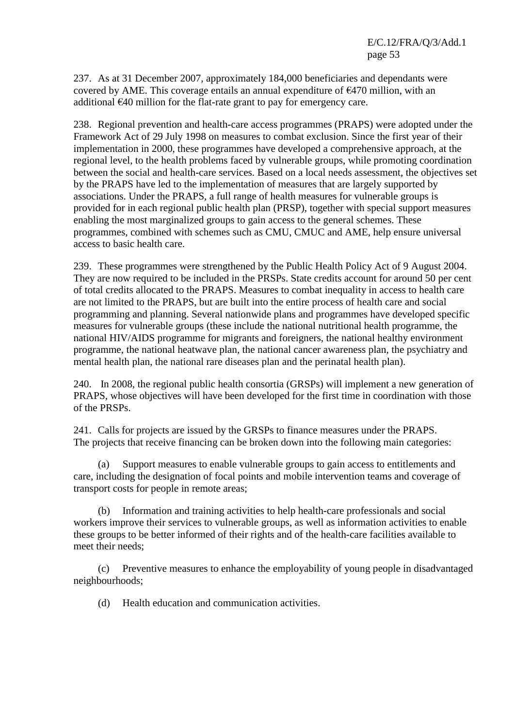237. As at 31 December 2007, approximately 184,000 beneficiaries and dependants were covered by AME. This coverage entails an annual expenditure of €470 million, with an additional €40 million for the flat-rate grant to pay for emergency care.

238. Regional prevention and health-care access programmes (PRAPS) were adopted under the Framework Act of 29 July 1998 on measures to combat exclusion. Since the first year of their implementation in 2000, these programmes have developed a comprehensive approach, at the regional level, to the health problems faced by vulnerable groups, while promoting coordination between the social and health-care services. Based on a local needs assessment, the objectives set by the PRAPS have led to the implementation of measures that are largely supported by associations. Under the PRAPS, a full range of health measures for vulnerable groups is provided for in each regional public health plan (PRSP), together with special support measures enabling the most marginalized groups to gain access to the general schemes. These programmes, combined with schemes such as CMU, CMUC and AME, help ensure universal access to basic health care.

239. These programmes were strengthened by the Public Health Policy Act of 9 August 2004. They are now required to be included in the PRSPs. State credits account for around 50 per cent of total credits allocated to the PRAPS. Measures to combat inequality in access to health care are not limited to the PRAPS, but are built into the entire process of health care and social programming and planning. Several nationwide plans and programmes have developed specific measures for vulnerable groups (these include the national nutritional health programme, the national HIV/AIDS programme for migrants and foreigners, the national healthy environment programme, the national heatwave plan, the national cancer awareness plan, the psychiatry and mental health plan, the national rare diseases plan and the perinatal health plan).

240. In 2008, the regional public health consortia (GRSPs) will implement a new generation of PRAPS, whose objectives will have been developed for the first time in coordination with those of the PRSPs.

241. Calls for projects are issued by the GRSPs to finance measures under the PRAPS. The projects that receive financing can be broken down into the following main categories:

(a) Support measures to enable vulnerable groups to gain access to entitlements and care, including the designation of focal points and mobile intervention teams and coverage of transport costs for people in remote areas;

(b) Information and training activities to help health-care professionals and social workers improve their services to vulnerable groups, as well as information activities to enable these groups to be better informed of their rights and of the health-care facilities available to meet their needs;

(c) Preventive measures to enhance the employability of young people in disadvantaged neighbourhoods;

(d) Health education and communication activities.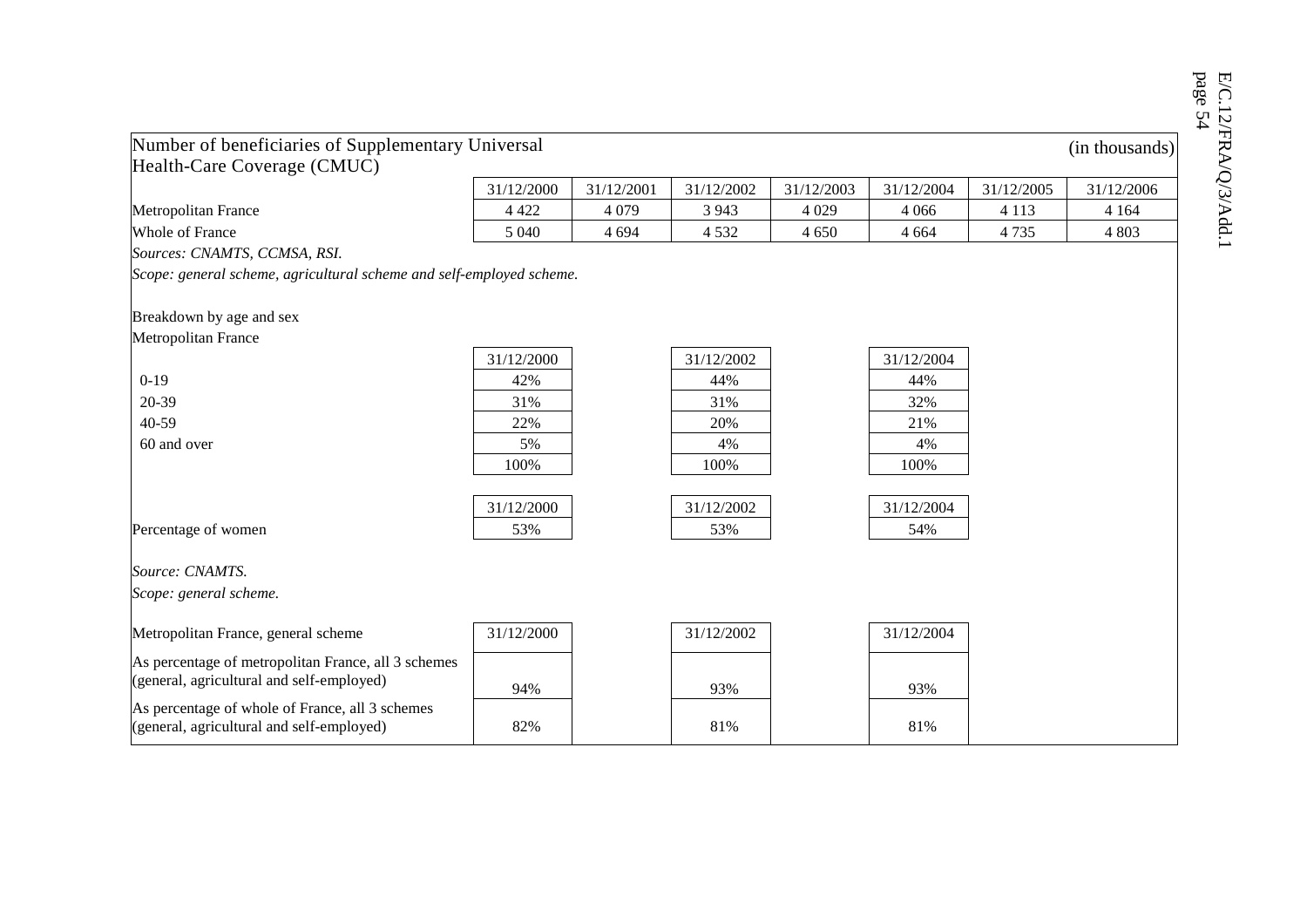## Number of beneficiaries of Supplementary Universal Health-Care Coverage (CMUC)

(in thousands)

| | 31/12/2000 | 31/12/2001 | 31/12/2002 | 31/12/2003 | 31/12/2004 | 31/12/2005 | 31/12/2006 |
|---|---|---|---|---|---|---|---|
| Metropolitan France | 4 422 | 4 079 | 3 943 | 4 029 | 4 066 | 4 113 | 4 164 |
| Whole of France | 5 040 | 4 694 | 4 532 | 4 650 | 4 664 | 4 735 | 4 803 |

*Sources: CNAMTS, CCMSA, RSI.*

*Scope: general scheme, agricultural scheme and self-employed scheme.*

Breakdown by age and sex

Metropolitan France

| | 31/12/2000 | 31/12/2002 | 31/12/2004 |
|---|---|---|---|
| 0-19 | 42% | 44% | 44% |
| 20-39 | 31% | 31% | 32% |
| 40-59 | 22% | 20% | 21% |
| 60 and over | 5% | 4% | 4% |
| | 100% | 100% | 100% |

| | 31/12/2000 | 31/12/2002 | 31/12/2004 |
|---|---|---|---|
| Percentage of women | 53% | 53% | 54% |

*Source: CNAMTS.*

*Scope: general scheme.*

| Metropolitan France, general scheme | 31/12/2000 | 31/12/2002 | 31/12/2004 |
|---|---|---|---|
| As percentage of metropolitan France, all 3 schemes (general, agricultural and self-employed) | 94% | 93% | 93% |
| As percentage of whole of France, all 3 schemes (general, agricultural and self-employed) | 82% | 81% | 81% |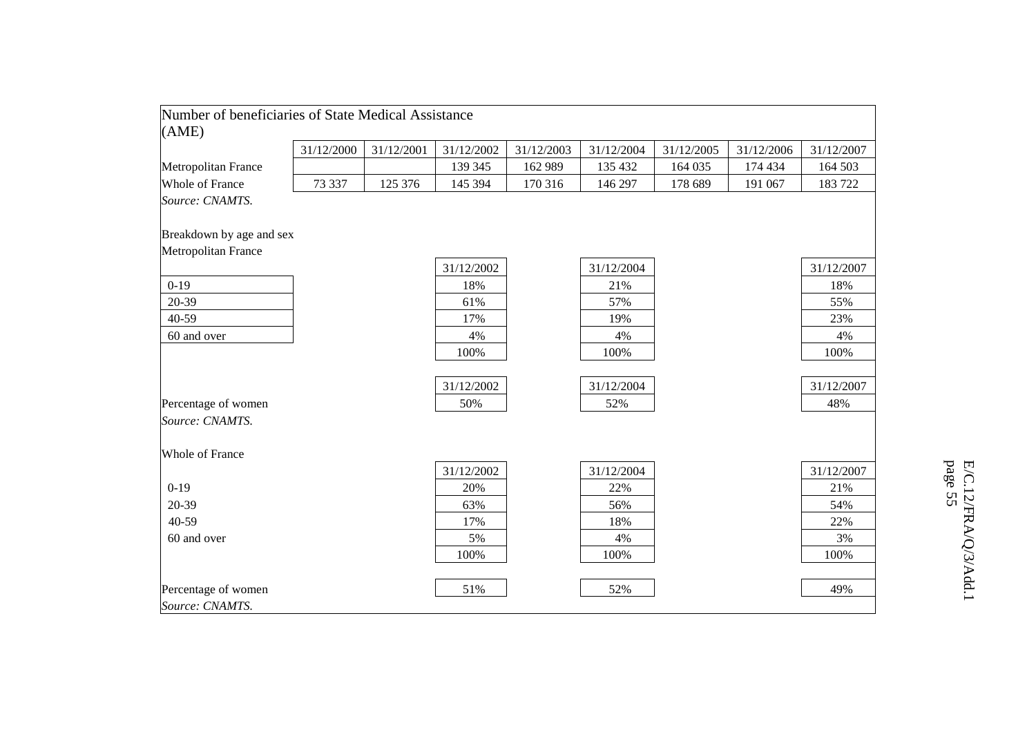Number of beneficiaries of State Medical Assistance (AME)

| | 31/12/2000 | 31/12/2001 | 31/12/2002 | 31/12/2003 | 31/12/2004 | 31/12/2005 | 31/12/2006 | 31/12/2007 |
|---|---|---|---|---|---|---|---|---|
| Metropolitan France | | | 139 345 | 162 989 | 135 432 | 164 035 | 174 434 | 164 503 |
| Whole of France | 73 337 | 125 376 | 145 394 | 170 316 | 146 297 | 178 689 | 191 067 | 183 722 |

*Source: CNAMTS.*

Breakdown by age and sex

Metropolitan France

| | 31/12/2002 | 31/12/2004 | 31/12/2007 |
|---|---|---|---|
| 0-19 | 18% | 21% | 18% |
| 20-39 | 61% | 57% | 55% |
| 40-59 | 17% | 19% | 23% |
| 60 and over | 4% | 4% | 4% |
| | 100% | 100% | 100% |

| | 31/12/2002 | 31/12/2004 | 31/12/2007 |
|---|---|---|---|
| Percentage of women | 50% | 52% | 48% |

*Source: CNAMTS.*

Whole of France

| | 31/12/2002 | 31/12/2004 | 31/12/2007 |
|---|---|---|---|
| 0-19 | 20% | 22% | 21% |
| 20-39 | 63% | 56% | 54% |
| 40-59 | 17% | 18% | 22% |
| 60 and over | 5% | 4% | 3% |
| | 100% | 100% | 100% |
| Percentage of women | 51% | 52% | 49% |

*Source: CNAMTS.*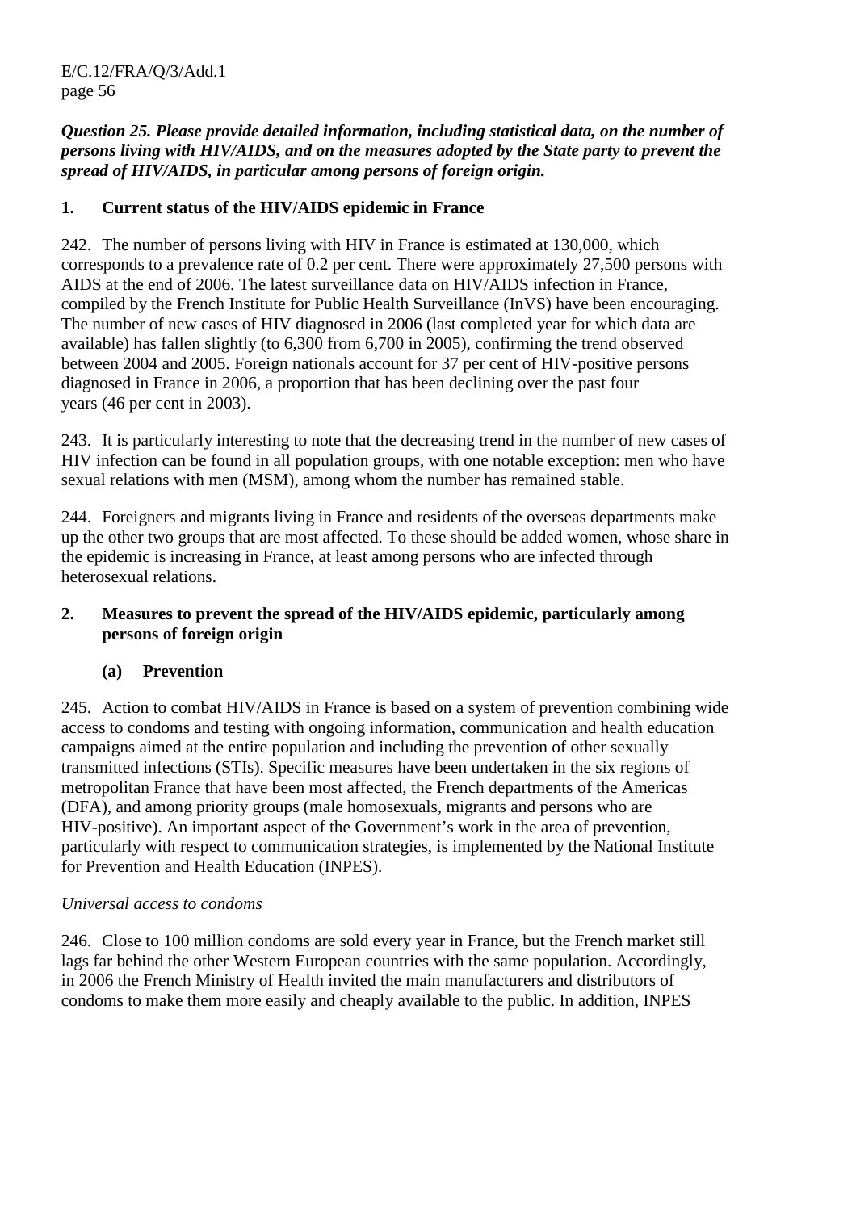***Question 25. Please provide detailed information, including statistical data, on the number of persons living with HIV/AIDS, and on the measures adopted by the State party to prevent the spread of HIV/AIDS, in particular among persons of foreign origin.***

## 1. Current status of the HIV/AIDS epidemic in France

242. The number of persons living with HIV in France is estimated at 130,000, which corresponds to a prevalence rate of 0.2 per cent. There were approximately 27,500 persons with AIDS at the end of 2006. The latest surveillance data on HIV/AIDS infection in France, compiled by the French Institute for Public Health Surveillance (InVS) have been encouraging. The number of new cases of HIV diagnosed in 2006 (last completed year for which data are available) has fallen slightly (to 6,300 from 6,700 in 2005), confirming the trend observed between 2004 and 2005. Foreign nationals account for 37 per cent of HIV-positive persons diagnosed in France in 2006, a proportion that has been declining over the past four years (46 per cent in 2003).

243. It is particularly interesting to note that the decreasing trend in the number of new cases of HIV infection can be found in all population groups, with one notable exception: men who have sexual relations with men (MSM), among whom the number has remained stable.

244. Foreigners and migrants living in France and residents of the overseas departments make up the other two groups that are most affected. To these should be added women, whose share in the epidemic is increasing in France, at least among persons who are infected through heterosexual relations.

## 2. Measures to prevent the spread of the HIV/AIDS epidemic, particularly among persons of foreign origin

### (a) Prevention

245. Action to combat HIV/AIDS in France is based on a system of prevention combining wide access to condoms and testing with ongoing information, communication and health education campaigns aimed at the entire population and including the prevention of other sexually transmitted infections (STIs). Specific measures have been undertaken in the six regions of metropolitan France that have been most affected, the French departments of the Americas (DFA), and among priority groups (male homosexuals, migrants and persons who are HIV-positive). An important aspect of the Government's work in the area of prevention, particularly with respect to communication strategies, is implemented by the National Institute for Prevention and Health Education (INPES).

*Universal access to condoms*

246. Close to 100 million condoms are sold every year in France, but the French market still lags far behind the other Western European countries with the same population. Accordingly, in 2006 the French Ministry of Health invited the main manufacturers and distributors of condoms to make them more easily and cheaply available to the public. In addition, INPES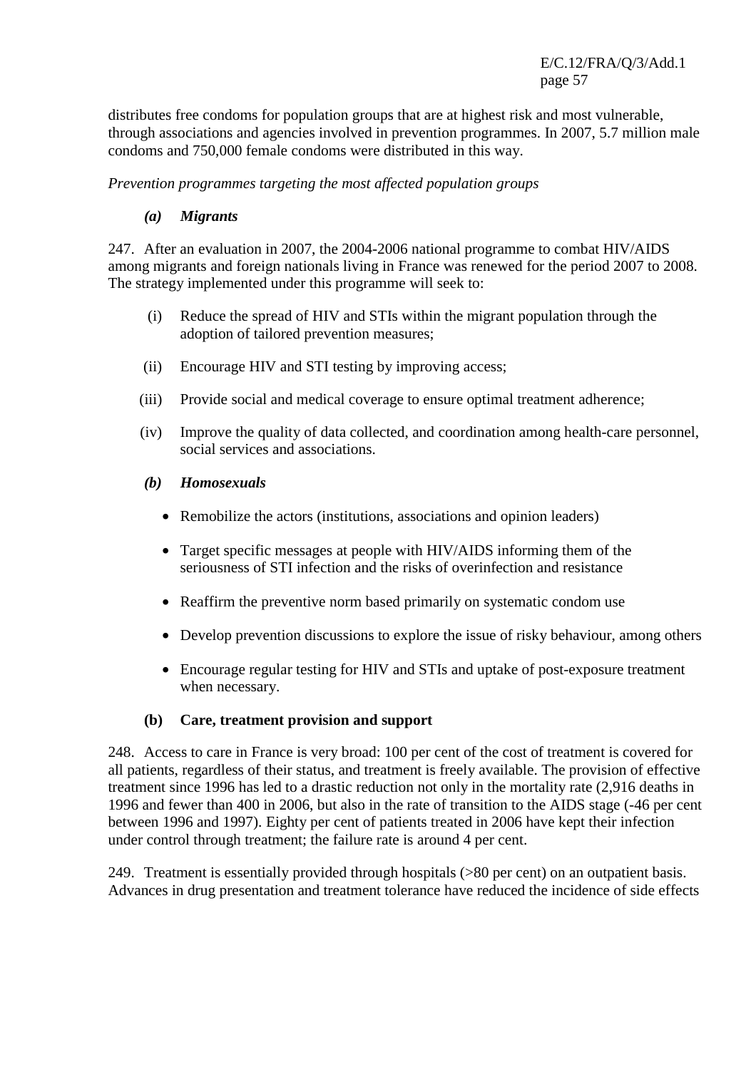distributes free condoms for population groups that are at highest risk and most vulnerable, through associations and agencies involved in prevention programmes. In 2007, 5.7 million male condoms and 750,000 female condoms were distributed in this way.

*Prevention programmes targeting the most affected population groups*

***(a) Migrants***

247. After an evaluation in 2007, the 2004-2006 national programme to combat HIV/AIDS among migrants and foreign nationals living in France was renewed for the period 2007 to 2008. The strategy implemented under this programme will seek to:

(i) Reduce the spread of HIV and STIs within the migrant population through the adoption of tailored prevention measures;

(ii) Encourage HIV and STI testing by improving access;

(iii) Provide social and medical coverage to ensure optimal treatment adherence;

(iv) Improve the quality of data collected, and coordination among health-care personnel, social services and associations.

***(b) Homosexuals***

- Remobilize the actors (institutions, associations and opinion leaders)
- Target specific messages at people with HIV/AIDS informing them of the seriousness of STI infection and the risks of overinfection and resistance
- Reaffirm the preventive norm based primarily on systematic condom use
- Develop prevention discussions to explore the issue of risky behaviour, among others
- Encourage regular testing for HIV and STIs and uptake of post-exposure treatment when necessary.

**(b) Care, treatment provision and support**

248. Access to care in France is very broad: 100 per cent of the cost of treatment is covered for all patients, regardless of their status, and treatment is freely available. The provision of effective treatment since 1996 has led to a drastic reduction not only in the mortality rate (2,916 deaths in 1996 and fewer than 400 in 2006, but also in the rate of transition to the AIDS stage (-46 per cent between 1996 and 1997). Eighty per cent of patients treated in 2006 have kept their infection under control through treatment; the failure rate is around 4 per cent.

249. Treatment is essentially provided through hospitals (>80 per cent) on an outpatient basis. Advances in drug presentation and treatment tolerance have reduced the incidence of side effects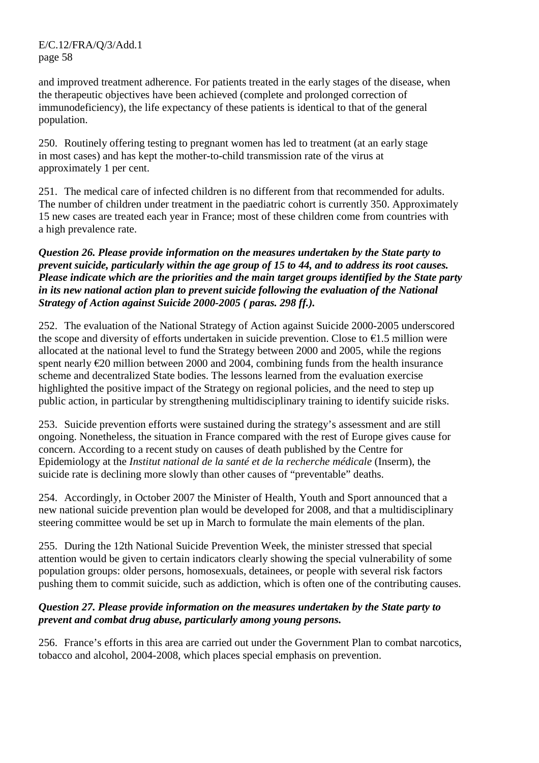and improved treatment adherence. For patients treated in the early stages of the disease, when the therapeutic objectives have been achieved (complete and prolonged correction of immunodeficiency), the life expectancy of these patients is identical to that of the general population.

250. Routinely offering testing to pregnant women has led to treatment (at an early stage in most cases) and has kept the mother-to-child transmission rate of the virus at approximately 1 per cent.

251. The medical care of infected children is no different from that recommended for adults. The number of children under treatment in the paediatric cohort is currently 350. Approximately 15 new cases are treated each year in France; most of these children come from countries with a high prevalence rate.

***Question 26. Please provide information on the measures undertaken by the State party to prevent suicide, particularly within the age group of 15 to 44, and to address its root causes. Please indicate which are the priorities and the main target groups identified by the State party in its new national action plan to prevent suicide following the evaluation of the National Strategy of Action against Suicide 2000-2005 ( paras. 298 ff.).***

252. The evaluation of the National Strategy of Action against Suicide 2000-2005 underscored the scope and diversity of efforts undertaken in suicide prevention. Close to €1.5 million were allocated at the national level to fund the Strategy between 2000 and 2005, while the regions spent nearly €20 million between 2000 and 2004, combining funds from the health insurance scheme and decentralized State bodies. The lessons learned from the evaluation exercise highlighted the positive impact of the Strategy on regional policies, and the need to step up public action, in particular by strengthening multidisciplinary training to identify suicide risks.

253. Suicide prevention efforts were sustained during the strategy's assessment and are still ongoing. Nonetheless, the situation in France compared with the rest of Europe gives cause for concern. According to a recent study on causes of death published by the Centre for Epidemiology at the *Institut national de la santé et de la recherche médicale* (Inserm), the suicide rate is declining more slowly than other causes of "preventable" deaths.

254. Accordingly, in October 2007 the Minister of Health, Youth and Sport announced that a new national suicide prevention plan would be developed for 2008, and that a multidisciplinary steering committee would be set up in March to formulate the main elements of the plan.

255. During the 12th National Suicide Prevention Week, the minister stressed that special attention would be given to certain indicators clearly showing the special vulnerability of some population groups: older persons, homosexuals, detainees, or people with several risk factors pushing them to commit suicide, such as addiction, which is often one of the contributing causes.

***Question 27. Please provide information on the measures undertaken by the State party to prevent and combat drug abuse, particularly among young persons.***

256. France's efforts in this area are carried out under the Government Plan to combat narcotics, tobacco and alcohol, 2004-2008, which places special emphasis on prevention.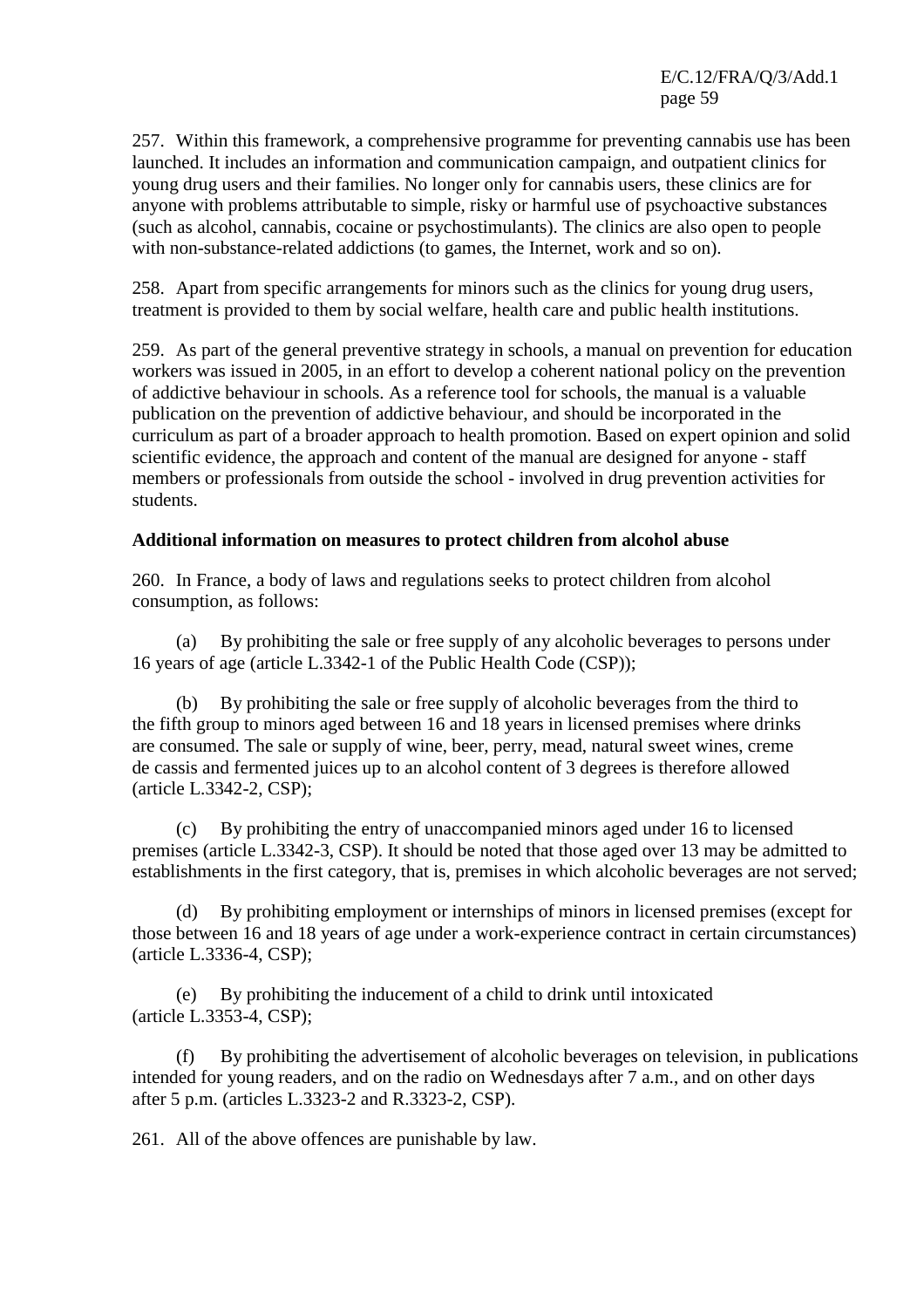257. Within this framework, a comprehensive programme for preventing cannabis use has been launched. It includes an information and communication campaign, and outpatient clinics for young drug users and their families. No longer only for cannabis users, these clinics are for anyone with problems attributable to simple, risky or harmful use of psychoactive substances (such as alcohol, cannabis, cocaine or psychostimulants). The clinics are also open to people with non-substance-related addictions (to games, the Internet, work and so on).

258. Apart from specific arrangements for minors such as the clinics for young drug users, treatment is provided to them by social welfare, health care and public health institutions.

259. As part of the general preventive strategy in schools, a manual on prevention for education workers was issued in 2005, in an effort to develop a coherent national policy on the prevention of addictive behaviour in schools. As a reference tool for schools, the manual is a valuable publication on the prevention of addictive behaviour, and should be incorporated in the curriculum as part of a broader approach to health promotion. Based on expert opinion and solid scientific evidence, the approach and content of the manual are designed for anyone - staff members or professionals from outside the school - involved in drug prevention activities for students.

**Additional information on measures to protect children from alcohol abuse**

260. In France, a body of laws and regulations seeks to protect children from alcohol consumption, as follows:

(a) By prohibiting the sale or free supply of any alcoholic beverages to persons under 16 years of age (article L.3342-1 of the Public Health Code (CSP));

(b) By prohibiting the sale or free supply of alcoholic beverages from the third to the fifth group to minors aged between 16 and 18 years in licensed premises where drinks are consumed. The sale or supply of wine, beer, perry, mead, natural sweet wines, creme de cassis and fermented juices up to an alcohol content of 3 degrees is therefore allowed (article L.3342-2, CSP);

(c) By prohibiting the entry of unaccompanied minors aged under 16 to licensed premises (article L.3342-3, CSP). It should be noted that those aged over 13 may be admitted to establishments in the first category, that is, premises in which alcoholic beverages are not served;

(d) By prohibiting employment or internships of minors in licensed premises (except for those between 16 and 18 years of age under a work-experience contract in certain circumstances) (article L.3336-4, CSP);

(e) By prohibiting the inducement of a child to drink until intoxicated (article L.3353-4, CSP);

(f) By prohibiting the advertisement of alcoholic beverages on television, in publications intended for young readers, and on the radio on Wednesdays after 7 a.m., and on other days after 5 p.m. (articles L.3323-2 and R.3323-2, CSP).

261. All of the above offences are punishable by law.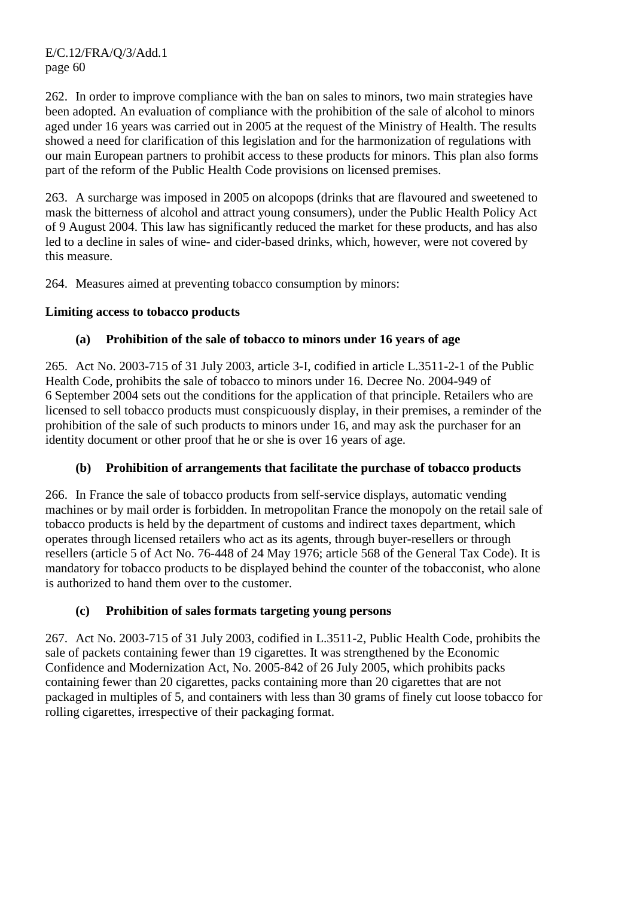262. In order to improve compliance with the ban on sales to minors, two main strategies have been adopted. An evaluation of compliance with the prohibition of the sale of alcohol to minors aged under 16 years was carried out in 2005 at the request of the Ministry of Health. The results showed a need for clarification of this legislation and for the harmonization of regulations with our main European partners to prohibit access to these products for minors. This plan also forms part of the reform of the Public Health Code provisions on licensed premises.

263. A surcharge was imposed in 2005 on alcopops (drinks that are flavoured and sweetened to mask the bitterness of alcohol and attract young consumers), under the Public Health Policy Act of 9 August 2004. This law has significantly reduced the market for these products, and has also led to a decline in sales of wine- and cider-based drinks, which, however, were not covered by this measure.

264. Measures aimed at preventing tobacco consumption by minors:

**Limiting access to tobacco products**

**(a) Prohibition of the sale of tobacco to minors under 16 years of age**

265. Act No. 2003-715 of 31 July 2003, article 3-I, codified in article L.3511-2-1 of the Public Health Code, prohibits the sale of tobacco to minors under 16. Decree No. 2004-949 of 6 September 2004 sets out the conditions for the application of that principle. Retailers who are licensed to sell tobacco products must conspicuously display, in their premises, a reminder of the prohibition of the sale of such products to minors under 16, and may ask the purchaser for an identity document or other proof that he or she is over 16 years of age.

**(b) Prohibition of arrangements that facilitate the purchase of tobacco products**

266. In France the sale of tobacco products from self-service displays, automatic vending machines or by mail order is forbidden. In metropolitan France the monopoly on the retail sale of tobacco products is held by the department of customs and indirect taxes department, which operates through licensed retailers who act as its agents, through buyer-resellers or through resellers (article 5 of Act No. 76-448 of 24 May 1976; article 568 of the General Tax Code). It is mandatory for tobacco products to be displayed behind the counter of the tobacconist, who alone is authorized to hand them over to the customer.

**(c) Prohibition of sales formats targeting young persons**

267. Act No. 2003-715 of 31 July 2003, codified in L.3511-2, Public Health Code, prohibits the sale of packets containing fewer than 19 cigarettes. It was strengthened by the Economic Confidence and Modernization Act, No. 2005-842 of 26 July 2005, which prohibits packs containing fewer than 20 cigarettes, packs containing more than 20 cigarettes that are not packaged in multiples of 5, and containers with less than 30 grams of finely cut loose tobacco for rolling cigarettes, irrespective of their packaging format.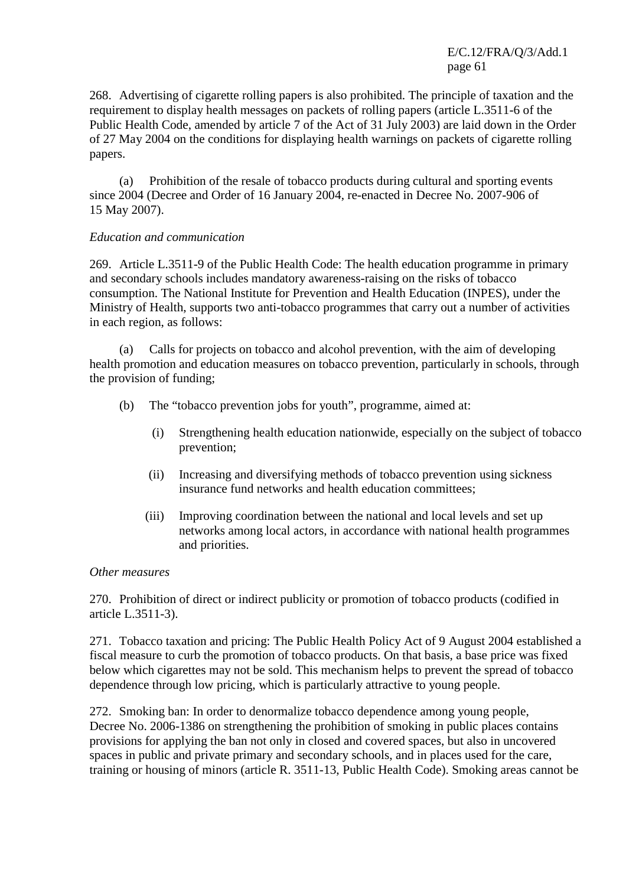268. Advertising of cigarette rolling papers is also prohibited. The principle of taxation and the requirement to display health messages on packets of rolling papers (article L.3511-6 of the Public Health Code, amended by article 7 of the Act of 31 July 2003) are laid down in the Order of 27 May 2004 on the conditions for displaying health warnings on packets of cigarette rolling papers.

(a) Prohibition of the resale of tobacco products during cultural and sporting events since 2004 (Decree and Order of 16 January 2004, re-enacted in Decree No. 2007-906 of 15 May 2007).

*Education and communication*

269. Article L.3511-9 of the Public Health Code: The health education programme in primary and secondary schools includes mandatory awareness-raising on the risks of tobacco consumption. The National Institute for Prevention and Health Education (INPES), under the Ministry of Health, supports two anti-tobacco programmes that carry out a number of activities in each region, as follows:

(a) Calls for projects on tobacco and alcohol prevention, with the aim of developing health promotion and education measures on tobacco prevention, particularly in schools, through the provision of funding;

(b) The "tobacco prevention jobs for youth", programme, aimed at:

(i) Strengthening health education nationwide, especially on the subject of tobacco prevention;

(ii) Increasing and diversifying methods of tobacco prevention using sickness insurance fund networks and health education committees;

(iii) Improving coordination between the national and local levels and set up networks among local actors, in accordance with national health programmes and priorities.

*Other measures*

270. Prohibition of direct or indirect publicity or promotion of tobacco products (codified in article L.3511-3).

271. Tobacco taxation and pricing: The Public Health Policy Act of 9 August 2004 established a fiscal measure to curb the promotion of tobacco products. On that basis, a base price was fixed below which cigarettes may not be sold. This mechanism helps to prevent the spread of tobacco dependence through low pricing, which is particularly attractive to young people.

272. Smoking ban: In order to denormalize tobacco dependence among young people, Decree No. 2006-1386 on strengthening the prohibition of smoking in public places contains provisions for applying the ban not only in closed and covered spaces, but also in uncovered spaces in public and private primary and secondary schools, and in places used for the care, training or housing of minors (article R. 3511-13, Public Health Code). Smoking areas cannot be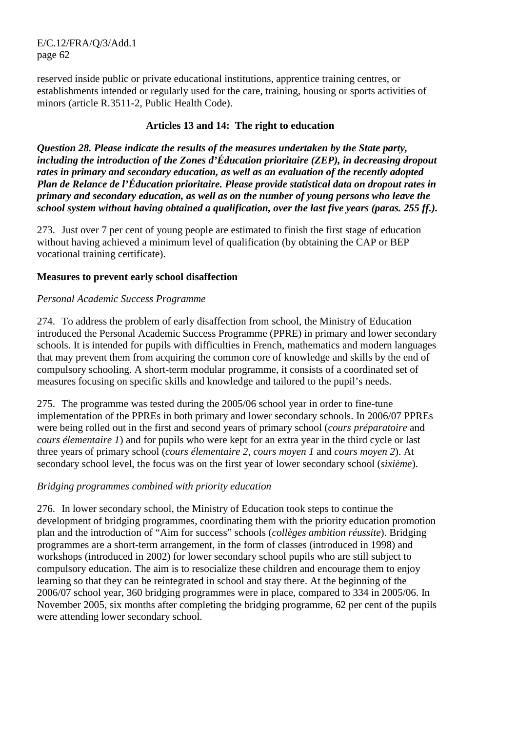reserved inside public or private educational institutions, apprentice training centres, or establishments intended or regularly used for the care, training, housing or sports activities of minors (article R.3511-2, Public Health Code).

## Articles 13 and 14: The right to education

***Question 28. Please indicate the results of the measures undertaken by the State party, including the introduction of the Zones d'Éducation prioritaire (ZEP), in decreasing dropout rates in primary and secondary education, as well as an evaluation of the recently adopted Plan de Relance de l'Éducation prioritaire. Please provide statistical data on dropout rates in primary and secondary education, as well as on the number of young persons who leave the school system without having obtained a qualification, over the last five years (paras. 255 ff.).***

273. Just over 7 per cent of young people are estimated to finish the first stage of education without having achieved a minimum level of qualification (by obtaining the CAP or BEP vocational training certificate).

### Measures to prevent early school disaffection

*Personal Academic Success Programme*

274. To address the problem of early disaffection from school, the Ministry of Education introduced the Personal Academic Success Programme (PPRE) in primary and lower secondary schools. It is intended for pupils with difficulties in French, mathematics and modern languages that may prevent them from acquiring the common core of knowledge and skills by the end of compulsory schooling. A short-term modular programme, it consists of a coordinated set of measures focusing on specific skills and knowledge and tailored to the pupil's needs.

275. The programme was tested during the 2005/06 school year in order to fine-tune implementation of the PPREs in both primary and lower secondary schools. In 2006/07 PPREs were being rolled out in the first and second years of primary school (*cours préparatoire* and *cours élementaire 1*) and for pupils who were kept for an extra year in the third cycle or last three years of primary school (*cours élementaire 2, cours moyen 1* and *cours moyen 2*). At secondary school level, the focus was on the first year of lower secondary school (*sixième*).

*Bridging programmes combined with priority education*

276. In lower secondary school, the Ministry of Education took steps to continue the development of bridging programmes, coordinating them with the priority education promotion plan and the introduction of "Aim for success" schools (*collèges ambition réussite*). Bridging programmes are a short-term arrangement, in the form of classes (introduced in 1998) and workshops (introduced in 2002) for lower secondary school pupils who are still subject to compulsory education. The aim is to resocialize these children and encourage them to enjoy learning so that they can be reintegrated in school and stay there. At the beginning of the 2006/07 school year, 360 bridging programmes were in place, compared to 334 in 2005/06. In November 2005, six months after completing the bridging programme, 62 per cent of the pupils were attending lower secondary school.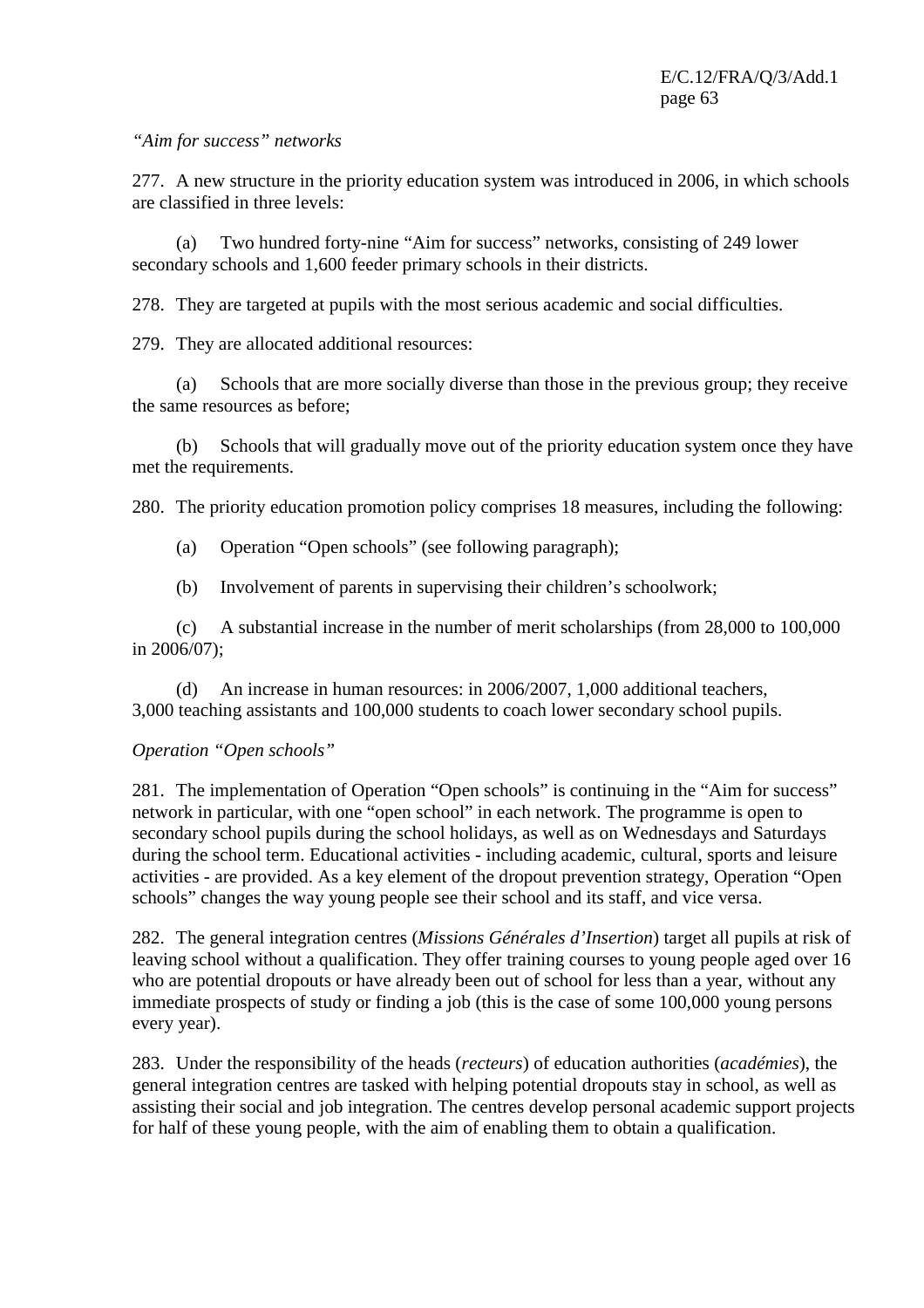*"Aim for success" networks*

277. A new structure in the priority education system was introduced in 2006, in which schools are classified in three levels:

(a) Two hundred forty-nine "Aim for success" networks, consisting of 249 lower secondary schools and 1,600 feeder primary schools in their districts.

278. They are targeted at pupils with the most serious academic and social difficulties.

279. They are allocated additional resources:

(a) Schools that are more socially diverse than those in the previous group; they receive the same resources as before;

(b) Schools that will gradually move out of the priority education system once they have met the requirements.

280. The priority education promotion policy comprises 18 measures, including the following:

(a) Operation "Open schools" (see following paragraph);

(b) Involvement of parents in supervising their children's schoolwork;

(c) A substantial increase in the number of merit scholarships (from 28,000 to 100,000 in 2006/07);

(d) An increase in human resources: in 2006/2007, 1,000 additional teachers, 3,000 teaching assistants and 100,000 students to coach lower secondary school pupils.

*Operation "Open schools"*

281. The implementation of Operation "Open schools" is continuing in the "Aim for success" network in particular, with one "open school" in each network. The programme is open to secondary school pupils during the school holidays, as well as on Wednesdays and Saturdays during the school term. Educational activities - including academic, cultural, sports and leisure activities - are provided. As a key element of the dropout prevention strategy, Operation "Open schools" changes the way young people see their school and its staff, and vice versa.

282. The general integration centres (*Missions Générales d'Insertion*) target all pupils at risk of leaving school without a qualification. They offer training courses to young people aged over 16 who are potential dropouts or have already been out of school for less than a year, without any immediate prospects of study or finding a job (this is the case of some 100,000 young persons every year).

283. Under the responsibility of the heads (*recteurs*) of education authorities (*académies*), the general integration centres are tasked with helping potential dropouts stay in school, as well as assisting their social and job integration. The centres develop personal academic support projects for half of these young people, with the aim of enabling them to obtain a qualification.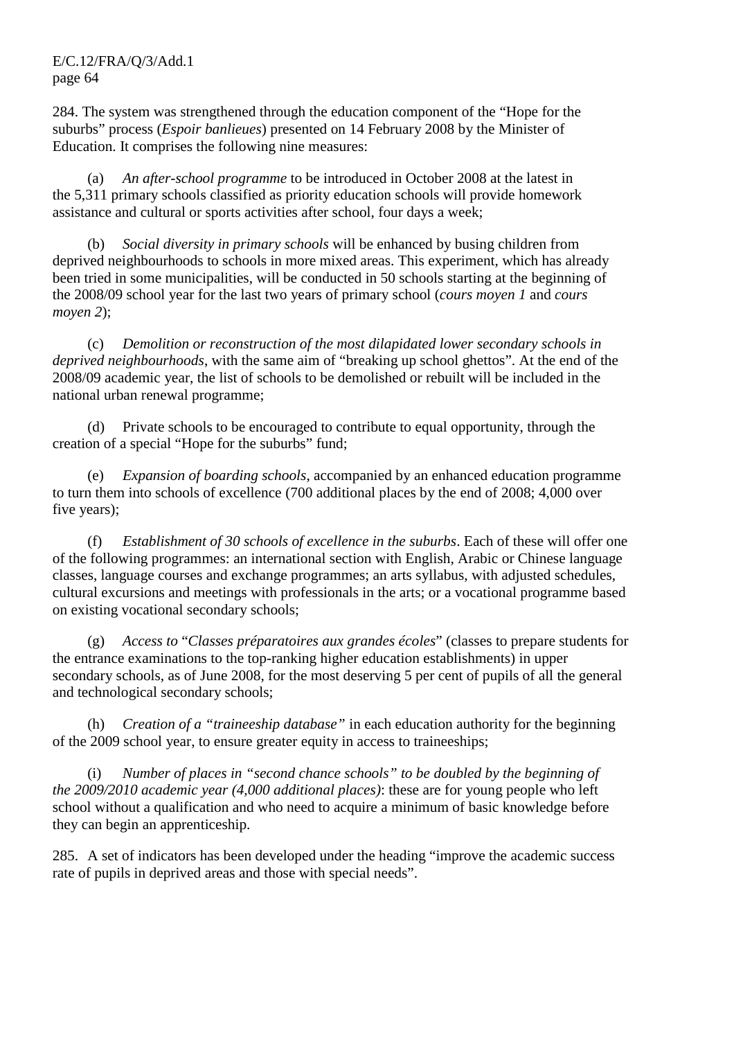284. The system was strengthened through the education component of the "Hope for the suburbs" process (*Espoir banlieues*) presented on 14 February 2008 by the Minister of Education. It comprises the following nine measures:

(a) *An after-school programme* to be introduced in October 2008 at the latest in the 5,311 primary schools classified as priority education schools will provide homework assistance and cultural or sports activities after school, four days a week;

(b) *Social diversity in primary schools* will be enhanced by busing children from deprived neighbourhoods to schools in more mixed areas. This experiment, which has already been tried in some municipalities, will be conducted in 50 schools starting at the beginning of the 2008/09 school year for the last two years of primary school (*cours moyen 1* and *cours moyen 2*);

(c) *Demolition or reconstruction of the most dilapidated lower secondary schools in deprived neighbourhoods*, with the same aim of "breaking up school ghettos". At the end of the 2008/09 academic year, the list of schools to be demolished or rebuilt will be included in the national urban renewal programme;

(d) Private schools to be encouraged to contribute to equal opportunity, through the creation of a special "Hope for the suburbs" fund;

(e) *Expansion of boarding schools*, accompanied by an enhanced education programme to turn them into schools of excellence (700 additional places by the end of 2008; 4,000 over five years);

(f) *Establishment of 30 schools of excellence in the suburbs*. Each of these will offer one of the following programmes: an international section with English, Arabic or Chinese language classes, language courses and exchange programmes; an arts syllabus, with adjusted schedules, cultural excursions and meetings with professionals in the arts; or a vocational programme based on existing vocational secondary schools;

(g) *Access to* "*Classes préparatoires aux grandes écoles*" (classes to prepare students for the entrance examinations to the top-ranking higher education establishments) in upper secondary schools, as of June 2008, for the most deserving 5 per cent of pupils of all the general and technological secondary schools;

(h) *Creation of a "traineeship database"* in each education authority for the beginning of the 2009 school year, to ensure greater equity in access to traineeships;

(i) *Number of places in "second chance schools" to be doubled by the beginning of the 2009/2010 academic year (4,000 additional places)*: these are for young people who left school without a qualification and who need to acquire a minimum of basic knowledge before they can begin an apprenticeship.

285. A set of indicators has been developed under the heading "improve the academic success rate of pupils in deprived areas and those with special needs".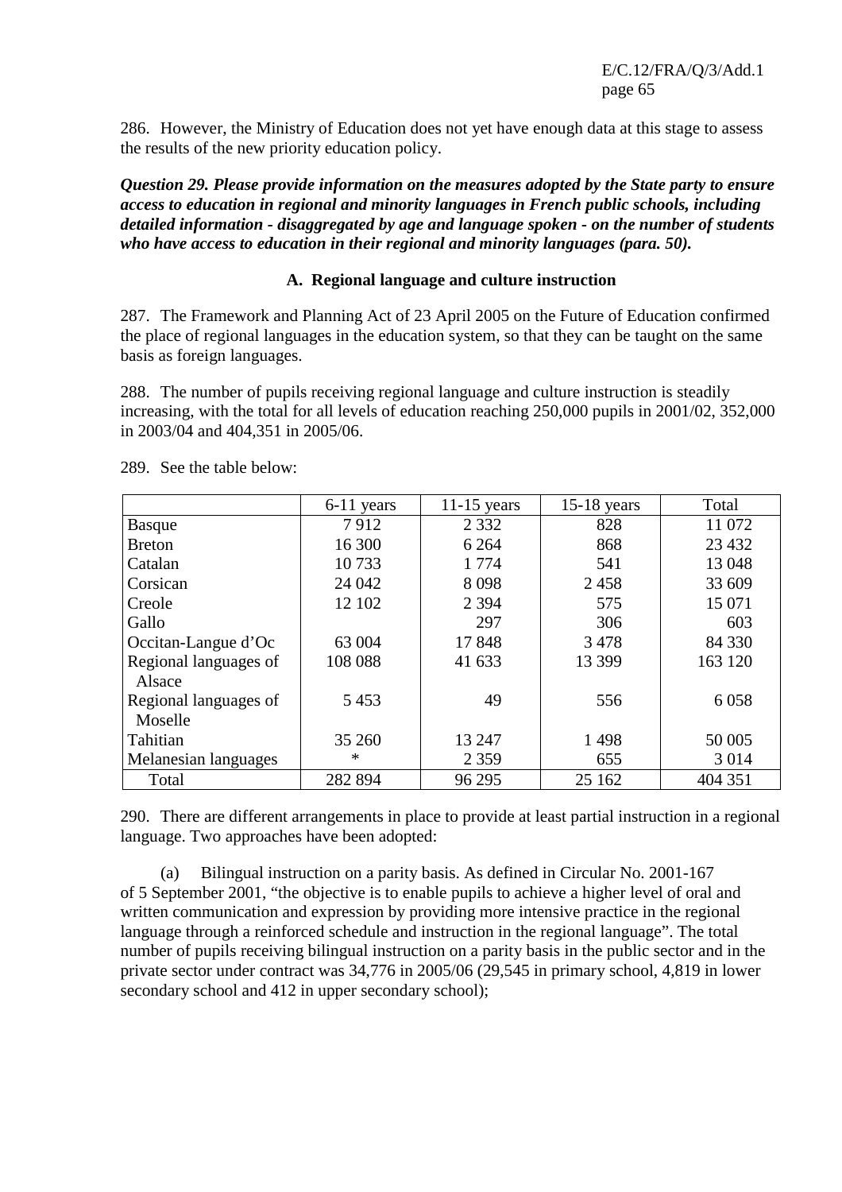286. However, the Ministry of Education does not yet have enough data at this stage to assess the results of the new priority education policy.

***Question 29. Please provide information on the measures adopted by the State party to ensure access to education in regional and minority languages in French public schools, including detailed information - disaggregated by age and language spoken - on the number of students who have access to education in their regional and minority languages (para. 50).***

### A. Regional language and culture instruction

287. The Framework and Planning Act of 23 April 2005 on the Future of Education confirmed the place of regional languages in the education system, so that they can be taught on the same basis as foreign languages.

288. The number of pupils receiving regional language and culture instruction is steadily increasing, with the total for all levels of education reaching 250,000 pupils in 2001/02, 352,000 in 2003/04 and 404,351 in 2005/06.

289. See the table below:

| | 6-11 years | 11-15 years | 15-18 years | Total |
|---|---|---|---|---|
| Basque | 7 912 | 2 332 | 828 | 11 072 |
| Breton | 16 300 | 6 264 | 868 | 23 432 |
| Catalan | 10 733 | 1 774 | 541 | 13 048 |
| Corsican | 24 042 | 8 098 | 2 458 | 33 609 |
| Creole | 12 102 | 2 394 | 575 | 15 071 |
| Gallo | | 297 | 306 | 603 |
| Occitan-Langue d'Oc | 63 004 | 17 848 | 3 478 | 84 330 |
| Regional languages of Alsace | 108 088 | 41 633 | 13 399 | 163 120 |
| Regional languages of Moselle | 5 453 | 49 | 556 | 6 058 |
| Tahitian | 35 260 | 13 247 | 1 498 | 50 005 |
| Melanesian languages | * | 2 359 | 655 | 3 014 |
| Total | 282 894 | 96 295 | 25 162 | 404 351 |

290. There are different arrangements in place to provide at least partial instruction in a regional language. Two approaches have been adopted:

(a) Bilingual instruction on a parity basis. As defined in Circular No. 2001-167 of 5 September 2001, "the objective is to enable pupils to achieve a higher level of oral and written communication and expression by providing more intensive practice in the regional language through a reinforced schedule and instruction in the regional language". The total number of pupils receiving bilingual instruction on a parity basis in the public sector and in the private sector under contract was 34,776 in 2005/06 (29,545 in primary school, 4,819 in lower secondary school and 412 in upper secondary school);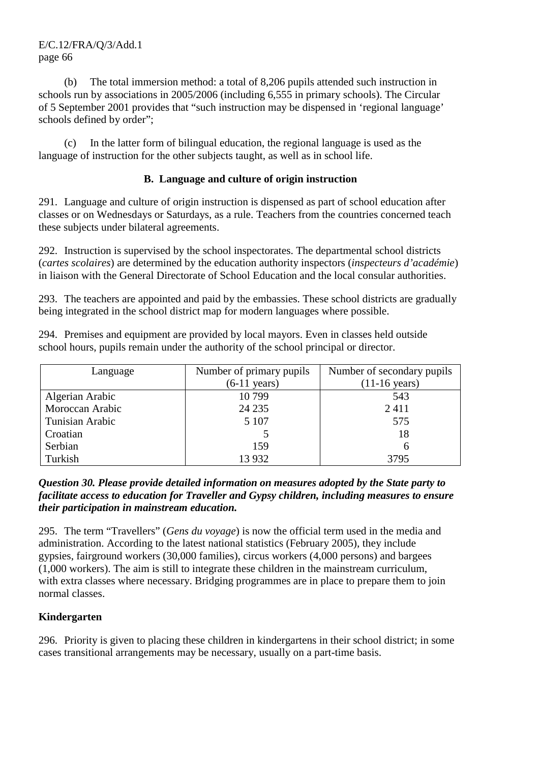(b) The total immersion method: a total of 8,206 pupils attended such instruction in schools run by associations in 2005/2006 (including 6,555 in primary schools). The Circular of 5 September 2001 provides that "such instruction may be dispensed in 'regional language' schools defined by order";

(c) In the latter form of bilingual education, the regional language is used as the language of instruction for the other subjects taught, as well as in school life.

### B. Language and culture of origin instruction

291. Language and culture of origin instruction is dispensed as part of school education after classes or on Wednesdays or Saturdays, as a rule. Teachers from the countries concerned teach these subjects under bilateral agreements.

292. Instruction is supervised by the school inspectorates. The departmental school districts (*cartes scolaires*) are determined by the education authority inspectors (*inspecteurs d'académie*) in liaison with the General Directorate of School Education and the local consular authorities.

293. The teachers are appointed and paid by the embassies. These school districts are gradually being integrated in the school district map for modern languages where possible.

294. Premises and equipment are provided by local mayors. Even in classes held outside school hours, pupils remain under the authority of the school principal or director.

| Language | Number of primary pupils (6-11 years) | Number of secondary pupils (11-16 years) |
|---|---|---|
| Algerian Arabic | 10 799 | 543 |
| Moroccan Arabic | 24 235 | 2 411 |
| Tunisian Arabic | 5 107 | 575 |
| Croatian | 5 | 18 |
| Serbian | 159 | 6 |
| Turkish | 13 932 | 3795 |

***Question 30. Please provide detailed information on measures adopted by the State party to facilitate access to education for Traveller and Gypsy children, including measures to ensure their participation in mainstream education.***

295. The term "Travellers" (*Gens du voyage*) is now the official term used in the media and administration. According to the latest national statistics (February 2005), they include gypsies, fairground workers (30,000 families), circus workers (4,000 persons) and bargees (1,000 workers). The aim is still to integrate these children in the mainstream curriculum, with extra classes where necessary. Bridging programmes are in place to prepare them to join normal classes.

**Kindergarten**

296. Priority is given to placing these children in kindergartens in their school district; in some cases transitional arrangements may be necessary, usually on a part-time basis.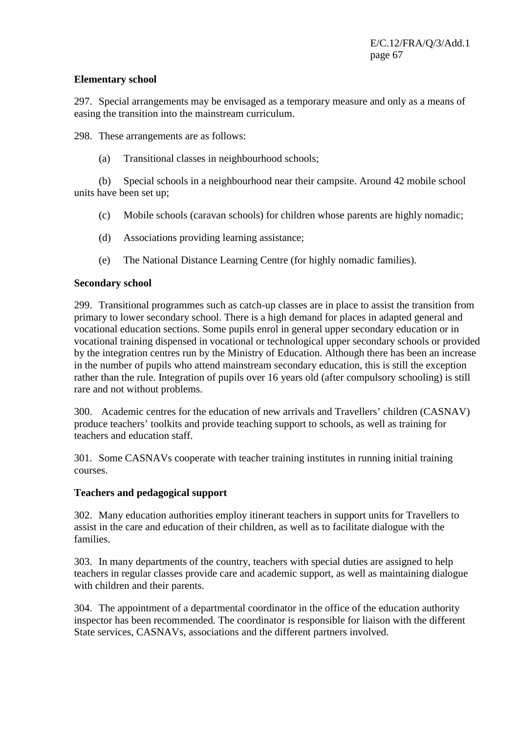**Elementary school**

297. Special arrangements may be envisaged as a temporary measure and only as a means of easing the transition into the mainstream curriculum.

298. These arrangements are as follows:

(a) Transitional classes in neighbourhood schools;

(b) Special schools in a neighbourhood near their campsite. Around 42 mobile school units have been set up;

(c) Mobile schools (caravan schools) for children whose parents are highly nomadic;

(d) Associations providing learning assistance;

(e) The National Distance Learning Centre (for highly nomadic families).

**Secondary school**

299. Transitional programmes such as catch-up classes are in place to assist the transition from primary to lower secondary school. There is a high demand for places in adapted general and vocational education sections. Some pupils enrol in general upper secondary education or in vocational training dispensed in vocational or technological upper secondary schools or provided by the integration centres run by the Ministry of Education. Although there has been an increase in the number of pupils who attend mainstream secondary education, this is still the exception rather than the rule. Integration of pupils over 16 years old (after compulsory schooling) is still rare and not without problems.

300. Academic centres for the education of new arrivals and Travellers' children (CASNAV) produce teachers' toolkits and provide teaching support to schools, as well as training for teachers and education staff.

301. Some CASNAVs cooperate with teacher training institutes in running initial training courses.

**Teachers and pedagogical support**

302. Many education authorities employ itinerant teachers in support units for Travellers to assist in the care and education of their children, as well as to facilitate dialogue with the families.

303. In many departments of the country, teachers with special duties are assigned to help teachers in regular classes provide care and academic support, as well as maintaining dialogue with children and their parents.

304. The appointment of a departmental coordinator in the office of the education authority inspector has been recommended. The coordinator is responsible for liaison with the different State services, CASNAVs, associations and the different partners involved.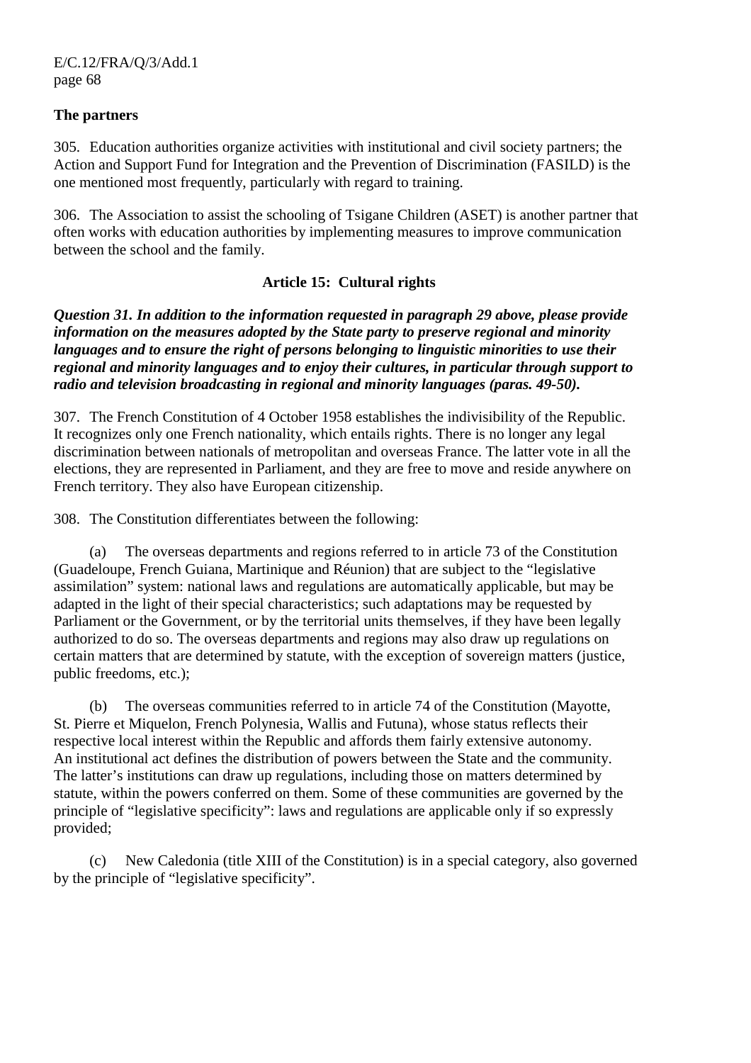**The partners**

305. Education authorities organize activities with institutional and civil society partners; the Action and Support Fund for Integration and the Prevention of Discrimination (FASILD) is the one mentioned most frequently, particularly with regard to training.

306. The Association to assist the schooling of Tsigane Children (ASET) is another partner that often works with education authorities by implementing measures to improve communication between the school and the family.

## Article 15: Cultural rights

***Question 31. In addition to the information requested in paragraph 29 above, please provide information on the measures adopted by the State party to preserve regional and minority languages and to ensure the right of persons belonging to linguistic minorities to use their regional and minority languages and to enjoy their cultures, in particular through support to radio and television broadcasting in regional and minority languages (paras. 49-50).***

307. The French Constitution of 4 October 1958 establishes the indivisibility of the Republic. It recognizes only one French nationality, which entails rights. There is no longer any legal discrimination between nationals of metropolitan and overseas France. The latter vote in all the elections, they are represented in Parliament, and they are free to move and reside anywhere on French territory. They also have European citizenship.

308. The Constitution differentiates between the following:

(a) The overseas departments and regions referred to in article 73 of the Constitution (Guadeloupe, French Guiana, Martinique and Réunion) that are subject to the "legislative assimilation" system: national laws and regulations are automatically applicable, but may be adapted in the light of their special characteristics; such adaptations may be requested by Parliament or the Government, or by the territorial units themselves, if they have been legally authorized to do so. The overseas departments and regions may also draw up regulations on certain matters that are determined by statute, with the exception of sovereign matters (justice, public freedoms, etc.);

(b) The overseas communities referred to in article 74 of the Constitution (Mayotte, St. Pierre et Miquelon, French Polynesia, Wallis and Futuna), whose status reflects their respective local interest within the Republic and affords them fairly extensive autonomy. An institutional act defines the distribution of powers between the State and the community. The latter's institutions can draw up regulations, including those on matters determined by statute, within the powers conferred on them. Some of these communities are governed by the principle of "legislative specificity": laws and regulations are applicable only if so expressly provided;

(c) New Caledonia (title XIII of the Constitution) is in a special category, also governed by the principle of "legislative specificity".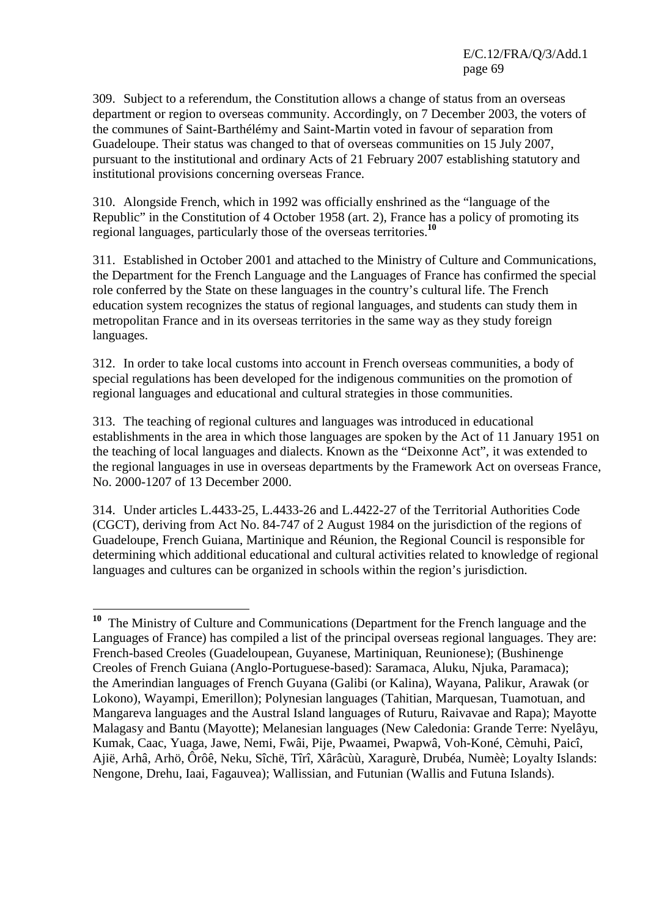309. Subject to a referendum, the Constitution allows a change of status from an overseas department or region to overseas community. Accordingly, on 7 December 2003, the voters of the communes of Saint-Barthélémy and Saint-Martin voted in favour of separation from Guadeloupe. Their status was changed to that of overseas communities on 15 July 2007, pursuant to the institutional and ordinary Acts of 21 February 2007 establishing statutory and institutional provisions concerning overseas France.

310. Alongside French, which in 1992 was officially enshrined as the "language of the Republic" in the Constitution of 4 October 1958 (art. 2), France has a policy of promoting its regional languages, particularly those of the overseas territories.[10]

311. Established in October 2001 and attached to the Ministry of Culture and Communications, the Department for the French Language and the Languages of France has confirmed the special role conferred by the State on these languages in the country's cultural life. The French education system recognizes the status of regional languages, and students can study them in metropolitan France and in its overseas territories in the same way as they study foreign languages.

312. In order to take local customs into account in French overseas communities, a body of special regulations has been developed for the indigenous communities on the promotion of regional languages and educational and cultural strategies in those communities.

313. The teaching of regional cultures and languages was introduced in educational establishments in the area in which those languages are spoken by the Act of 11 January 1951 on the teaching of local languages and dialects. Known as the "Deixonne Act", it was extended to the regional languages in use in overseas departments by the Framework Act on overseas France, No. 2000-1207 of 13 December 2000.

314. Under articles L.4433-25, L.4433-26 and L.4422-27 of the Territorial Authorities Code (CGCT), deriving from Act No. 84-747 of 2 August 1984 on the jurisdiction of the regions of Guadeloupe, French Guiana, Martinique and Réunion, the Regional Council is responsible for determining which additional educational and cultural activities related to knowledge of regional languages and cultures can be organized in schools within the region's jurisdiction.

---

[10] The Ministry of Culture and Communications (Department for the French language and the Languages of France) has compiled a list of the principal overseas regional languages. They are: French-based Creoles (Guadeloupean, Guyanese, Martiniquan, Reunionese); (Bushinenge Creoles of French Guiana (Anglo-Portuguese-based): Saramaca, Aluku, Njuka, Paramaca); the Amerindian languages of French Guyana (Galibi (or Kalina), Wayana, Palikur, Arawak (or Lokono), Wayampi, Emerillon); Polynesian languages (Tahitian, Marquesan, Tuamotuan, and Mangareva languages and the Austral Island languages of Ruturu, Raivavae and Rapa); Mayotte Malagasy and Bantu (Mayotte); Melanesian languages (New Caledonia: Grande Terre: Nyelâyu, Kumak, Caac, Yuaga, Jawe, Nemi, Fwâi, Pije, Pwaamei, Pwapwâ, Voh-Koné, Cèmuhi, Paicî, Ajië, Arhâ, Arhö, Ôrôê, Neku, Sîchë, Tîrî, Xârâcùù, Xaragurè, Drubéa, Numèè; Loyalty Islands: Nengone, Drehu, Iaai, Fagauvea); Wallissian, and Futunian (Wallis and Futuna Islands).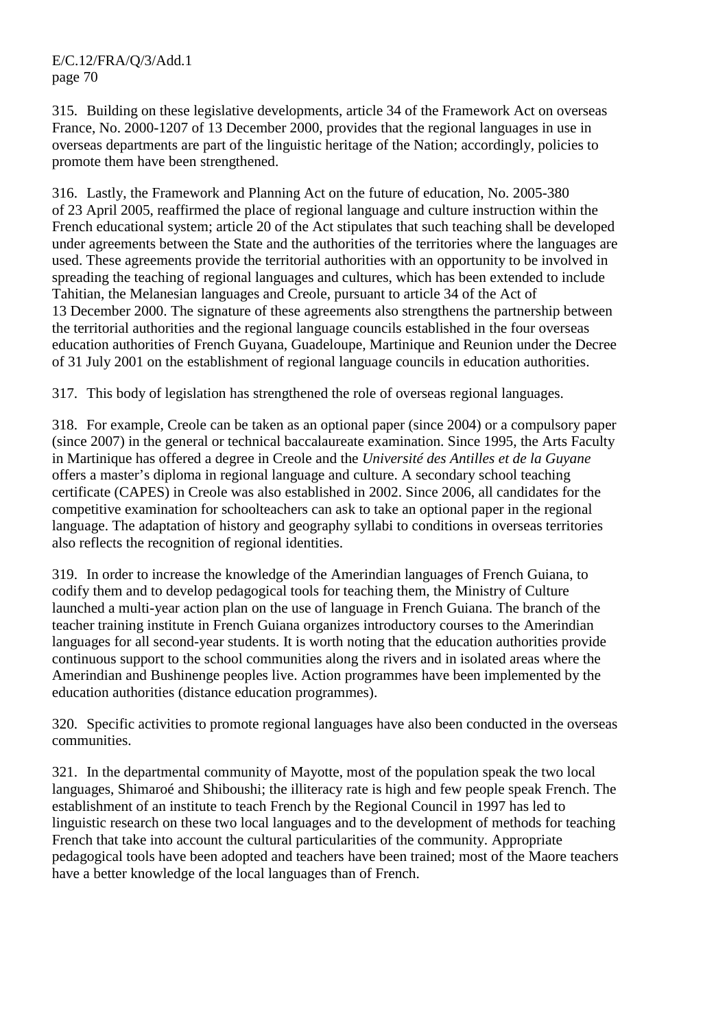315. Building on these legislative developments, article 34 of the Framework Act on overseas France, No. 2000-1207 of 13 December 2000, provides that the regional languages in use in overseas departments are part of the linguistic heritage of the Nation; accordingly, policies to promote them have been strengthened.

316. Lastly, the Framework and Planning Act on the future of education, No. 2005-380 of 23 April 2005, reaffirmed the place of regional language and culture instruction within the French educational system; article 20 of the Act stipulates that such teaching shall be developed under agreements between the State and the authorities of the territories where the languages are used. These agreements provide the territorial authorities with an opportunity to be involved in spreading the teaching of regional languages and cultures, which has been extended to include Tahitian, the Melanesian languages and Creole, pursuant to article 34 of the Act of 13 December 2000. The signature of these agreements also strengthens the partnership between the territorial authorities and the regional language councils established in the four overseas education authorities of French Guyana, Guadeloupe, Martinique and Reunion under the Decree of 31 July 2001 on the establishment of regional language councils in education authorities.

317. This body of legislation has strengthened the role of overseas regional languages.

318. For example, Creole can be taken as an optional paper (since 2004) or a compulsory paper (since 2007) in the general or technical baccalaureate examination. Since 1995, the Arts Faculty in Martinique has offered a degree in Creole and the *Université des Antilles et de la Guyane* offers a master's diploma in regional language and culture. A secondary school teaching certificate (CAPES) in Creole was also established in 2002. Since 2006, all candidates for the competitive examination for schoolteachers can ask to take an optional paper in the regional language. The adaptation of history and geography syllabi to conditions in overseas territories also reflects the recognition of regional identities.

319. In order to increase the knowledge of the Amerindian languages of French Guiana, to codify them and to develop pedagogical tools for teaching them, the Ministry of Culture launched a multi-year action plan on the use of language in French Guiana. The branch of the teacher training institute in French Guiana organizes introductory courses to the Amerindian languages for all second-year students. It is worth noting that the education authorities provide continuous support to the school communities along the rivers and in isolated areas where the Amerindian and Bushinenge peoples live. Action programmes have been implemented by the education authorities (distance education programmes).

320. Specific activities to promote regional languages have also been conducted in the overseas communities.

321. In the departmental community of Mayotte, most of the population speak the two local languages, Shimaroé and Shiboushi; the illiteracy rate is high and few people speak French. The establishment of an institute to teach French by the Regional Council in 1997 has led to linguistic research on these two local languages and to the development of methods for teaching French that take into account the cultural particularities of the community. Appropriate pedagogical tools have been adopted and teachers have been trained; most of the Maore teachers have a better knowledge of the local languages than of French.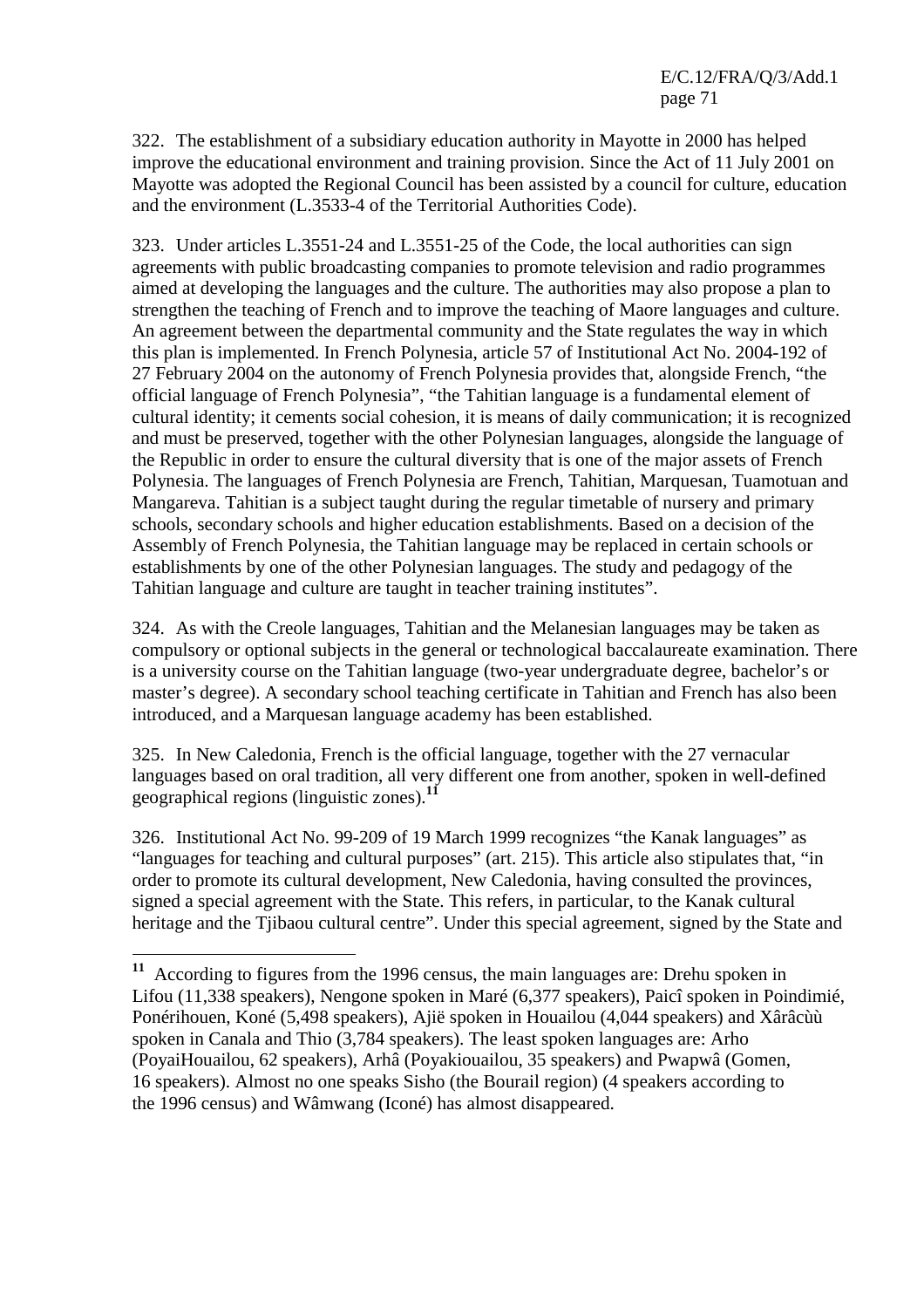322. The establishment of a subsidiary education authority in Mayotte in 2000 has helped improve the educational environment and training provision. Since the Act of 11 July 2001 on Mayotte was adopted the Regional Council has been assisted by a council for culture, education and the environment (L.3533-4 of the Territorial Authorities Code).

323. Under articles L.3551-24 and L.3551-25 of the Code, the local authorities can sign agreements with public broadcasting companies to promote television and radio programmes aimed at developing the languages and the culture. The authorities may also propose a plan to strengthen the teaching of French and to improve the teaching of Maore languages and culture. An agreement between the departmental community and the State regulates the way in which this plan is implemented. In French Polynesia, article 57 of Institutional Act No. 2004-192 of 27 February 2004 on the autonomy of French Polynesia provides that, alongside French, "the official language of French Polynesia", "the Tahitian language is a fundamental element of cultural identity; it cements social cohesion, it is means of daily communication; it is recognized and must be preserved, together with the other Polynesian languages, alongside the language of the Republic in order to ensure the cultural diversity that is one of the major assets of French Polynesia. The languages of French Polynesia are French, Tahitian, Marquesan, Tuamotuan and Mangareva. Tahitian is a subject taught during the regular timetable of nursery and primary schools, secondary schools and higher education establishments. Based on a decision of the Assembly of French Polynesia, the Tahitian language may be replaced in certain schools or establishments by one of the other Polynesian languages. The study and pedagogy of the Tahitian language and culture are taught in teacher training institutes".

324. As with the Creole languages, Tahitian and the Melanesian languages may be taken as compulsory or optional subjects in the general or technological baccalaureate examination. There is a university course on the Tahitian language (two-year undergraduate degree, bachelor's or master's degree). A secondary school teaching certificate in Tahitian and French has also been introduced, and a Marquesan language academy has been established.

325. In New Caledonia, French is the official language, together with the 27 vernacular languages based on oral tradition, all very different one from another, spoken in well-defined geographical regions (linguistic zones).[11]

326. Institutional Act No. 99-209 of 19 March 1999 recognizes "the Kanak languages" as "languages for teaching and cultural purposes" (art. 215). This article also stipulates that, "in order to promote its cultural development, New Caledonia, having consulted the provinces, signed a special agreement with the State. This refers, in particular, to the Kanak cultural heritage and the Tjibaou cultural centre". Under this special agreement, signed by the State and

---

[11] According to figures from the 1996 census, the main languages are: Drehu spoken in Lifou (11,338 speakers), Nengone spoken in Maré (6,377 speakers), Paicî spoken in Poindimié, Ponérihouen, Koné (5,498 speakers), Ajië spoken in Houailou (4,044 speakers) and Xârâcùù spoken in Canala and Thio (3,784 speakers). The least spoken languages are: Arho (PoyaiHouailou, 62 speakers), Arhâ (Poyakiouailou, 35 speakers) and Pwapwâ (Gomen, 16 speakers). Almost no one speaks Sisho (the Bourail region) (4 speakers according to the 1996 census) and Wâmwang (Iconé) has almost disappeared.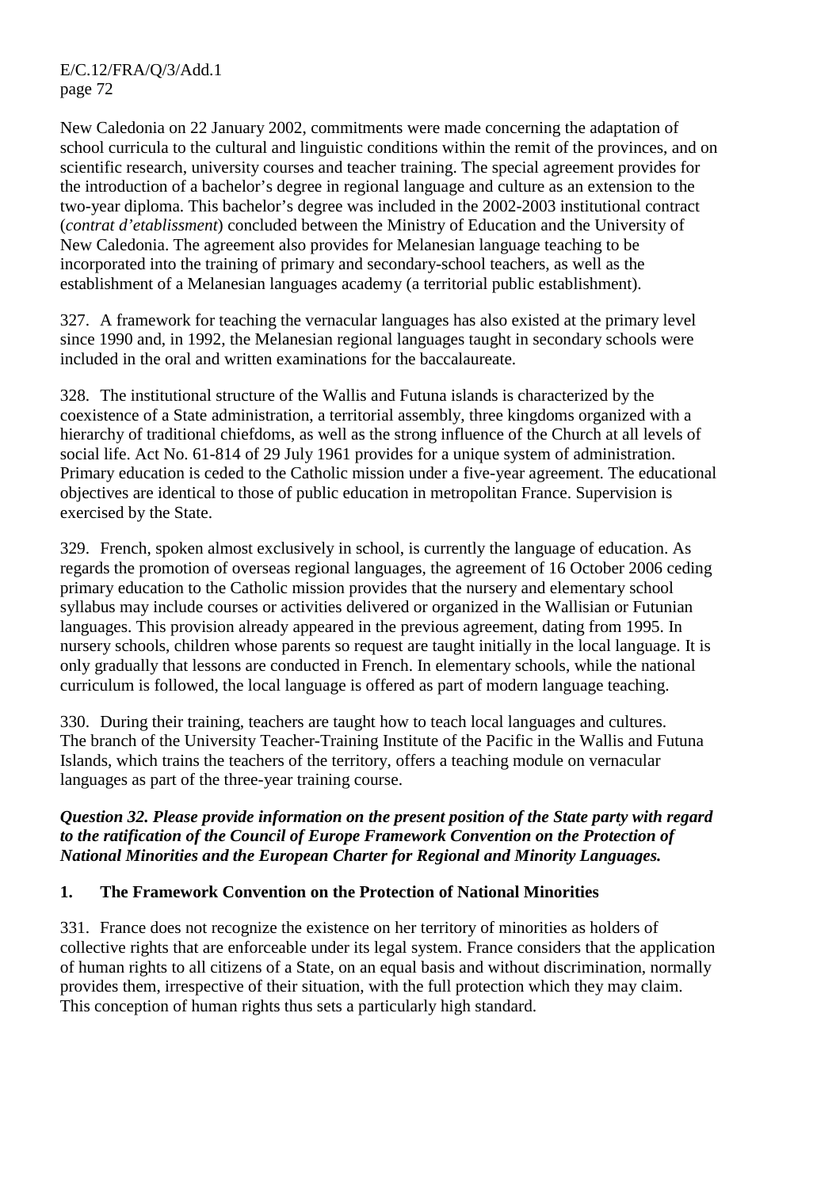New Caledonia on 22 January 2002, commitments were made concerning the adaptation of school curricula to the cultural and linguistic conditions within the remit of the provinces, and on scientific research, university courses and teacher training. The special agreement provides for the introduction of a bachelor's degree in regional language and culture as an extension to the two-year diploma. This bachelor's degree was included in the 2002-2003 institutional contract (*contrat d'etablissment*) concluded between the Ministry of Education and the University of New Caledonia. The agreement also provides for Melanesian language teaching to be incorporated into the training of primary and secondary-school teachers, as well as the establishment of a Melanesian languages academy (a territorial public establishment).

327. A framework for teaching the vernacular languages has also existed at the primary level since 1990 and, in 1992, the Melanesian regional languages taught in secondary schools were included in the oral and written examinations for the baccalaureate.

328. The institutional structure of the Wallis and Futuna islands is characterized by the coexistence of a State administration, a territorial assembly, three kingdoms organized with a hierarchy of traditional chiefdoms, as well as the strong influence of the Church at all levels of social life. Act No. 61-814 of 29 July 1961 provides for a unique system of administration. Primary education is ceded to the Catholic mission under a five-year agreement. The educational objectives are identical to those of public education in metropolitan France. Supervision is exercised by the State.

329. French, spoken almost exclusively in school, is currently the language of education. As regards the promotion of overseas regional languages, the agreement of 16 October 2006 ceding primary education to the Catholic mission provides that the nursery and elementary school syllabus may include courses or activities delivered or organized in the Wallisian or Futunian languages. This provision already appeared in the previous agreement, dating from 1995. In nursery schools, children whose parents so request are taught initially in the local language. It is only gradually that lessons are conducted in French. In elementary schools, while the national curriculum is followed, the local language is offered as part of modern language teaching.

330. During their training, teachers are taught how to teach local languages and cultures. The branch of the University Teacher-Training Institute of the Pacific in the Wallis and Futuna Islands, which trains the teachers of the territory, offers a teaching module on vernacular languages as part of the three-year training course.

***Question 32. Please provide information on the present position of the State party with regard to the ratification of the Council of Europe Framework Convention on the Protection of National Minorities and the European Charter for Regional and Minority Languages.***

## 1. The Framework Convention on the Protection of National Minorities

331. France does not recognize the existence on her territory of minorities as holders of collective rights that are enforceable under its legal system. France considers that the application of human rights to all citizens of a State, on an equal basis and without discrimination, normally provides them, irrespective of their situation, with the full protection which they may claim. This conception of human rights thus sets a particularly high standard.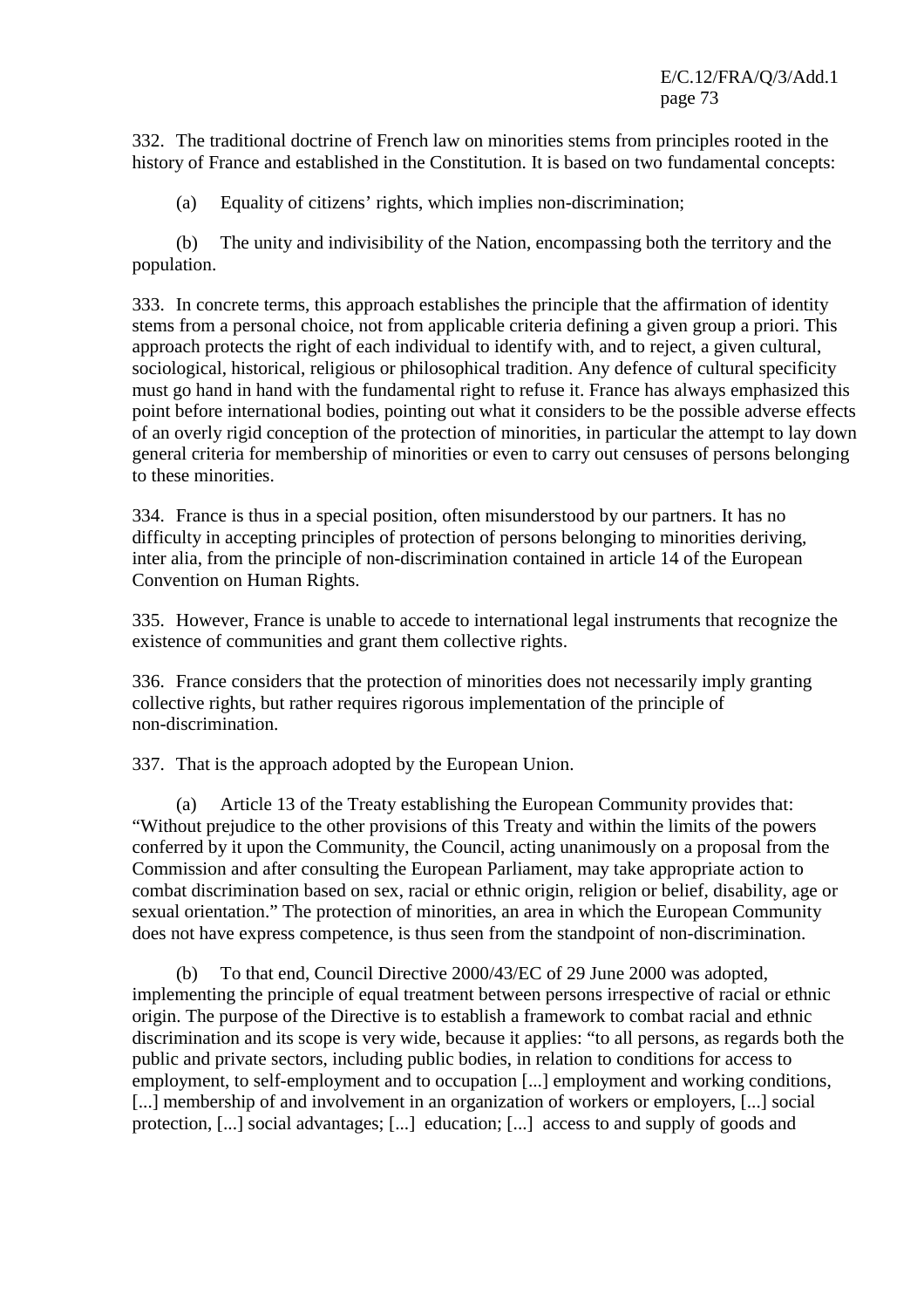332. The traditional doctrine of French law on minorities stems from principles rooted in the history of France and established in the Constitution. It is based on two fundamental concepts:

(a) Equality of citizens' rights, which implies non-discrimination;

(b) The unity and indivisibility of the Nation, encompassing both the territory and the population.

333. In concrete terms, this approach establishes the principle that the affirmation of identity stems from a personal choice, not from applicable criteria defining a given group a priori. This approach protects the right of each individual to identify with, and to reject, a given cultural, sociological, historical, religious or philosophical tradition. Any defence of cultural specificity must go hand in hand with the fundamental right to refuse it. France has always emphasized this point before international bodies, pointing out what it considers to be the possible adverse effects of an overly rigid conception of the protection of minorities, in particular the attempt to lay down general criteria for membership of minorities or even to carry out censuses of persons belonging to these minorities.

334. France is thus in a special position, often misunderstood by our partners. It has no difficulty in accepting principles of protection of persons belonging to minorities deriving, inter alia, from the principle of non-discrimination contained in article 14 of the European Convention on Human Rights.

335. However, France is unable to accede to international legal instruments that recognize the existence of communities and grant them collective rights.

336. France considers that the protection of minorities does not necessarily imply granting collective rights, but rather requires rigorous implementation of the principle of non-discrimination.

337. That is the approach adopted by the European Union.

(a) Article 13 of the Treaty establishing the European Community provides that: "Without prejudice to the other provisions of this Treaty and within the limits of the powers conferred by it upon the Community, the Council, acting unanimously on a proposal from the Commission and after consulting the European Parliament, may take appropriate action to combat discrimination based on sex, racial or ethnic origin, religion or belief, disability, age or sexual orientation." The protection of minorities, an area in which the European Community does not have express competence, is thus seen from the standpoint of non-discrimination.

(b) To that end, Council Directive 2000/43/EC of 29 June 2000 was adopted, implementing the principle of equal treatment between persons irrespective of racial or ethnic origin. The purpose of the Directive is to establish a framework to combat racial and ethnic discrimination and its scope is very wide, because it applies: "to all persons, as regards both the public and private sectors, including public bodies, in relation to conditions for access to employment, to self-employment and to occupation [...] employment and working conditions, [...] membership of and involvement in an organization of workers or employers, [...] social protection, [...] social advantages; [...] education; [...] access to and supply of goods and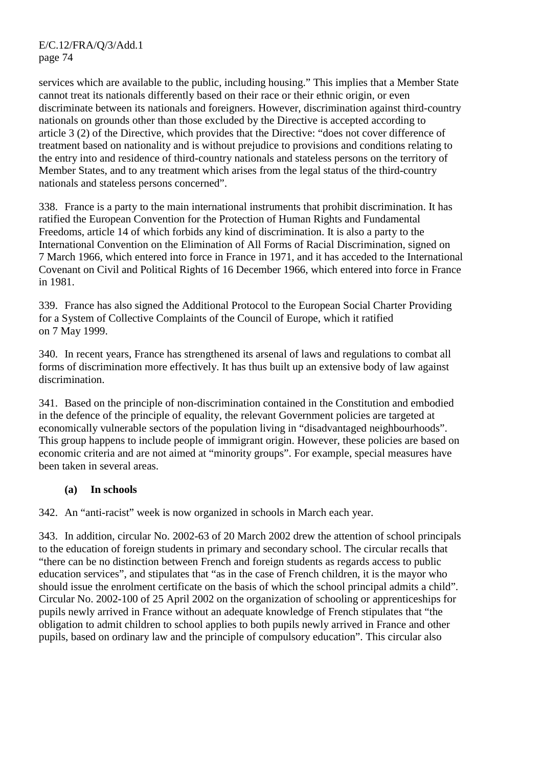services which are available to the public, including housing." This implies that a Member State cannot treat its nationals differently based on their race or their ethnic origin, or even discriminate between its nationals and foreigners. However, discrimination against third-country nationals on grounds other than those excluded by the Directive is accepted according to article 3 (2) of the Directive, which provides that the Directive: "does not cover difference of treatment based on nationality and is without prejudice to provisions and conditions relating to the entry into and residence of third-country nationals and stateless persons on the territory of Member States, and to any treatment which arises from the legal status of the third-country nationals and stateless persons concerned".

338. France is a party to the main international instruments that prohibit discrimination. It has ratified the European Convention for the Protection of Human Rights and Fundamental Freedoms, article 14 of which forbids any kind of discrimination. It is also a party to the International Convention on the Elimination of All Forms of Racial Discrimination, signed on 7 March 1966, which entered into force in France in 1971, and it has acceded to the International Covenant on Civil and Political Rights of 16 December 1966, which entered into force in France in 1981.

339. France has also signed the Additional Protocol to the European Social Charter Providing for a System of Collective Complaints of the Council of Europe, which it ratified on 7 May 1999.

340. In recent years, France has strengthened its arsenal of laws and regulations to combat all forms of discrimination more effectively. It has thus built up an extensive body of law against discrimination.

341. Based on the principle of non-discrimination contained in the Constitution and embodied in the defence of the principle of equality, the relevant Government policies are targeted at economically vulnerable sectors of the population living in "disadvantaged neighbourhoods". This group happens to include people of immigrant origin. However, these policies are based on economic criteria and are not aimed at "minority groups". For example, special measures have been taken in several areas.

**(a) In schools**

342. An "anti-racist" week is now organized in schools in March each year.

343. In addition, circular No. 2002-63 of 20 March 2002 drew the attention of school principals to the education of foreign students in primary and secondary school. The circular recalls that "there can be no distinction between French and foreign students as regards access to public education services", and stipulates that "as in the case of French children, it is the mayor who should issue the enrolment certificate on the basis of which the school principal admits a child". Circular No. 2002-100 of 25 April 2002 on the organization of schooling or apprenticeships for pupils newly arrived in France without an adequate knowledge of French stipulates that "the obligation to admit children to school applies to both pupils newly arrived in France and other pupils, based on ordinary law and the principle of compulsory education". This circular also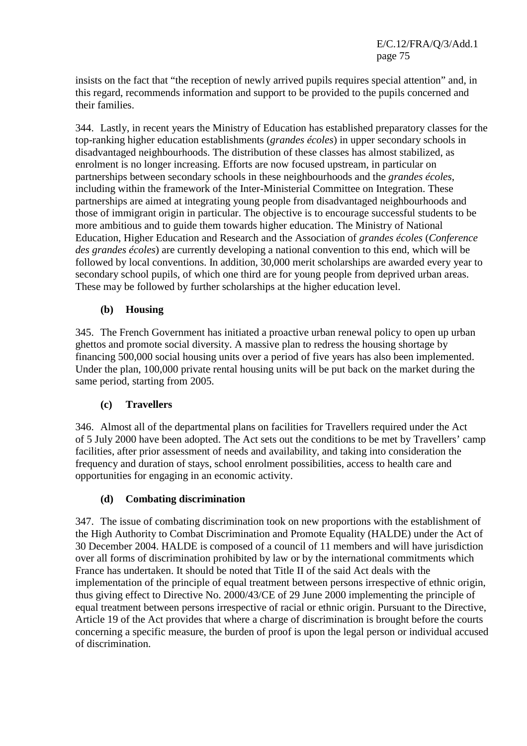insists on the fact that “the reception of newly arrived pupils requires special attention” and, in this regard, recommends information and support to be provided to the pupils concerned and their families.

344. Lastly, in recent years the Ministry of Education has established preparatory classes for the top-ranking higher education establishments (*grandes écoles*) in upper secondary schools in disadvantaged neighbourhoods. The distribution of these classes has almost stabilized, as enrolment is no longer increasing. Efforts are now focused upstream, in particular on partnerships between secondary schools in these neighbourhoods and the *grandes écoles*, including within the framework of the Inter-Ministerial Committee on Integration. These partnerships are aimed at integrating young people from disadvantaged neighbourhoods and those of immigrant origin in particular. The objective is to encourage successful students to be more ambitious and to guide them towards higher education. The Ministry of National Education, Higher Education and Research and the Association of *grandes écoles* (*Conference des grandes écoles*) are currently developing a national convention to this end, which will be followed by local conventions. In addition, 30,000 merit scholarships are awarded every year to secondary school pupils, of which one third are for young people from deprived urban areas. These may be followed by further scholarships at the higher education level.

### (b) Housing

345. The French Government has initiated a proactive urban renewal policy to open up urban ghettos and promote social diversity. A massive plan to redress the housing shortage by financing 500,000 social housing units over a period of five years has also been implemented. Under the plan, 100,000 private rental housing units will be put back on the market during the same period, starting from 2005.

### (c) Travellers

346. Almost all of the departmental plans on facilities for Travellers required under the Act of 5 July 2000 have been adopted. The Act sets out the conditions to be met by Travellers’ camp facilities, after prior assessment of needs and availability, and taking into consideration the frequency and duration of stays, school enrolment possibilities, access to health care and opportunities for engaging in an economic activity.

### (d) Combating discrimination

347. The issue of combating discrimination took on new proportions with the establishment of the High Authority to Combat Discrimination and Promote Equality (HALDE) under the Act of 30 December 2004. HALDE is composed of a council of 11 members and will have jurisdiction over all forms of discrimination prohibited by law or by the international commitments which France has undertaken. It should be noted that Title II of the said Act deals with the implementation of the principle of equal treatment between persons irrespective of ethnic origin, thus giving effect to Directive No. 2000/43/CE of 29 June 2000 implementing the principle of equal treatment between persons irrespective of racial or ethnic origin. Pursuant to the Directive, Article 19 of the Act provides that where a charge of discrimination is brought before the courts concerning a specific measure, the burden of proof is upon the legal person or individual accused of discrimination.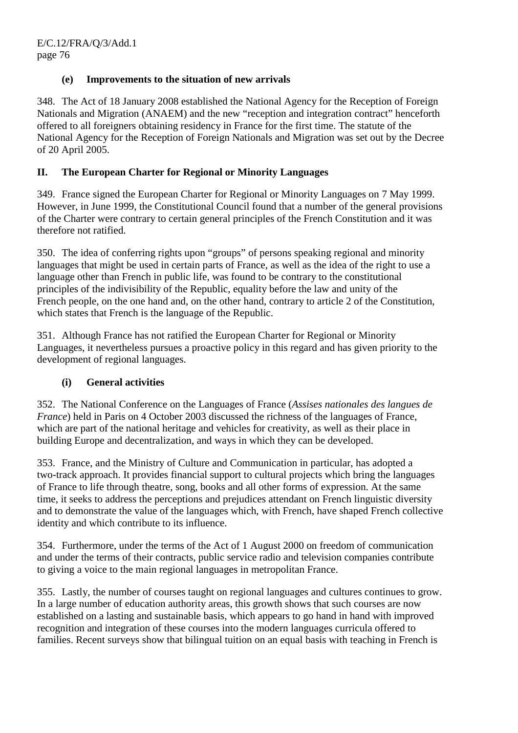### (e) Improvements to the situation of new arrivals

348. The Act of 18 January 2008 established the National Agency for the Reception of Foreign Nationals and Migration (ANAEM) and the new “reception and integration contract” henceforth offered to all foreigners obtaining residency in France for the first time. The statute of the National Agency for the Reception of Foreign Nationals and Migration was set out by the Decree of 20 April 2005.

## II. The European Charter for Regional or Minority Languages

349. France signed the European Charter for Regional or Minority Languages on 7 May 1999. However, in June 1999, the Constitutional Council found that a number of the general provisions of the Charter were contrary to certain general principles of the French Constitution and it was therefore not ratified.

350. The idea of conferring rights upon “groups” of persons speaking regional and minority languages that might be used in certain parts of France, as well as the idea of the right to use a language other than French in public life, was found to be contrary to the constitutional principles of the indivisibility of the Republic, equality before the law and unity of the French people, on the one hand and, on the other hand, contrary to article 2 of the Constitution, which states that French is the language of the Republic.

351. Although France has not ratified the European Charter for Regional or Minority Languages, it nevertheless pursues a proactive policy in this regard and has given priority to the development of regional languages.

### (i) General activities

352. The National Conference on the Languages of France (*Assises nationales des langues de France*) held in Paris on 4 October 2003 discussed the richness of the languages of France, which are part of the national heritage and vehicles for creativity, as well as their place in building Europe and decentralization, and ways in which they can be developed.

353. France, and the Ministry of Culture and Communication in particular, has adopted a two-track approach. It provides financial support to cultural projects which bring the languages of France to life through theatre, song, books and all other forms of expression. At the same time, it seeks to address the perceptions and prejudices attendant on French linguistic diversity and to demonstrate the value of the languages which, with French, have shaped French collective identity and which contribute to its influence.

354. Furthermore, under the terms of the Act of 1 August 2000 on freedom of communication and under the terms of their contracts, public service radio and television companies contribute to giving a voice to the main regional languages in metropolitan France.

355. Lastly, the number of courses taught on regional languages and cultures continues to grow. In a large number of education authority areas, this growth shows that such courses are now established on a lasting and sustainable basis, which appears to go hand in hand with improved recognition and integration of these courses into the modern languages curricula offered to families. Recent surveys show that bilingual tuition on an equal basis with teaching in French is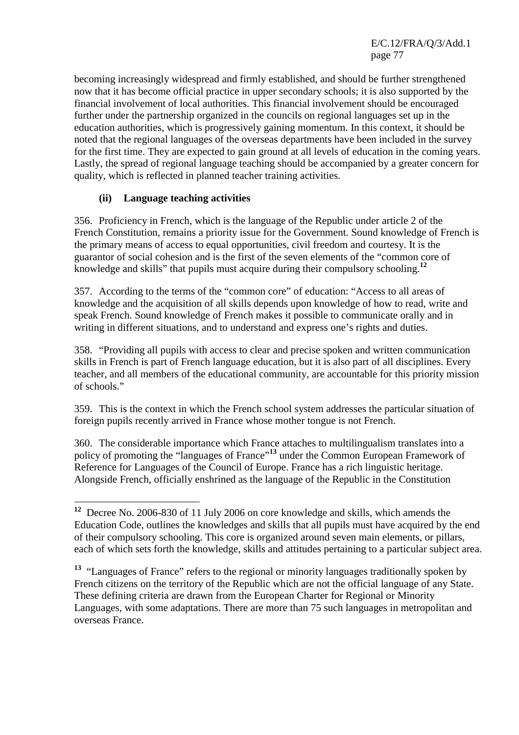becoming increasingly widespread and firmly established, and should be further strengthened now that it has become official practice in upper secondary schools; it is also supported by the financial involvement of local authorities. This financial involvement should be encouraged further under the partnership organized in the councils on regional languages set up in the education authorities, which is progressively gaining momentum. In this context, it should be noted that the regional languages of the overseas departments have been included in the survey for the first time. They are expected to gain ground at all levels of education in the coming years. Lastly, the spread of regional language teaching should be accompanied by a greater concern for quality, which is reflected in planned teacher training activities.

#### (ii) Language teaching activities

356. Proficiency in French, which is the language of the Republic under article 2 of the French Constitution, remains a priority issue for the Government. Sound knowledge of French is the primary means of access to equal opportunities, civil freedom and courtesy. It is the guarantor of social cohesion and is the first of the seven elements of the "common core of knowledge and skills" that pupils must acquire during their compulsory schooling.[12]

357. According to the terms of the "common core" of education: "Access to all areas of knowledge and the acquisition of all skills depends upon knowledge of how to read, write and speak French. Sound knowledge of French makes it possible to communicate orally and in writing in different situations, and to understand and express one's rights and duties.

358. "Providing all pupils with access to clear and precise spoken and written communication skills in French is part of French language education, but it is also part of all disciplines. Every teacher, and all members of the educational community, are accountable for this priority mission of schools."

359. This is the context in which the French school system addresses the particular situation of foreign pupils recently arrived in France whose mother tongue is not French.

360. The considerable importance which France attaches to multilingualism translates into a policy of promoting the "languages of France"[13] under the Common European Framework of Reference for Languages of the Council of Europe. France has a rich linguistic heritage. Alongside French, officially enshrined as the language of the Republic in the Constitution

---

[12] Decree No. 2006-830 of 11 July 2006 on core knowledge and skills, which amends the Education Code, outlines the knowledges and skills that all pupils must have acquired by the end of their compulsory schooling. This core is organized around seven main elements, or pillars, each of which sets forth the knowledge, skills and attitudes pertaining to a particular subject area.

[13] "Languages of France" refers to the regional or minority languages traditionally spoken by French citizens on the territory of the Republic which are not the official language of any State. These defining criteria are drawn from the European Charter for Regional or Minority Languages, with some adaptations. There are more than 75 such languages in metropolitan and overseas France.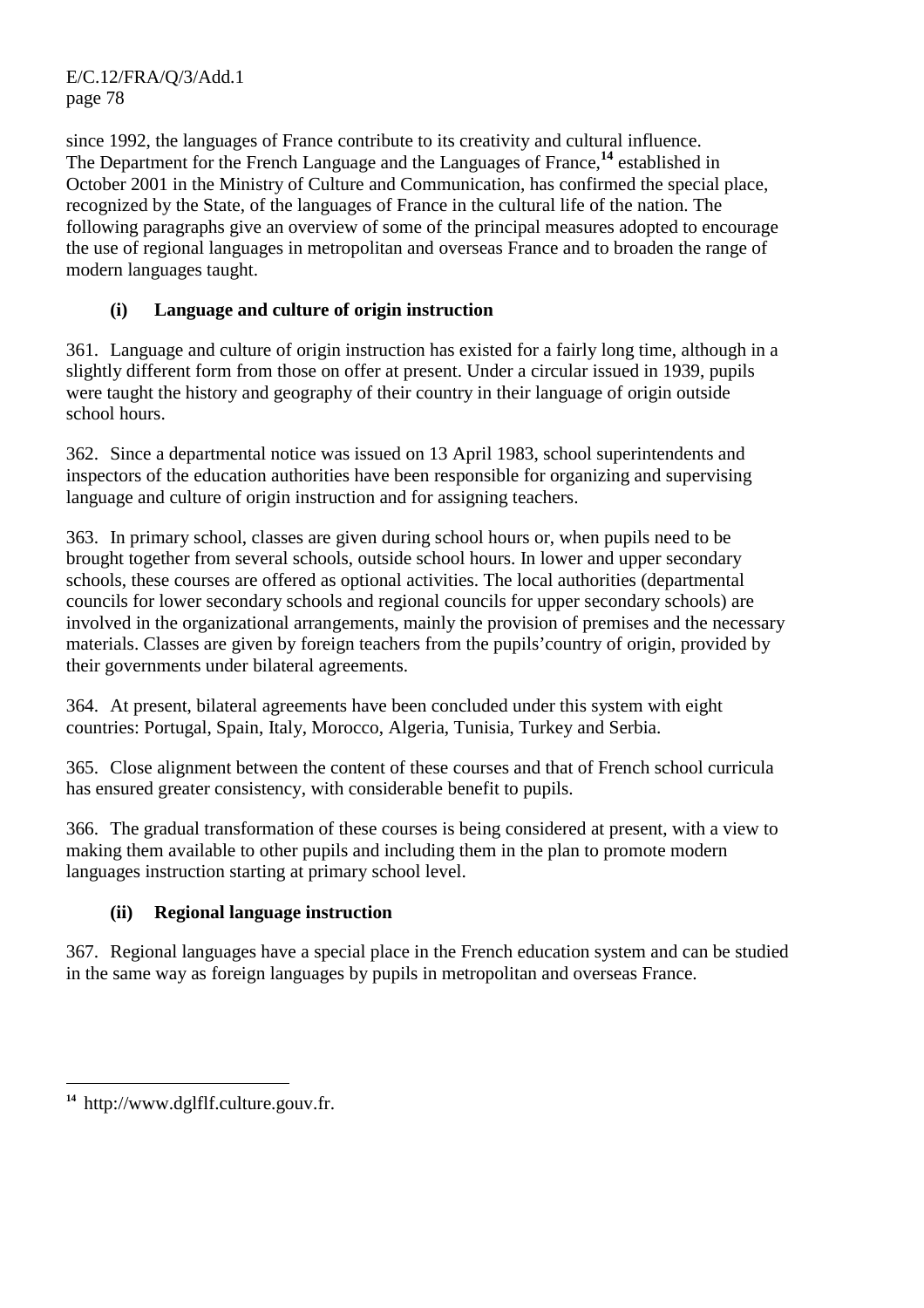since 1992, the languages of France contribute to its creativity and cultural influence. The Department for the French Language and the Languages of France,[14] established in October 2001 in the Ministry of Culture and Communication, has confirmed the special place, recognized by the State, of the languages of France in the cultural life of the nation. The following paragraphs give an overview of some of the principal measures adopted to encourage the use of regional languages in metropolitan and overseas France and to broaden the range of modern languages taught.

### (i) Language and culture of origin instruction

361. Language and culture of origin instruction has existed for a fairly long time, although in a slightly different form from those on offer at present. Under a circular issued in 1939, pupils were taught the history and geography of their country in their language of origin outside school hours.

362. Since a departmental notice was issued on 13 April 1983, school superintendents and inspectors of the education authorities have been responsible for organizing and supervising language and culture of origin instruction and for assigning teachers.

363. In primary school, classes are given during school hours or, when pupils need to be brought together from several schools, outside school hours. In lower and upper secondary schools, these courses are offered as optional activities. The local authorities (departmental councils for lower secondary schools and regional councils for upper secondary schools) are involved in the organizational arrangements, mainly the provision of premises and the necessary materials. Classes are given by foreign teachers from the pupils' country of origin, provided by their governments under bilateral agreements.

364. At present, bilateral agreements have been concluded under this system with eight countries: Portugal, Spain, Italy, Morocco, Algeria, Tunisia, Turkey and Serbia.

365. Close alignment between the content of these courses and that of French school curricula has ensured greater consistency, with considerable benefit to pupils.

366. The gradual transformation of these courses is being considered at present, with a view to making them available to other pupils and including them in the plan to promote modern languages instruction starting at primary school level.

### (ii) Regional language instruction

367. Regional languages have a special place in the French education system and can be studied in the same way as foreign languages by pupils in metropolitan and overseas France.

---

[14] http://www.dglflf.culture.gouv.fr.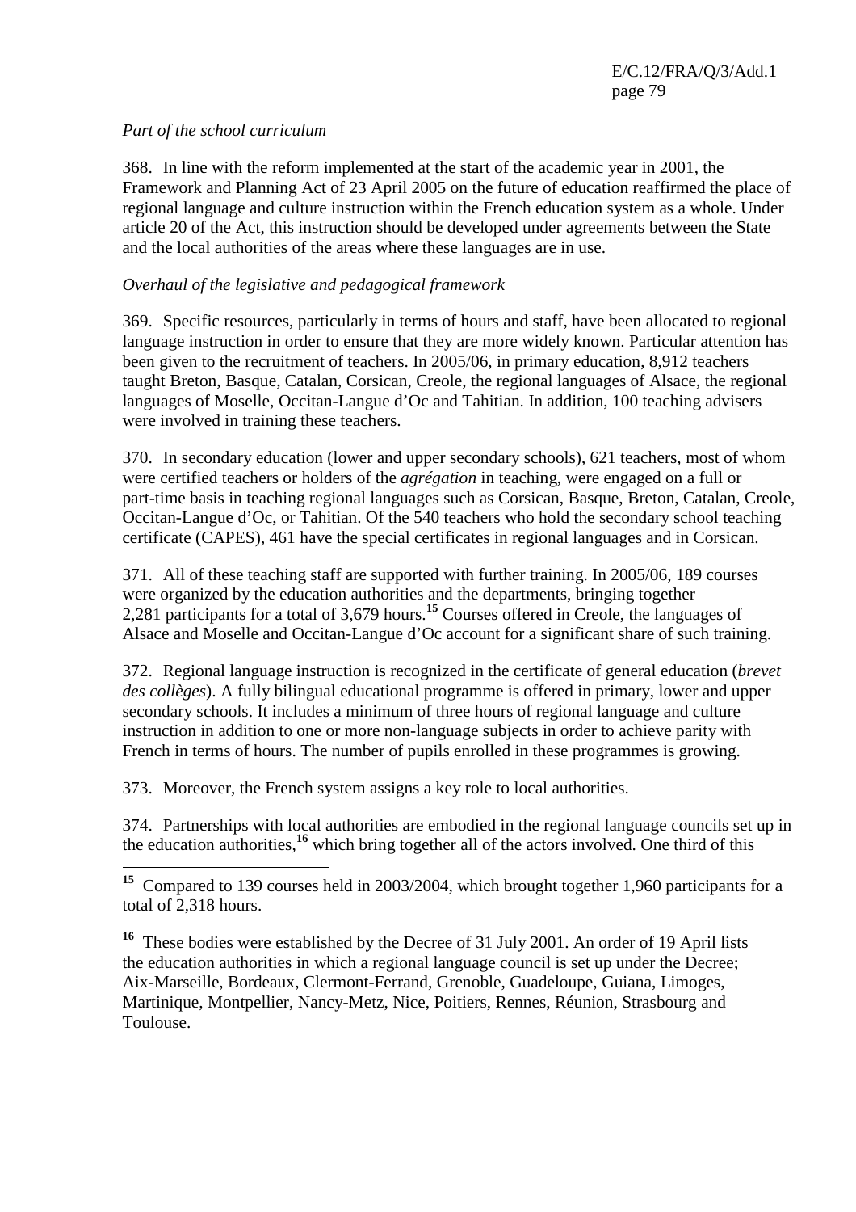*Part of the school curriculum*

368. In line with the reform implemented at the start of the academic year in 2001, the Framework and Planning Act of 23 April 2005 on the future of education reaffirmed the place of regional language and culture instruction within the French education system as a whole. Under article 20 of the Act, this instruction should be developed under agreements between the State and the local authorities of the areas where these languages are in use.

*Overhaul of the legislative and pedagogical framework*

369. Specific resources, particularly in terms of hours and staff, have been allocated to regional language instruction in order to ensure that they are more widely known. Particular attention has been given to the recruitment of teachers. In 2005/06, in primary education, 8,912 teachers taught Breton, Basque, Catalan, Corsican, Creole, the regional languages of Alsace, the regional languages of Moselle, Occitan-Langue d'Oc and Tahitian. In addition, 100 teaching advisers were involved in training these teachers.

370. In secondary education (lower and upper secondary schools), 621 teachers, most of whom were certified teachers or holders of the *agrégation* in teaching, were engaged on a full or part-time basis in teaching regional languages such as Corsican, Basque, Breton, Catalan, Creole, Occitan-Langue d'Oc, or Tahitian. Of the 540 teachers who hold the secondary school teaching certificate (CAPES), 461 have the special certificates in regional languages and in Corsican.

371. All of these teaching staff are supported with further training. In 2005/06, 189 courses were organized by the education authorities and the departments, bringing together 2,281 participants for a total of 3,679 hours.[15] Courses offered in Creole, the languages of Alsace and Moselle and Occitan-Langue d'Oc account for a significant share of such training.

372. Regional language instruction is recognized in the certificate of general education (*brevet des collèges*). A fully bilingual educational programme is offered in primary, lower and upper secondary schools. It includes a minimum of three hours of regional language and culture instruction in addition to one or more non-language subjects in order to achieve parity with French in terms of hours. The number of pupils enrolled in these programmes is growing.

373. Moreover, the French system assigns a key role to local authorities.

374. Partnerships with local authorities are embodied in the regional language councils set up in the education authorities,[16] which bring together all of the actors involved. One third of this

---

[15] Compared to 139 courses held in 2003/2004, which brought together 1,960 participants for a total of 2,318 hours.

[16] These bodies were established by the Decree of 31 July 2001. An order of 19 April lists the education authorities in which a regional language council is set up under the Decree; Aix-Marseille, Bordeaux, Clermont-Ferrand, Grenoble, Guadeloupe, Guiana, Limoges, Martinique, Montpellier, Nancy-Metz, Nice, Poitiers, Rennes, Réunion, Strasbourg and Toulouse.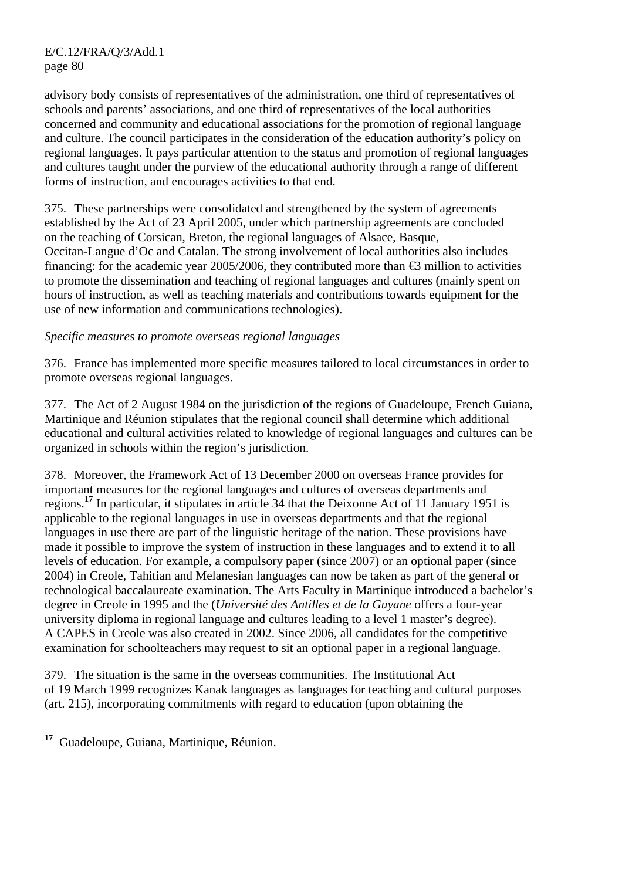advisory body consists of representatives of the administration, one third of representatives of schools and parents' associations, and one third of representatives of the local authorities concerned and community and educational associations for the promotion of regional language and culture. The council participates in the consideration of the education authority's policy on regional languages. It pays particular attention to the status and promotion of regional languages and cultures taught under the purview of the educational authority through a range of different forms of instruction, and encourages activities to that end.

375. These partnerships were consolidated and strengthened by the system of agreements established by the Act of 23 April 2005, under which partnership agreements are concluded on the teaching of Corsican, Breton, the regional languages of Alsace, Basque, Occitan-Langue d'Oc and Catalan. The strong involvement of local authorities also includes financing: for the academic year 2005/2006, they contributed more than €3 million to activities to promote the dissemination and teaching of regional languages and cultures (mainly spent on hours of instruction, as well as teaching materials and contributions towards equipment for the use of new information and communications technologies).

*Specific measures to promote overseas regional languages*

376. France has implemented more specific measures tailored to local circumstances in order to promote overseas regional languages.

377. The Act of 2 August 1984 on the jurisdiction of the regions of Guadeloupe, French Guiana, Martinique and Réunion stipulates that the regional council shall determine which additional educational and cultural activities related to knowledge of regional languages and cultures can be organized in schools within the region's jurisdiction.

378. Moreover, the Framework Act of 13 December 2000 on overseas France provides for important measures for the regional languages and cultures of overseas departments and regions.[17] In particular, it stipulates in article 34 that the Deixonne Act of 11 January 1951 is applicable to the regional languages in use in overseas departments and that the regional languages in use there are part of the linguistic heritage of the nation. These provisions have made it possible to improve the system of instruction in these languages and to extend it to all levels of education. For example, a compulsory paper (since 2007) or an optional paper (since 2004) in Creole, Tahitian and Melanesian languages can now be taken as part of the general or technological baccalaureate examination. The Arts Faculty in Martinique introduced a bachelor's degree in Creole in 1995 and the (*Université des Antilles et de la Guyane* offers a four-year university diploma in regional language and cultures leading to a level 1 master's degree). A CAPES in Creole was also created in 2002. Since 2006, all candidates for the competitive examination for schoolteachers may request to sit an optional paper in a regional language.

379. The situation is the same in the overseas communities. The Institutional Act of 19 March 1999 recognizes Kanak languages as languages for teaching and cultural purposes (art. 215), incorporating commitments with regard to education (upon obtaining the

---

[17] Guadeloupe, Guiana, Martinique, Réunion.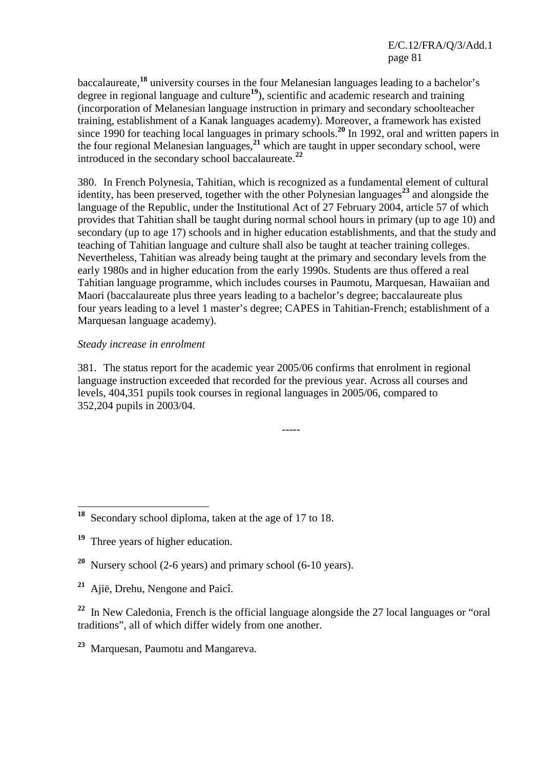baccalaureate,[18] university courses in the four Melanesian languages leading to a bachelor's degree in regional language and culture[19]), scientific and academic research and training (incorporation of Melanesian language instruction in primary and secondary schoolteacher training, establishment of a Kanak languages academy). Moreover, a framework has existed since 1990 for teaching local languages in primary schools.[20] In 1992, oral and written papers in the four regional Melanesian languages,[21] which are taught in upper secondary school, were introduced in the secondary school baccalaureate.[22]

380. In French Polynesia, Tahitian, which is recognized as a fundamental element of cultural identity, has been preserved, together with the other Polynesian languages[23] and alongside the language of the Republic, under the Institutional Act of 27 February 2004, article 57 of which provides that Tahitian shall be taught during normal school hours in primary (up to age 10) and secondary (up to age 17) schools and in higher education establishments, and that the study and teaching of Tahitian language and culture shall also be taught at teacher training colleges. Nevertheless, Tahitian was already being taught at the primary and secondary levels from the early 1980s and in higher education from the early 1990s. Students are thus offered a real Tahitian language programme, which includes courses in Paumotu, Marquesan, Hawaiian and Maori (baccalaureate plus three years leading to a bachelor's degree; baccalaureate plus four years leading to a level 1 master's degree; CAPES in Tahitian-French; establishment of a Marquesan language academy).

*Steady increase in enrolment*

381. The status report for the academic year 2005/06 confirms that enrolment in regional language instruction exceeded that recorded for the previous year. Across all courses and levels, 404,351 pupils took courses in regional languages in 2005/06, compared to 352,204 pupils in 2003/04.

-----

[18] Secondary school diploma, taken at the age of 17 to 18.

[19] Three years of higher education.

[20] Nursery school (2-6 years) and primary school (6-10 years).

[21] Ajië, Drehu, Nengone and Paicî.

[22] In New Caledonia, French is the official language alongside the 27 local languages or "oral traditions", all of which differ widely from one another.

[23] Marquesan, Paumotu and Mangareva.